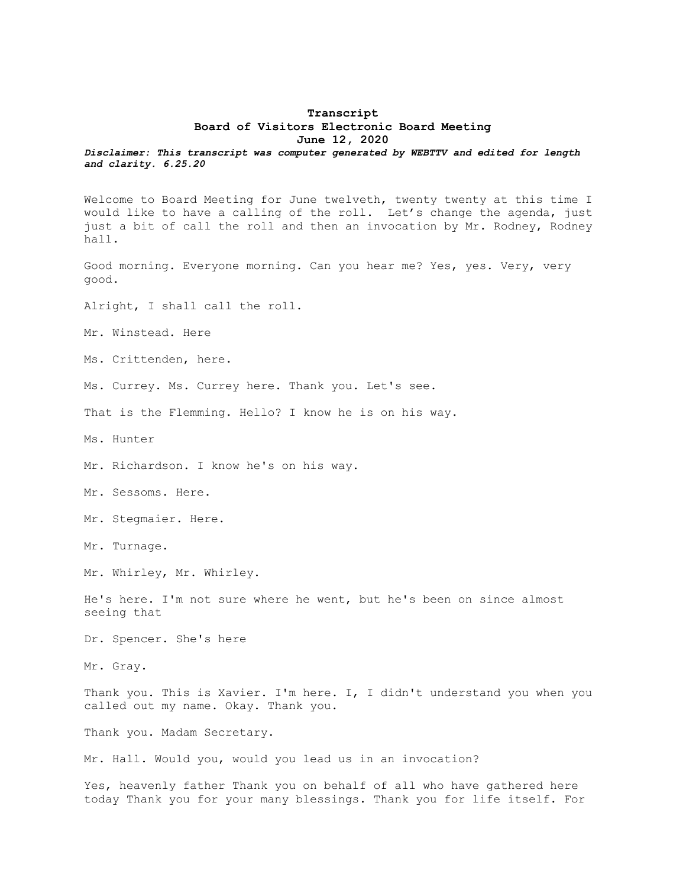**Transcript**
**Board of Visitors Electronic Board Meeting**
**June 12, 2020**

***Disclaimer: This transcript was computer generated by WEBTTV and edited for length and clarity. 6.25.20***

Welcome to Board Meeting for June twelveth, twenty twenty at this time I would like to have a calling of the roll. Let's change the agenda, just just a bit of call the roll and then an invocation by Mr. Rodney, Rodney hall.

Good morning. Everyone morning. Can you hear me? Yes, yes. Very, very good.

Alright, I shall call the roll.

Mr. Winstead. Here

Ms. Crittenden, here.

Ms. Currey. Ms. Currey here. Thank you. Let's see.

That is the Flemming. Hello? I know he is on his way.

Ms. Hunter

Mr. Richardson. I know he's on his way.

Mr. Sessoms. Here.

Mr. Stegmaier. Here.

Mr. Turnage.

Mr. Whirley, Mr. Whirley.

He's here. I'm not sure where he went, but he's been on since almost seeing that

Dr. Spencer. She's here

Mr. Gray.

Thank you. This is Xavier. I'm here. I, I didn't understand you when you called out my name. Okay. Thank you.

Thank you. Madam Secretary.

Mr. Hall. Would you, would you lead us in an invocation?

Yes, heavenly father Thank you on behalf of all who have gathered here today Thank you for your many blessings. Thank you for life itself. For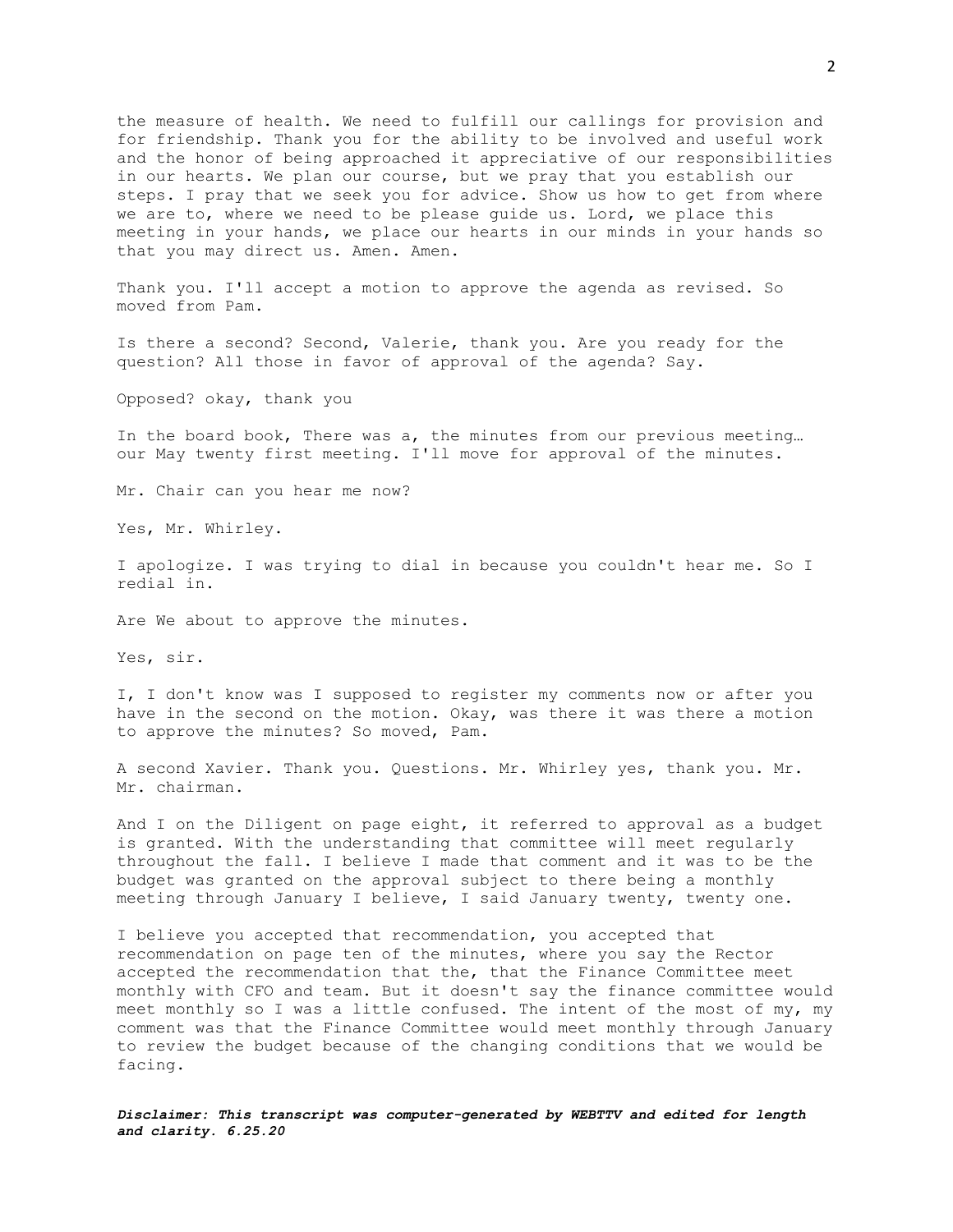the measure of health. We need to fulfill our callings for provision and for friendship. Thank you for the ability to be involved and useful work and the honor of being approached it appreciative of our responsibilities in our hearts. We plan our course, but we pray that you establish our steps. I pray that we seek you for advice. Show us how to get from where we are to, where we need to be please guide us. Lord, we place this meeting in your hands, we place our hearts in our minds in your hands so that you may direct us. Amen. Amen.

Thank you. I'll accept a motion to approve the agenda as revised. So moved from Pam.

Is there a second? Second, Valerie, thank you. Are you ready for the question? All those in favor of approval of the agenda? Say.

Opposed? okay, thank you

In the board book, There was a, the minutes from our previous meeting… our May twenty first meeting. I'll move for approval of the minutes.

Mr. Chair can you hear me now?

Yes, Mr. Whirley.

I apologize. I was trying to dial in because you couldn't hear me. So I redial in.

Are We about to approve the minutes.

Yes, sir.

I, I don't know was I supposed to register my comments now or after you have in the second on the motion. Okay, was there it was there a motion to approve the minutes? So moved, Pam.

A second Xavier. Thank you. Questions. Mr. Whirley yes, thank you. Mr. Mr. chairman.

And I on the Diligent on page eight, it referred to approval as a budget is granted. With the understanding that committee will meet regularly throughout the fall. I believe I made that comment and it was to be the budget was granted on the approval subject to there being a monthly meeting through January I believe, I said January twenty, twenty one.

I believe you accepted that recommendation, you accepted that recommendation on page ten of the minutes, where you say the Rector accepted the recommendation that the, that the Finance Committee meet monthly with CFO and team. But it doesn't say the finance committee would meet monthly so I was a little confused. The intent of the most of my, my comment was that the Finance Committee would meet monthly through January to review the budget because of the changing conditions that we would be facing.

***Disclaimer: This transcript was computer-generated by WEBTTV and edited for length and clarity. 6.25.20***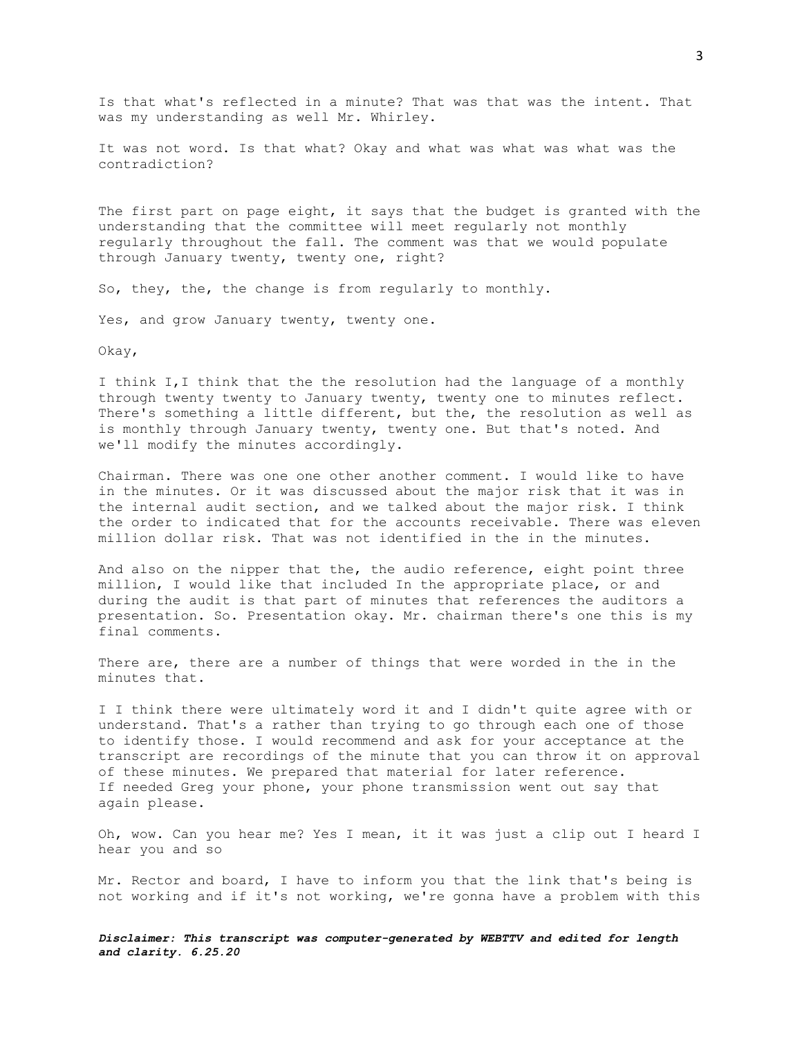Is that what's reflected in a minute? That was that was the intent. That was my understanding as well Mr. Whirley.

It was not word. Is that what? Okay and what was what was what was the contradiction?

The first part on page eight, it says that the budget is granted with the understanding that the committee will meet regularly not monthly regularly throughout the fall. The comment was that we would populate through January twenty, twenty one, right?

So, they, the, the change is from regularly to monthly.

Yes, and grow January twenty, twenty one.

Okay,

I think I,I think that the the resolution had the language of a monthly through twenty twenty to January twenty, twenty one to minutes reflect. There's something a little different, but the, the resolution as well as is monthly through January twenty, twenty one. But that's noted. And we'll modify the minutes accordingly.

Chairman. There was one one other another comment. I would like to have in the minutes. Or it was discussed about the major risk that it was in the internal audit section, and we talked about the major risk. I think the order to indicated that for the accounts receivable. There was eleven million dollar risk. That was not identified in the in the minutes.

And also on the nipper that the, the audio reference, eight point three million, I would like that included In the appropriate place, or and during the audit is that part of minutes that references the auditors a presentation. So. Presentation okay. Mr. chairman there's one this is my final comments.

There are, there are a number of things that were worded in the in the minutes that.

I I think there were ultimately word it and I didn't quite agree with or understand. That's a rather than trying to go through each one of those to identify those. I would recommend and ask for your acceptance at the transcript are recordings of the minute that you can throw it on approval of these minutes. We prepared that material for later reference.
If needed Greg your phone, your phone transmission went out say that again please.

Oh, wow. Can you hear me? Yes I mean, it it was just a clip out I heard I hear you and so

Mr. Rector and board, I have to inform you that the link that's being is not working and if it's not working, we're gonna have a problem with this

***Disclaimer: This transcript was computer-generated by WEBTTV and edited for length and clarity. 6.25.20***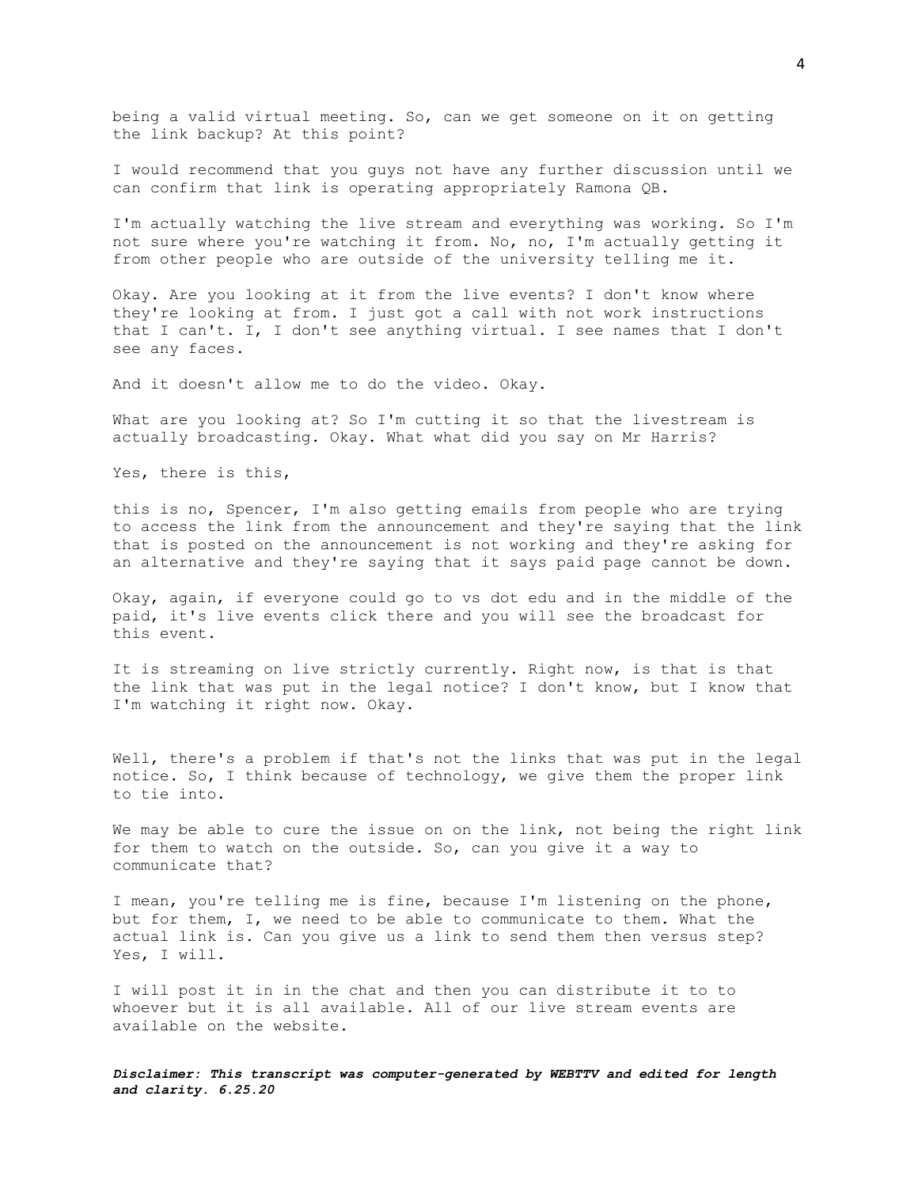being a valid virtual meeting. So, can we get someone on it on getting the link backup? At this point?

I would recommend that you guys not have any further discussion until we can confirm that link is operating appropriately Ramona QB.

I'm actually watching the live stream and everything was working. So I'm not sure where you're watching it from. No, no, I'm actually getting it from other people who are outside of the university telling me it.

Okay. Are you looking at it from the live events? I don't know where they're looking at from. I just got a call with not work instructions that I can't. I, I don't see anything virtual. I see names that I don't see any faces.

And it doesn't allow me to do the video. Okay.

What are you looking at? So I'm cutting it so that the livestream is actually broadcasting. Okay. What what did you say on Mr Harris?

Yes, there is this,

this is no, Spencer, I'm also getting emails from people who are trying to access the link from the announcement and they're saying that the link that is posted on the announcement is not working and they're asking for an alternative and they're saying that it says paid page cannot be down.

Okay, again, if everyone could go to vs dot edu and in the middle of the paid, it's live events click there and you will see the broadcast for this event.

It is streaming on live strictly currently. Right now, is that is that the link that was put in the legal notice? I don't know, but I know that I'm watching it right now. Okay.

Well, there's a problem if that's not the links that was put in the legal notice. So, I think because of technology, we give them the proper link to tie into.

We may be able to cure the issue on on the link, not being the right link for them to watch on the outside. So, can you give it a way to communicate that?

I mean, you're telling me is fine, because I'm listening on the phone, but for them, I, we need to be able to communicate to them. What the actual link is. Can you give us a link to send them then versus step? Yes, I will.

I will post it in in the chat and then you can distribute it to to whoever but it is all available. All of our live stream events are available on the website.

***Disclaimer: This transcript was computer-generated by WEBTTV and edited for length and clarity. 6.25.20***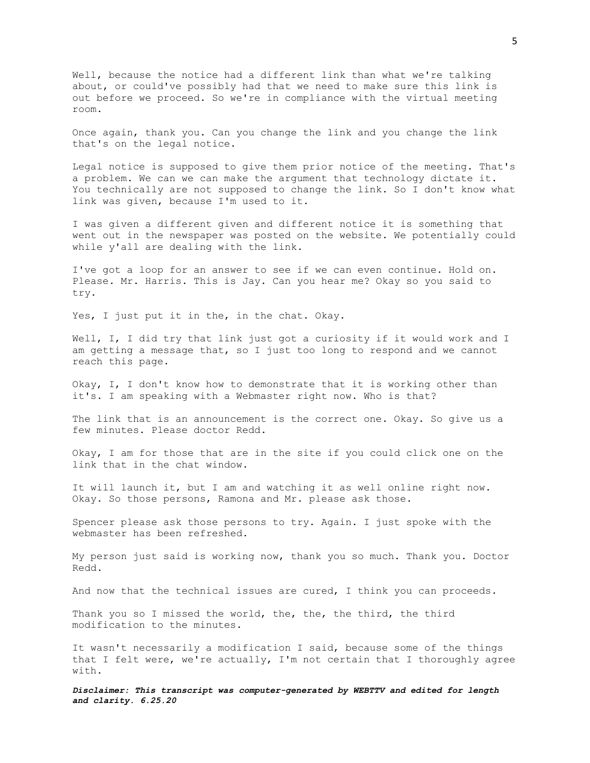Well, because the notice had a different link than what we're talking about, or could've possibly had that we need to make sure this link is out before we proceed. So we're in compliance with the virtual meeting room.

Once again, thank you. Can you change the link and you change the link that's on the legal notice.

Legal notice is supposed to give them prior notice of the meeting. That's a problem. We can we can make the argument that technology dictate it. You technically are not supposed to change the link. So I don't know what link was given, because I'm used to it.

I was given a different given and different notice it is something that went out in the newspaper was posted on the website. We potentially could while y'all are dealing with the link.

I've got a loop for an answer to see if we can even continue. Hold on. Please. Mr. Harris. This is Jay. Can you hear me? Okay so you said to try.

Yes, I just put it in the, in the chat. Okay.

Well, I, I did try that link just got a curiosity if it would work and I am getting a message that, so I just too long to respond and we cannot reach this page.

Okay, I, I don't know how to demonstrate that it is working other than it's. I am speaking with a Webmaster right now. Who is that?

The link that is an announcement is the correct one. Okay. So give us a few minutes. Please doctor Redd.

Okay, I am for those that are in the site if you could click one on the link that in the chat window.

It will launch it, but I am and watching it as well online right now. Okay. So those persons, Ramona and Mr. please ask those.

Spencer please ask those persons to try. Again. I just spoke with the webmaster has been refreshed.

My person just said is working now, thank you so much. Thank you. Doctor Redd.

And now that the technical issues are cured, I think you can proceeds.

Thank you so I missed the world, the, the, the third, the third modification to the minutes.

It wasn't necessarily a modification I said, because some of the things that I felt were, we're actually, I'm not certain that I thoroughly agree with.

***Disclaimer: This transcript was computer-generated by WEBTTV and edited for length and clarity. 6.25.20***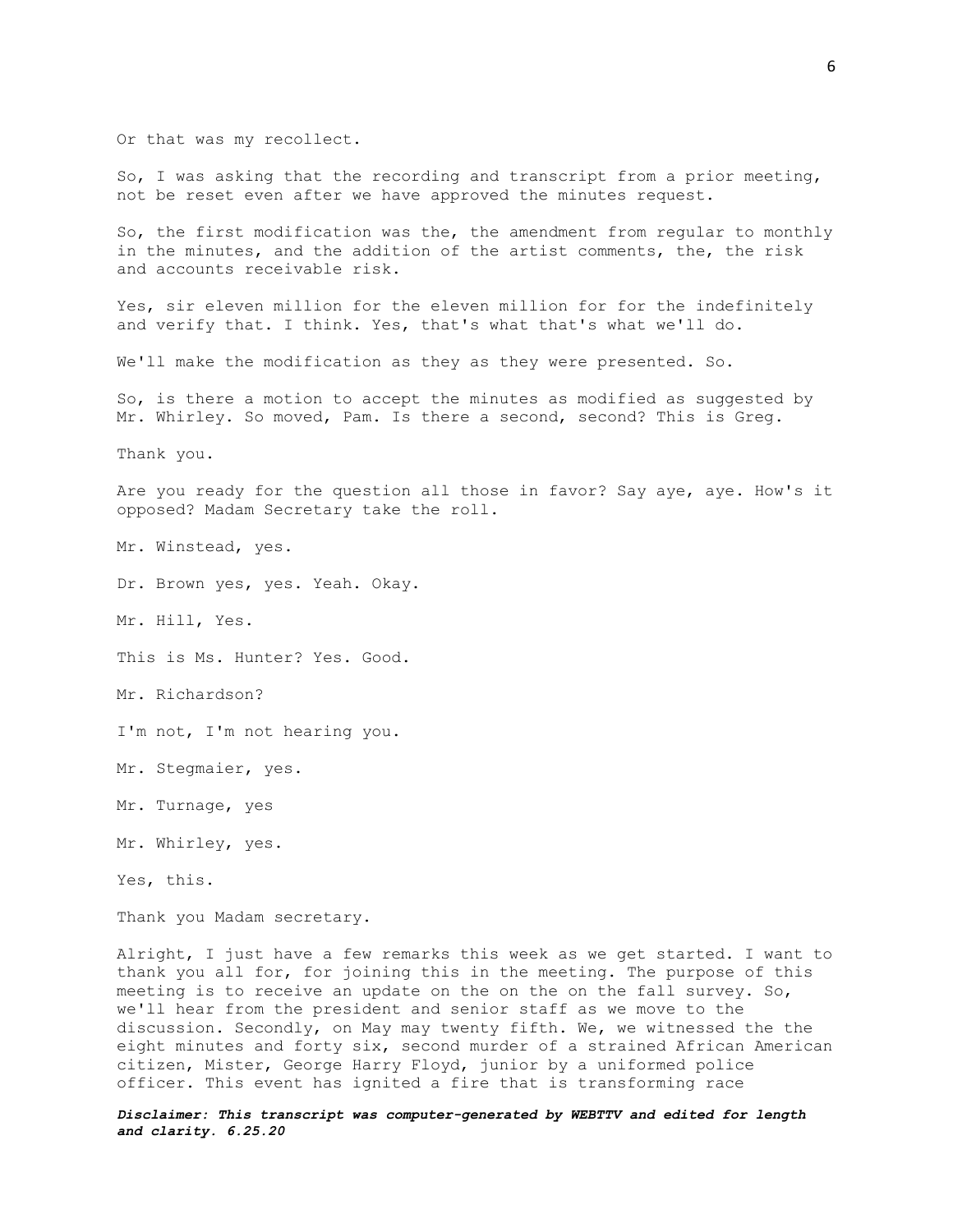Or that was my recollect.

So, I was asking that the recording and transcript from a prior meeting, not be reset even after we have approved the minutes request.

So, the first modification was the, the amendment from regular to monthly in the minutes, and the addition of the artist comments, the, the risk and accounts receivable risk.

Yes, sir eleven million for the eleven million for for the indefinitely and verify that. I think. Yes, that's what that's what we'll do.

We'll make the modification as they as they were presented. So.

So, is there a motion to accept the minutes as modified as suggested by Mr. Whirley. So moved, Pam. Is there a second, second? This is Greg.

Thank you.

Are you ready for the question all those in favor? Say aye, aye. How's it opposed? Madam Secretary take the roll.

Mr. Winstead, yes.

Dr. Brown yes, yes. Yeah. Okay.

Mr. Hill, Yes.

This is Ms. Hunter? Yes. Good.

Mr. Richardson?

I'm not, I'm not hearing you.

Mr. Stegmaier, yes.

Mr. Turnage, yes

Mr. Whirley, yes.

Yes, this.

Thank you Madam secretary.

Alright, I just have a few remarks this week as we get started. I want to thank you all for, for joining this in the meeting. The purpose of this meeting is to receive an update on the on the on the fall survey. So, we'll hear from the president and senior staff as we move to the discussion. Secondly, on May may twenty fifth. We, we witnessed the the eight minutes and forty six, second murder of a strained African American citizen, Mister, George Harry Floyd, junior by a uniformed police officer. This event has ignited a fire that is transforming race

***Disclaimer: This transcript was computer-generated by WEBTTV and edited for length and clarity. 6.25.20***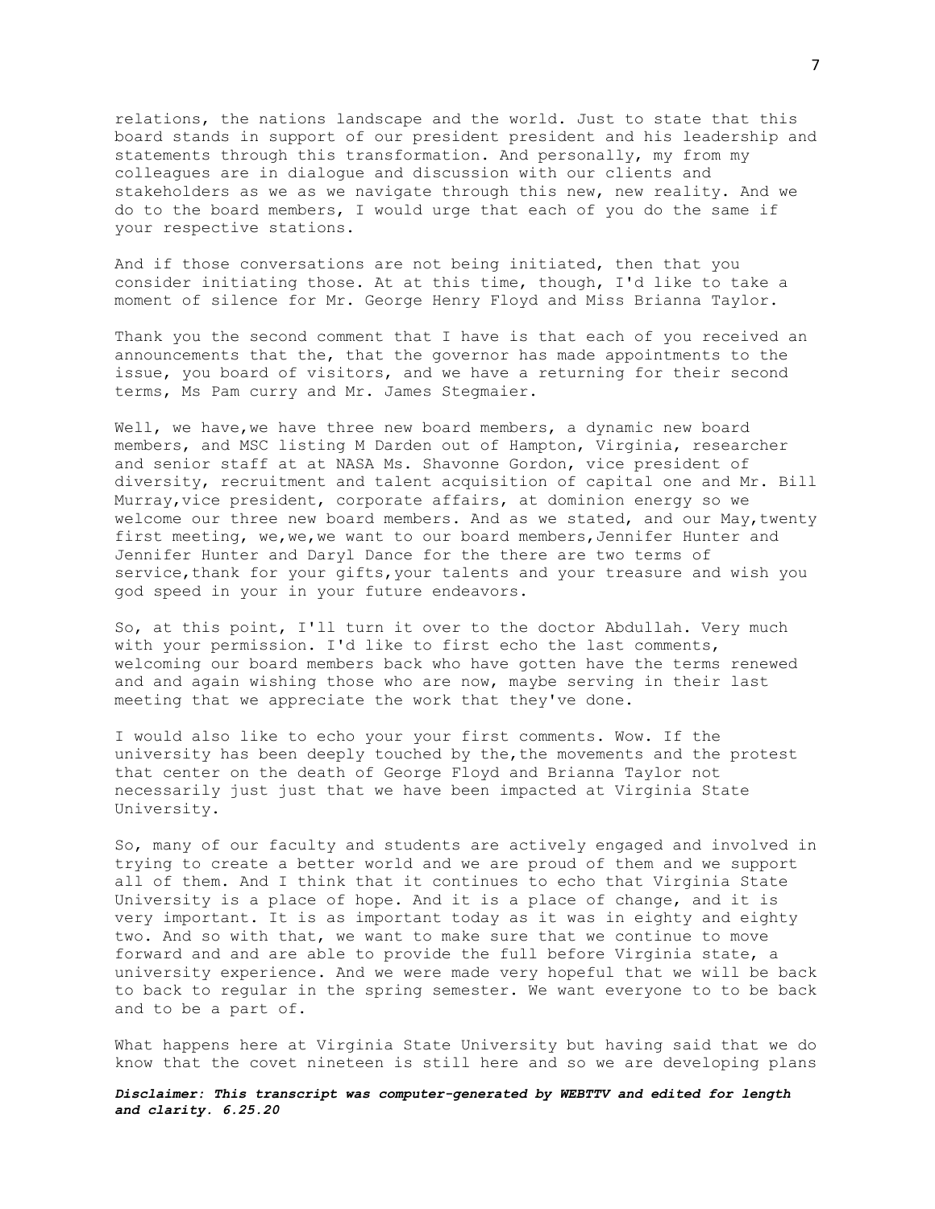relations, the nations landscape and the world. Just to state that this board stands in support of our president president and his leadership and statements through this transformation. And personally, my from my colleagues are in dialogue and discussion with our clients and stakeholders as we as we navigate through this new, new reality. And we do to the board members, I would urge that each of you do the same if your respective stations.

And if those conversations are not being initiated, then that you consider initiating those. At at this time, though, I'd like to take a moment of silence for Mr. George Henry Floyd and Miss Brianna Taylor.

Thank you the second comment that I have is that each of you received an announcements that the, that the governor has made appointments to the issue, you board of visitors, and we have a returning for their second terms, Ms Pam curry and Mr. James Stegmaier.

Well, we have,we have three new board members, a dynamic new board members, and MSC listing M Darden out of Hampton, Virginia, researcher and senior staff at at NASA Ms. Shavonne Gordon, vice president of diversity, recruitment and talent acquisition of capital one and Mr. Bill Murray,vice president, corporate affairs, at dominion energy so we welcome our three new board members. And as we stated, and our May,twenty first meeting, we,we,we want to our board members,Jennifer Hunter and Jennifer Hunter and Daryl Dance for the there are two terms of service,thank for your gifts,your talents and your treasure and wish you god speed in your in your future endeavors.

So, at this point, I'll turn it over to the doctor Abdullah. Very much with your permission. I'd like to first echo the last comments, welcoming our board members back who have gotten have the terms renewed and and again wishing those who are now, maybe serving in their last meeting that we appreciate the work that they've done.

I would also like to echo your your first comments. Wow. If the university has been deeply touched by the,the movements and the protest that center on the death of George Floyd and Brianna Taylor not necessarily just just that we have been impacted at Virginia State University.

So, many of our faculty and students are actively engaged and involved in trying to create a better world and we are proud of them and we support all of them. And I think that it continues to echo that Virginia State University is a place of hope. And it is a place of change, and it is very important. It is as important today as it was in eighty and eighty two. And so with that, we want to make sure that we continue to move forward and and are able to provide the full before Virginia state, a university experience. And we were made very hopeful that we will be back to back to regular in the spring semester. We want everyone to to be back and to be a part of.

What happens here at Virginia State University but having said that we do know that the covet nineteen is still here and so we are developing plans

***Disclaimer: This transcript was computer-generated by WEBTTV and edited for length and clarity. 6.25.20***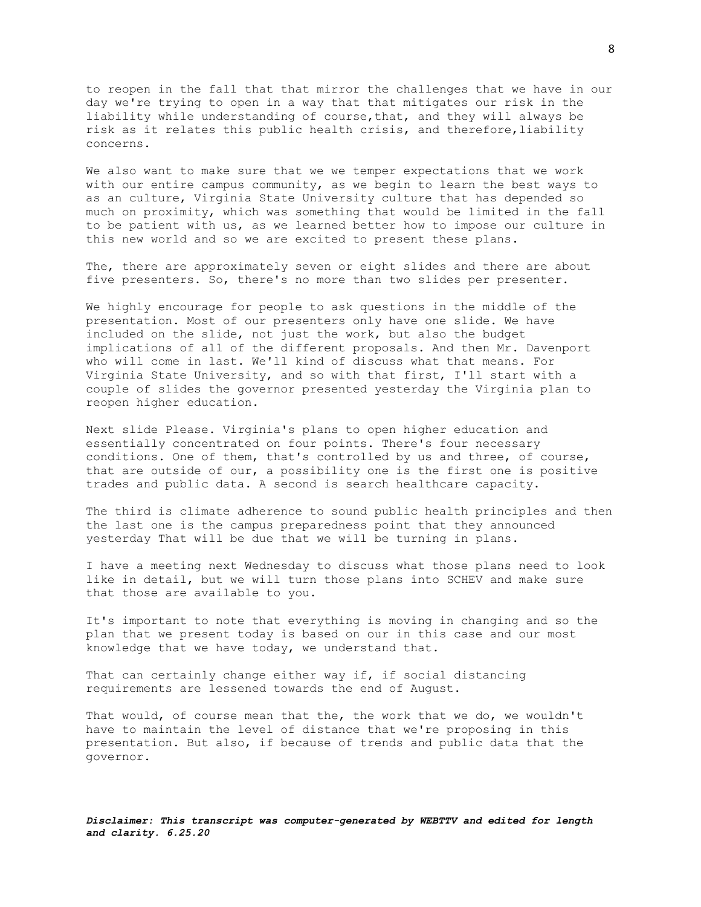to reopen in the fall that that mirror the challenges that we have in our day we're trying to open in a way that that mitigates our risk in the liability while understanding of course,that, and they will always be risk as it relates this public health crisis, and therefore,liability concerns.

We also want to make sure that we we temper expectations that we work with our entire campus community, as we begin to learn the best ways to as an culture, Virginia State University culture that has depended so much on proximity, which was something that would be limited in the fall to be patient with us, as we learned better how to impose our culture in this new world and so we are excited to present these plans.

The, there are approximately seven or eight slides and there are about five presenters. So, there's no more than two slides per presenter.

We highly encourage for people to ask questions in the middle of the presentation. Most of our presenters only have one slide. We have included on the slide, not just the work, but also the budget implications of all of the different proposals. And then Mr. Davenport who will come in last. We'll kind of discuss what that means. For Virginia State University, and so with that first, I'll start with a couple of slides the governor presented yesterday the Virginia plan to reopen higher education.

Next slide Please. Virginia's plans to open higher education and essentially concentrated on four points. There's four necessary conditions. One of them, that's controlled by us and three, of course, that are outside of our, a possibility one is the first one is positive trades and public data. A second is search healthcare capacity.

The third is climate adherence to sound public health principles and then the last one is the campus preparedness point that they announced yesterday That will be due that we will be turning in plans.

I have a meeting next Wednesday to discuss what those plans need to look like in detail, but we will turn those plans into SCHEV and make sure that those are available to you.

It's important to note that everything is moving in changing and so the plan that we present today is based on our in this case and our most knowledge that we have today, we understand that.

That can certainly change either way if, if social distancing requirements are lessened towards the end of August.

That would, of course mean that the, the work that we do, we wouldn't have to maintain the level of distance that we're proposing in this presentation. But also, if because of trends and public data that the governor.

***Disclaimer: This transcript was computer-generated by WEBTTV and edited for length and clarity. 6.25.20***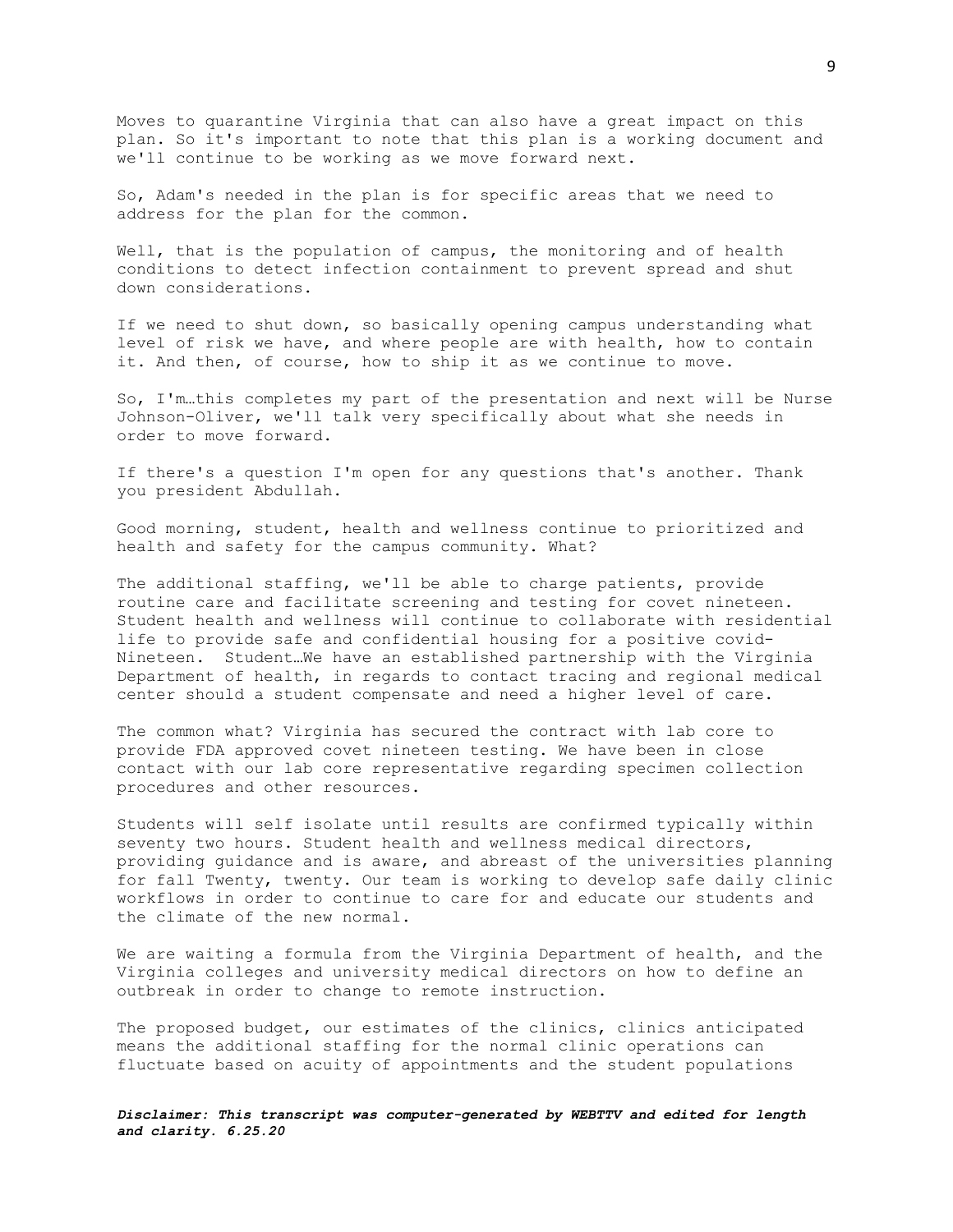Moves to quarantine Virginia that can also have a great impact on this plan. So it's important to note that this plan is a working document and we'll continue to be working as we move forward next.

So, Adam's needed in the plan is for specific areas that we need to address for the plan for the common.

Well, that is the population of campus, the monitoring and of health conditions to detect infection containment to prevent spread and shut down considerations.

If we need to shut down, so basically opening campus understanding what level of risk we have, and where people are with health, how to contain it. And then, of course, how to ship it as we continue to move.

So, I'm…this completes my part of the presentation and next will be Nurse Johnson-Oliver, we'll talk very specifically about what she needs in order to move forward.

If there's a question I'm open for any questions that's another. Thank you president Abdullah.

Good morning, student, health and wellness continue to prioritized and health and safety for the campus community. What?

The additional staffing, we'll be able to charge patients, provide routine care and facilitate screening and testing for covet nineteen. Student health and wellness will continue to collaborate with residential life to provide safe and confidential housing for a positive covid-Nineteen. Student…We have an established partnership with the Virginia Department of health, in regards to contact tracing and regional medical center should a student compensate and need a higher level of care.

The common what? Virginia has secured the contract with lab core to provide FDA approved covet nineteen testing. We have been in close contact with our lab core representative regarding specimen collection procedures and other resources.

Students will self isolate until results are confirmed typically within seventy two hours. Student health and wellness medical directors, providing guidance and is aware, and abreast of the universities planning for fall Twenty, twenty. Our team is working to develop safe daily clinic workflows in order to continue to care for and educate our students and the climate of the new normal.

We are waiting a formula from the Virginia Department of health, and the Virginia colleges and university medical directors on how to define an outbreak in order to change to remote instruction.

The proposed budget, our estimates of the clinics, clinics anticipated means the additional staffing for the normal clinic operations can fluctuate based on acuity of appointments and the student populations

***Disclaimer: This transcript was computer-generated by WEBTTV and edited for length and clarity. 6.25.20***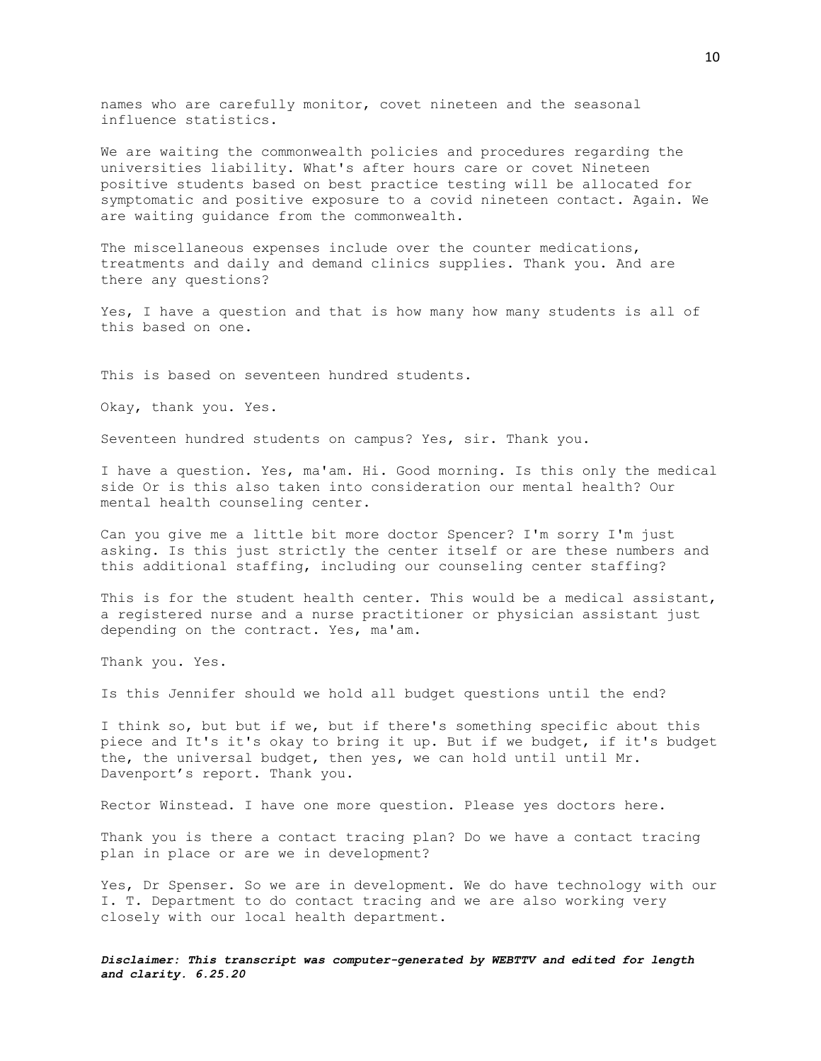names who are carefully monitor, covet nineteen and the seasonal influence statistics.

We are waiting the commonwealth policies and procedures regarding the universities liability. What's after hours care or covet Nineteen positive students based on best practice testing will be allocated for symptomatic and positive exposure to a covid nineteen contact. Again. We are waiting guidance from the commonwealth.

The miscellaneous expenses include over the counter medications, treatments and daily and demand clinics supplies. Thank you. And are there any questions?

Yes, I have a question and that is how many how many students is all of this based on one.

This is based on seventeen hundred students.

Okay, thank you. Yes.

Seventeen hundred students on campus? Yes, sir. Thank you.

I have a question. Yes, ma'am. Hi. Good morning. Is this only the medical side Or is this also taken into consideration our mental health? Our mental health counseling center.

Can you give me a little bit more doctor Spencer? I'm sorry I'm just asking. Is this just strictly the center itself or are these numbers and this additional staffing, including our counseling center staffing?

This is for the student health center. This would be a medical assistant, a registered nurse and a nurse practitioner or physician assistant just depending on the contract. Yes, ma'am.

Thank you. Yes.

Is this Jennifer should we hold all budget questions until the end?

I think so, but but if we, but if there's something specific about this piece and It's it's okay to bring it up. But if we budget, if it's budget the, the universal budget, then yes, we can hold until until Mr. Davenport's report. Thank you.

Rector Winstead. I have one more question. Please yes doctors here.

Thank you is there a contact tracing plan? Do we have a contact tracing plan in place or are we in development?

Yes, Dr Spenser. So we are in development. We do have technology with our I. T. Department to do contact tracing and we are also working very closely with our local health department.

***Disclaimer: This transcript was computer-generated by WEBTTV and edited for length and clarity. 6.25.20***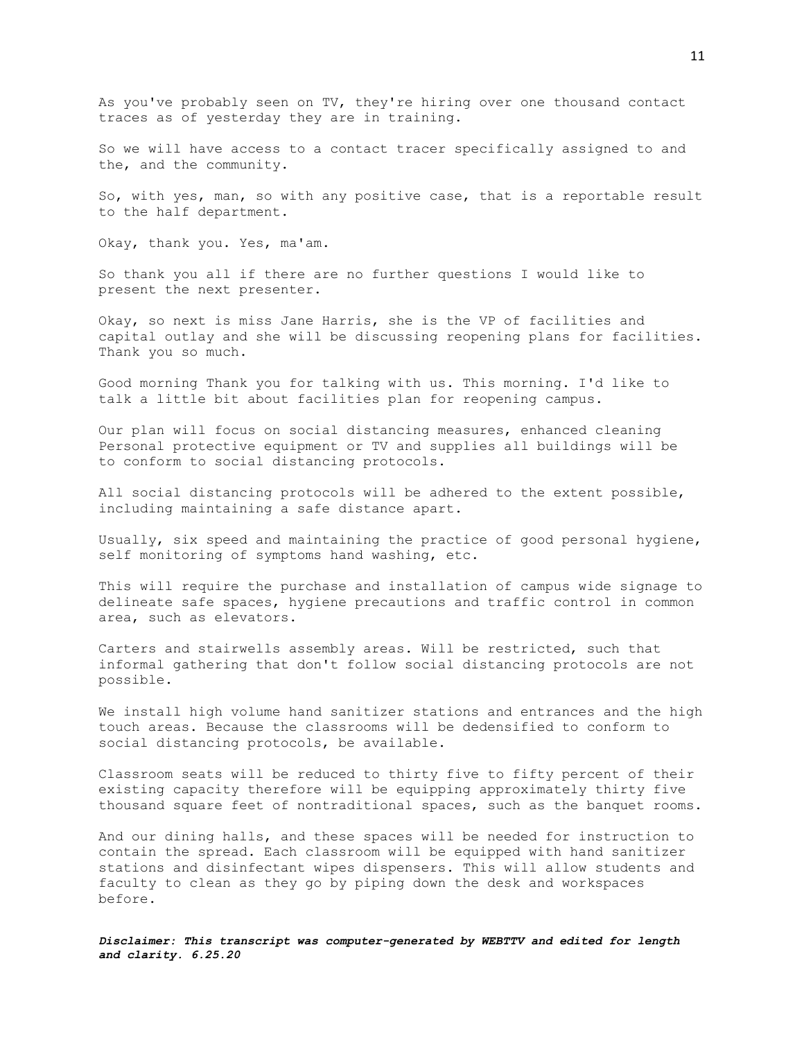As you've probably seen on TV, they're hiring over one thousand contact traces as of yesterday they are in training.

So we will have access to a contact tracer specifically assigned to and the, and the community.

So, with yes, man, so with any positive case, that is a reportable result to the half department.

Okay, thank you. Yes, ma'am.

So thank you all if there are no further questions I would like to present the next presenter.

Okay, so next is miss Jane Harris, she is the VP of facilities and capital outlay and she will be discussing reopening plans for facilities. Thank you so much.

Good morning Thank you for talking with us. This morning. I'd like to talk a little bit about facilities plan for reopening campus.

Our plan will focus on social distancing measures, enhanced cleaning Personal protective equipment or TV and supplies all buildings will be to conform to social distancing protocols.

All social distancing protocols will be adhered to the extent possible, including maintaining a safe distance apart.

Usually, six speed and maintaining the practice of good personal hygiene, self monitoring of symptoms hand washing, etc.

This will require the purchase and installation of campus wide signage to delineate safe spaces, hygiene precautions and traffic control in common area, such as elevators.

Carters and stairwells assembly areas. Will be restricted, such that informal gathering that don't follow social distancing protocols are not possible.

We install high volume hand sanitizer stations and entrances and the high touch areas. Because the classrooms will be dedensified to conform to social distancing protocols, be available.

Classroom seats will be reduced to thirty five to fifty percent of their existing capacity therefore will be equipping approximately thirty five thousand square feet of nontraditional spaces, such as the banquet rooms.

And our dining halls, and these spaces will be needed for instruction to contain the spread. Each classroom will be equipped with hand sanitizer stations and disinfectant wipes dispensers. This will allow students and faculty to clean as they go by piping down the desk and workspaces before.

***Disclaimer: This transcript was computer-generated by WEBTTV and edited for length and clarity. 6.25.20***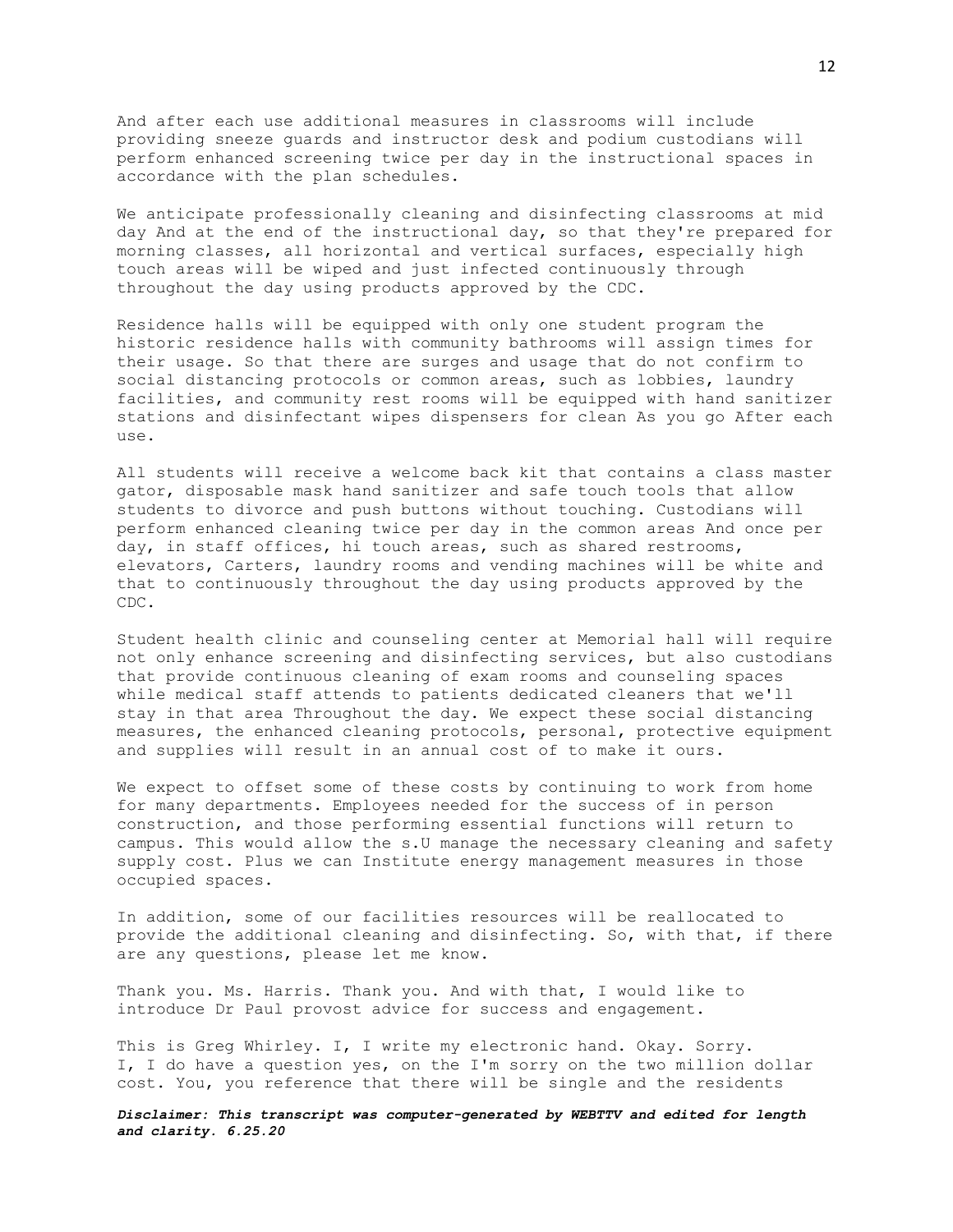And after each use additional measures in classrooms will include providing sneeze guards and instructor desk and podium custodians will perform enhanced screening twice per day in the instructional spaces in accordance with the plan schedules.

We anticipate professionally cleaning and disinfecting classrooms at mid day And at the end of the instructional day, so that they're prepared for morning classes, all horizontal and vertical surfaces, especially high touch areas will be wiped and just infected continuously through throughout the day using products approved by the CDC.

Residence halls will be equipped with only one student program the historic residence halls with community bathrooms will assign times for their usage. So that there are surges and usage that do not confirm to social distancing protocols or common areas, such as lobbies, laundry facilities, and community rest rooms will be equipped with hand sanitizer stations and disinfectant wipes dispensers for clean As you go After each use.

All students will receive a welcome back kit that contains a class master gator, disposable mask hand sanitizer and safe touch tools that allow students to divorce and push buttons without touching. Custodians will perform enhanced cleaning twice per day in the common areas And once per day, in staff offices, hi touch areas, such as shared restrooms, elevators, Carters, laundry rooms and vending machines will be white and that to continuously throughout the day using products approved by the CDC.

Student health clinic and counseling center at Memorial hall will require not only enhance screening and disinfecting services, but also custodians that provide continuous cleaning of exam rooms and counseling spaces while medical staff attends to patients dedicated cleaners that we'll stay in that area Throughout the day. We expect these social distancing measures, the enhanced cleaning protocols, personal, protective equipment and supplies will result in an annual cost of to make it ours.

We expect to offset some of these costs by continuing to work from home for many departments. Employees needed for the success of in person construction, and those performing essential functions will return to campus. This would allow the s.U manage the necessary cleaning and safety supply cost. Plus we can Institute energy management measures in those occupied spaces.

In addition, some of our facilities resources will be reallocated to provide the additional cleaning and disinfecting. So, with that, if there are any questions, please let me know.

Thank you. Ms. Harris. Thank you. And with that, I would like to introduce Dr Paul provost advice for success and engagement.

This is Greg Whirley. I, I write my electronic hand. Okay. Sorry. I, I do have a question yes, on the I'm sorry on the two million dollar cost. You, you reference that there will be single and the residents

***Disclaimer: This transcript was computer-generated by WEBTTV and edited for length and clarity. 6.25.20***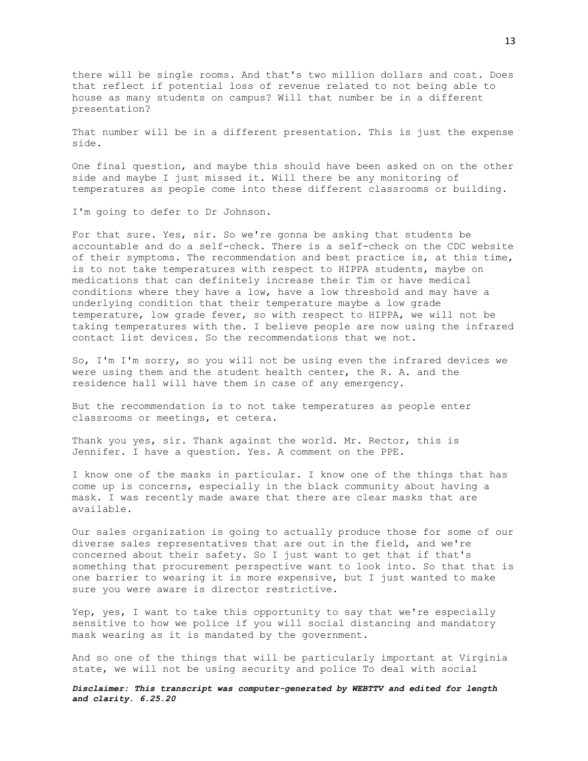there will be single rooms. And that's two million dollars and cost. Does that reflect if potential loss of revenue related to not being able to house as many students on campus? Will that number be in a different presentation?

That number will be in a different presentation. This is just the expense side.

One final question, and maybe this should have been asked on on the other side and maybe I just missed it. Will there be any monitoring of temperatures as people come into these different classrooms or building.

I'm going to defer to Dr Johnson.

For that sure. Yes, sir. So we're gonna be asking that students be accountable and do a self-check. There is a self-check on the CDC website of their symptoms. The recommendation and best practice is, at this time, is to not take temperatures with respect to HIPPA students, maybe on medications that can definitely increase their Tim or have medical conditions where they have a low, have a low threshold and may have a underlying condition that their temperature maybe a low grade temperature, low grade fever, so with respect to HIPPA, we will not be taking temperatures with the. I believe people are now using the infrared contact list devices. So the recommendations that we not.

So, I'm I'm sorry, so you will not be using even the infrared devices we were using them and the student health center, the R. A. and the residence hall will have them in case of any emergency.

But the recommendation is to not take temperatures as people enter classrooms or meetings, et cetera.

Thank you yes, sir. Thank against the world. Mr. Rector, this is Jennifer. I have a question. Yes. A comment on the PPE.

I know one of the masks in particular. I know one of the things that has come up is concerns, especially in the black community about having a mask. I was recently made aware that there are clear masks that are available.

Our sales organization is going to actually produce those for some of our diverse sales representatives that are out in the field, and we're concerned about their safety. So I just want to get that if that's something that procurement perspective want to look into. So that that is one barrier to wearing it is more expensive, but I just wanted to make sure you were aware is director restrictive.

Yep, yes, I want to take this opportunity to say that we're especially sensitive to how we police if you will social distancing and mandatory mask wearing as it is mandated by the government.

And so one of the things that will be particularly important at Virginia state, we will not be using security and police To deal with social

***Disclaimer: This transcript was computer-generated by WEBTTV and edited for length and clarity. 6.25.20***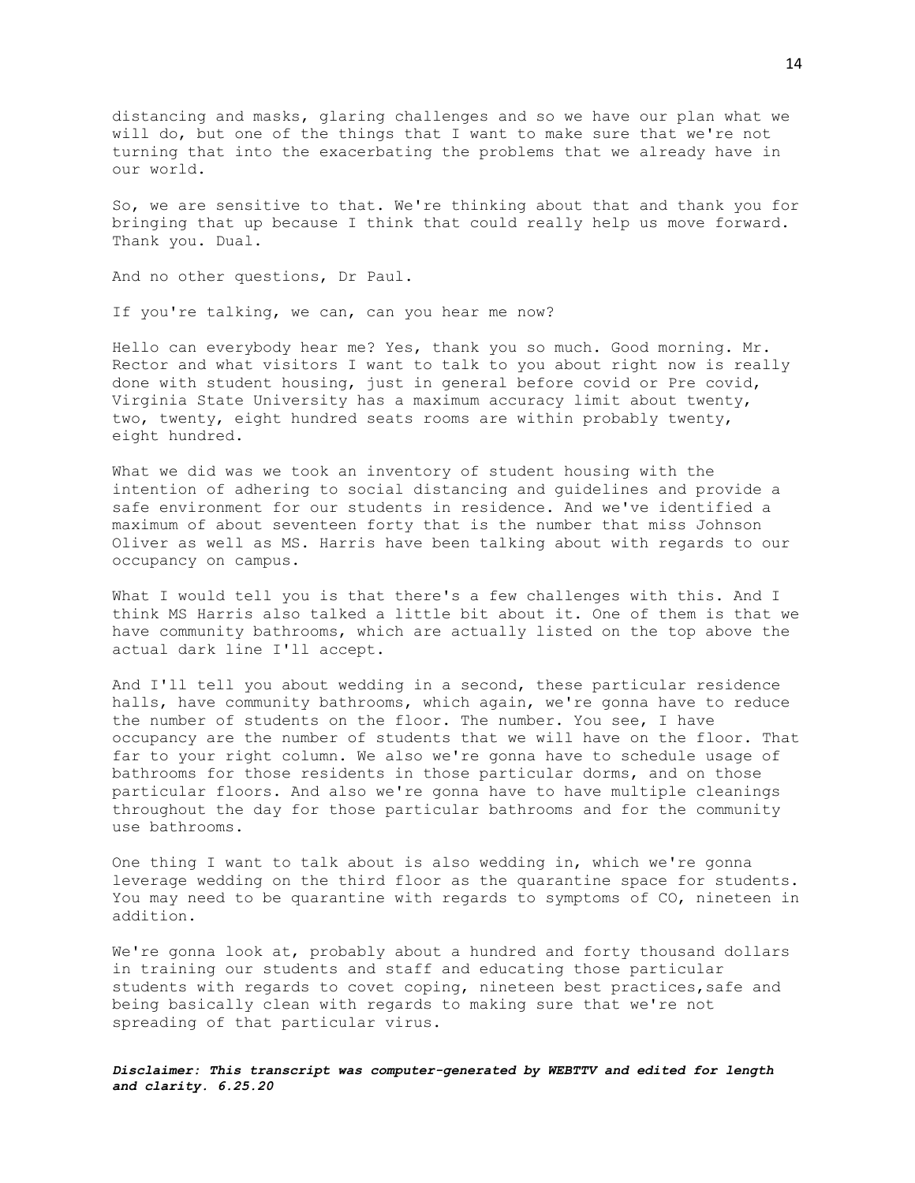distancing and masks, glaring challenges and so we have our plan what we will do, but one of the things that I want to make sure that we're not turning that into the exacerbating the problems that we already have in our world.

So, we are sensitive to that. We're thinking about that and thank you for bringing that up because I think that could really help us move forward. Thank you. Dual.

And no other questions, Dr Paul.

If you're talking, we can, can you hear me now?

Hello can everybody hear me? Yes, thank you so much. Good morning. Mr. Rector and what visitors I want to talk to you about right now is really done with student housing, just in general before covid or Pre covid, Virginia State University has a maximum accuracy limit about twenty, two, twenty, eight hundred seats rooms are within probably twenty, eight hundred.

What we did was we took an inventory of student housing with the intention of adhering to social distancing and guidelines and provide a safe environment for our students in residence. And we've identified a maximum of about seventeen forty that is the number that miss Johnson Oliver as well as MS. Harris have been talking about with regards to our occupancy on campus.

What I would tell you is that there's a few challenges with this. And I think MS Harris also talked a little bit about it. One of them is that we have community bathrooms, which are actually listed on the top above the actual dark line I'll accept.

And I'll tell you about wedding in a second, these particular residence halls, have community bathrooms, which again, we're gonna have to reduce the number of students on the floor. The number. You see, I have occupancy are the number of students that we will have on the floor. That far to your right column. We also we're gonna have to schedule usage of bathrooms for those residents in those particular dorms, and on those particular floors. And also we're gonna have to have multiple cleanings throughout the day for those particular bathrooms and for the community use bathrooms.

One thing I want to talk about is also wedding in, which we're gonna leverage wedding on the third floor as the quarantine space for students. You may need to be quarantine with regards to symptoms of CO, nineteen in addition.

We're gonna look at, probably about a hundred and forty thousand dollars in training our students and staff and educating those particular students with regards to covet coping, nineteen best practices,safe and being basically clean with regards to making sure that we're not spreading of that particular virus.

***Disclaimer: This transcript was computer-generated by WEBTTV and edited for length and clarity. 6.25.20***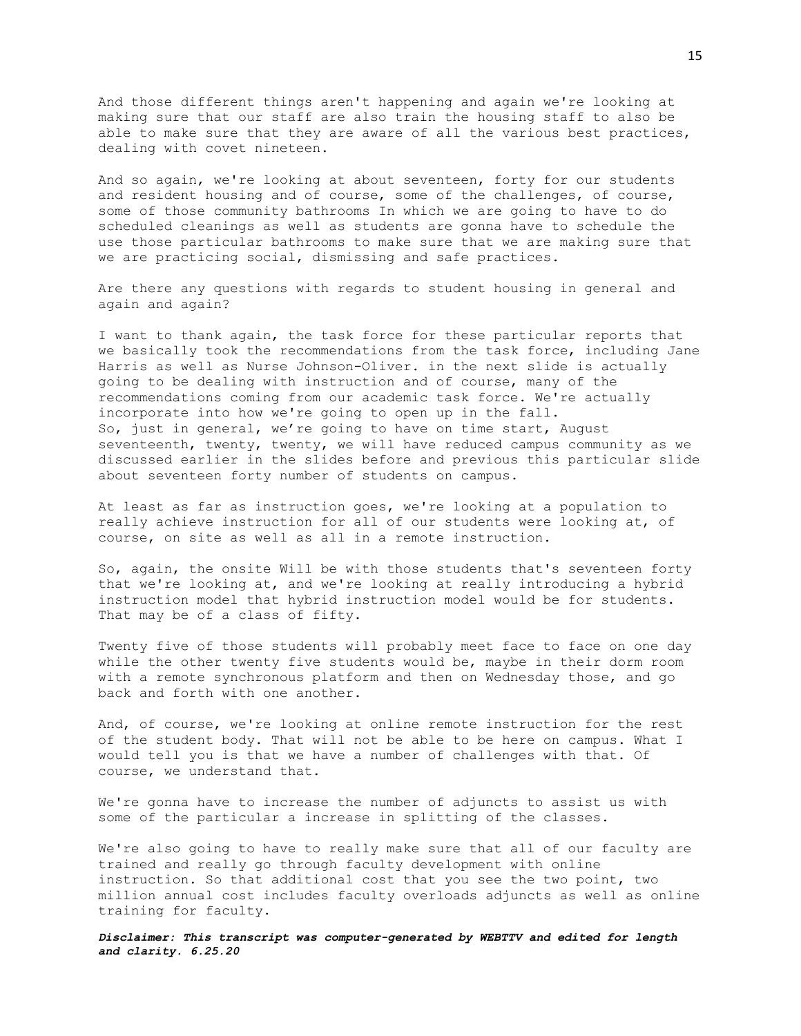And those different things aren't happening and again we're looking at making sure that our staff are also train the housing staff to also be able to make sure that they are aware of all the various best practices, dealing with covet nineteen.

And so again, we're looking at about seventeen, forty for our students and resident housing and of course, some of the challenges, of course, some of those community bathrooms In which we are going to have to do scheduled cleanings as well as students are gonna have to schedule the use those particular bathrooms to make sure that we are making sure that we are practicing social, dismissing and safe practices.

Are there any questions with regards to student housing in general and again and again?

I want to thank again, the task force for these particular reports that we basically took the recommendations from the task force, including Jane Harris as well as Nurse Johnson-Oliver. in the next slide is actually going to be dealing with instruction and of course, many of the recommendations coming from our academic task force. We're actually incorporate into how we're going to open up in the fall.
So, just in general, we're going to have on time start, August seventeenth, twenty, twenty, we will have reduced campus community as we discussed earlier in the slides before and previous this particular slide about seventeen forty number of students on campus.

At least as far as instruction goes, we're looking at a population to really achieve instruction for all of our students were looking at, of course, on site as well as all in a remote instruction.

So, again, the onsite Will be with those students that's seventeen forty that we're looking at, and we're looking at really introducing a hybrid instruction model that hybrid instruction model would be for students. That may be of a class of fifty.

Twenty five of those students will probably meet face to face on one day while the other twenty five students would be, maybe in their dorm room with a remote synchronous platform and then on Wednesday those, and go back and forth with one another.

And, of course, we're looking at online remote instruction for the rest of the student body. That will not be able to be here on campus. What I would tell you is that we have a number of challenges with that. Of course, we understand that.

We're gonna have to increase the number of adjuncts to assist us with some of the particular a increase in splitting of the classes.

We're also going to have to really make sure that all of our faculty are trained and really go through faculty development with online instruction. So that additional cost that you see the two point, two million annual cost includes faculty overloads adjuncts as well as online training for faculty.

***Disclaimer: This transcript was computer-generated by WEBTTV and edited for length and clarity. 6.25.20***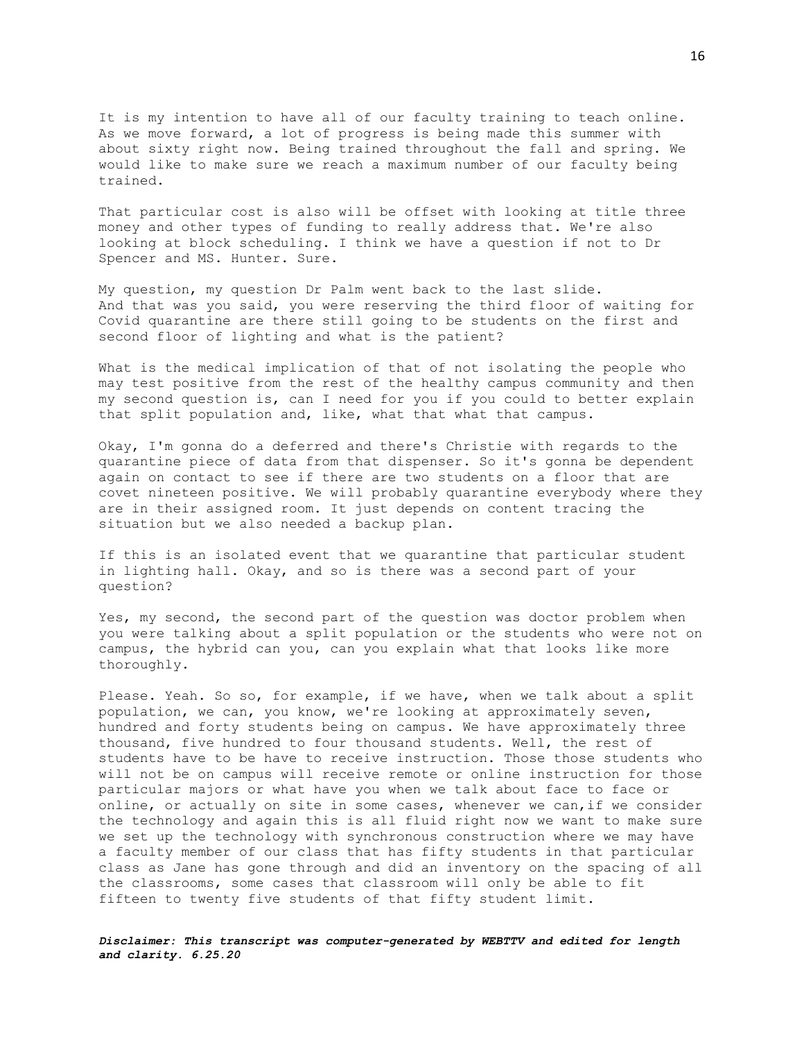It is my intention to have all of our faculty training to teach online. As we move forward, a lot of progress is being made this summer with about sixty right now. Being trained throughout the fall and spring. We would like to make sure we reach a maximum number of our faculty being trained.

That particular cost is also will be offset with looking at title three money and other types of funding to really address that. We're also looking at block scheduling. I think we have a question if not to Dr Spencer and MS. Hunter. Sure.

My question, my question Dr Palm went back to the last slide. And that was you said, you were reserving the third floor of waiting for Covid quarantine are there still going to be students on the first and second floor of lighting and what is the patient?

What is the medical implication of that of not isolating the people who may test positive from the rest of the healthy campus community and then my second question is, can I need for you if you could to better explain that split population and, like, what that what that campus.

Okay, I'm gonna do a deferred and there's Christie with regards to the quarantine piece of data from that dispenser. So it's gonna be dependent again on contact to see if there are two students on a floor that are covet nineteen positive. We will probably quarantine everybody where they are in their assigned room. It just depends on content tracing the situation but we also needed a backup plan.

If this is an isolated event that we quarantine that particular student in lighting hall. Okay, and so is there was a second part of your question?

Yes, my second, the second part of the question was doctor problem when you were talking about a split population or the students who were not on campus, the hybrid can you, can you explain what that looks like more thoroughly.

Please. Yeah. So so, for example, if we have, when we talk about a split population, we can, you know, we're looking at approximately seven, hundred and forty students being on campus. We have approximately three thousand, five hundred to four thousand students. Well, the rest of students have to be have to receive instruction. Those those students who will not be on campus will receive remote or online instruction for those particular majors or what have you when we talk about face to face or online, or actually on site in some cases, whenever we can,if we consider the technology and again this is all fluid right now we want to make sure we set up the technology with synchronous construction where we may have a faculty member of our class that has fifty students in that particular class as Jane has gone through and did an inventory on the spacing of all the classrooms, some cases that classroom will only be able to fit fifteen to twenty five students of that fifty student limit.

***Disclaimer: This transcript was computer-generated by WEBTTV and edited for length and clarity. 6.25.20***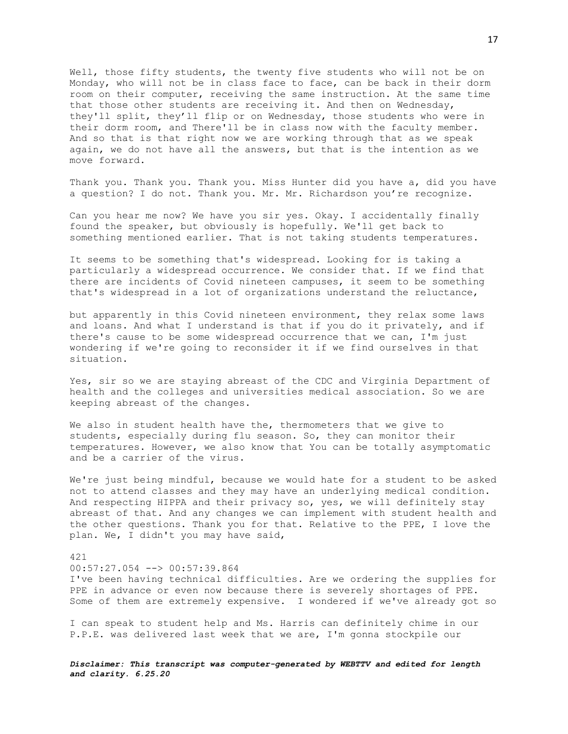Well, those fifty students, the twenty five students who will not be on Monday, who will not be in class face to face, can be back in their dorm room on their computer, receiving the same instruction. At the same time that those other students are receiving it. And then on Wednesday, they'll split, they'll flip or on Wednesday, those students who were in their dorm room, and There'll be in class now with the faculty member. And so that is that right now we are working through that as we speak again, we do not have all the answers, but that is the intention as we move forward.

Thank you. Thank you. Thank you. Miss Hunter did you have a, did you have a question? I do not. Thank you. Mr. Mr. Richardson you're recognize.

Can you hear me now? We have you sir yes. Okay. I accidentally finally found the speaker, but obviously is hopefully. We'll get back to something mentioned earlier. That is not taking students temperatures.

It seems to be something that's widespread. Looking for is taking a particularly a widespread occurrence. We consider that. If we find that there are incidents of Covid nineteen campuses, it seem to be something that's widespread in a lot of organizations understand the reluctance,

but apparently in this Covid nineteen environment, they relax some laws and loans. And what I understand is that if you do it privately, and if there's cause to be some widespread occurrence that we can, I'm just wondering if we're going to reconsider it if we find ourselves in that situation.

Yes, sir so we are staying abreast of the CDC and Virginia Department of health and the colleges and universities medical association. So we are keeping abreast of the changes.

We also in student health have the, thermometers that we give to students, especially during flu season. So, they can monitor their temperatures. However, we also know that You can be totally asymptomatic and be a carrier of the virus.

We're just being mindful, because we would hate for a student to be asked not to attend classes and they may have an underlying medical condition. And respecting HIPPA and their privacy so, yes, we will definitely stay abreast of that. And any changes we can implement with student health and the other questions. Thank you for that. Relative to the PPE, I love the plan. We, I didn't you may have said,

421

00:57:27.054 --> 00:57:39.864

I've been having technical difficulties. Are we ordering the supplies for PPE in advance or even now because there is severely shortages of PPE. Some of them are extremely expensive. I wondered if we've already got so

I can speak to student help and Ms. Harris can definitely chime in our P.P.E. was delivered last week that we are, I'm gonna stockpile our

***Disclaimer: This transcript was computer-generated by WEBTTV and edited for length and clarity. 6.25.20***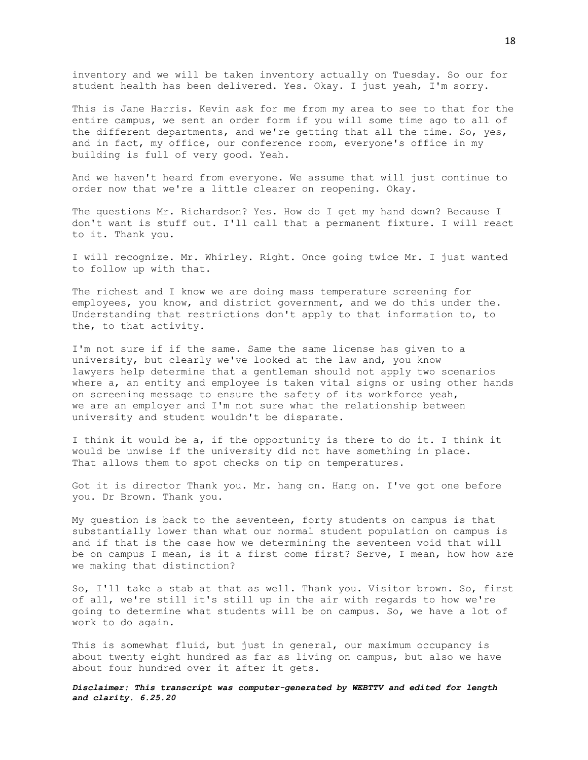inventory and we will be taken inventory actually on Tuesday. So our for student health has been delivered. Yes. Okay. I just yeah, I'm sorry.

This is Jane Harris. Kevin ask for me from my area to see to that for the entire campus, we sent an order form if you will some time ago to all of the different departments, and we're getting that all the time. So, yes, and in fact, my office, our conference room, everyone's office in my building is full of very good. Yeah.

And we haven't heard from everyone. We assume that will just continue to order now that we're a little clearer on reopening. Okay.

The questions Mr. Richardson? Yes. How do I get my hand down? Because I don't want is stuff out. I'll call that a permanent fixture. I will react to it. Thank you.

I will recognize. Mr. Whirley. Right. Once going twice Mr. I just wanted to follow up with that.

The richest and I know we are doing mass temperature screening for employees, you know, and district government, and we do this under the. Understanding that restrictions don't apply to that information to, to the, to that activity.

I'm not sure if if the same. Same the same license has given to a university, but clearly we've looked at the law and, you know lawyers help determine that a gentleman should not apply two scenarios where a, an entity and employee is taken vital signs or using other hands on screening message to ensure the safety of its workforce yeah, we are an employer and I'm not sure what the relationship between university and student wouldn't be disparate.

I think it would be a, if the opportunity is there to do it. I think it would be unwise if the university did not have something in place. That allows them to spot checks on tip on temperatures.

Got it is director Thank you. Mr. hang on. Hang on. I've got one before you. Dr Brown. Thank you.

My question is back to the seventeen, forty students on campus is that substantially lower than what our normal student population on campus is and if that is the case how we determining the seventeen void that will be on campus I mean, is it a first come first? Serve, I mean, how how are we making that distinction?

So, I'll take a stab at that as well. Thank you. Visitor brown. So, first of all, we're still it's still up in the air with regards to how we're going to determine what students will be on campus. So, we have a lot of work to do again.

This is somewhat fluid, but just in general, our maximum occupancy is about twenty eight hundred as far as living on campus, but also we have about four hundred over it after it gets.

***Disclaimer: This transcript was computer-generated by WEBTTV and edited for length and clarity. 6.25.20***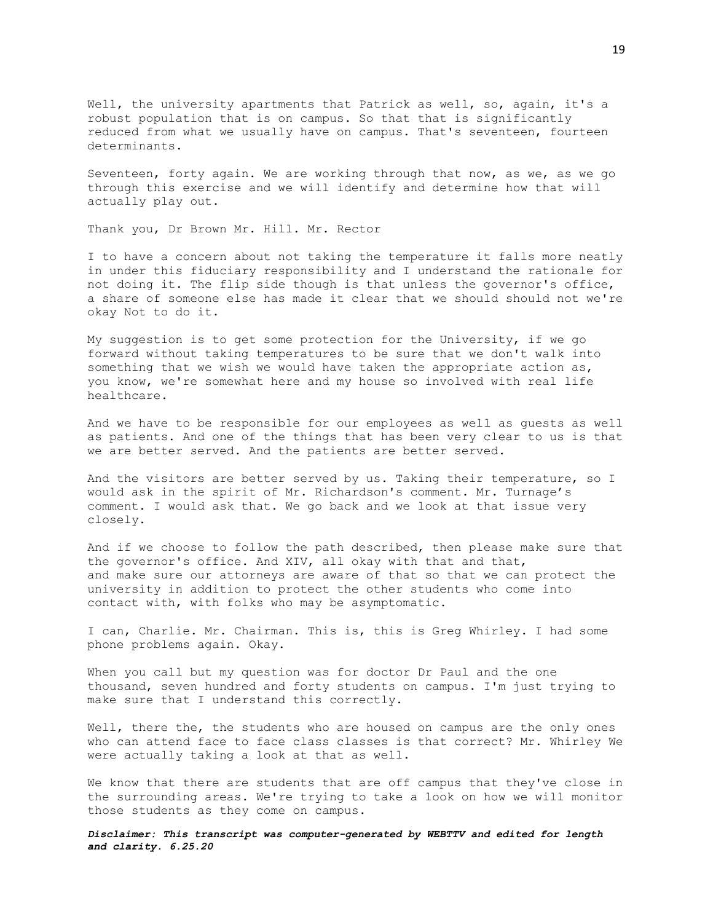Well, the university apartments that Patrick as well, so, again, it's a robust population that is on campus. So that that is significantly reduced from what we usually have on campus. That's seventeen, fourteen determinants.

Seventeen, forty again. We are working through that now, as we, as we go through this exercise and we will identify and determine how that will actually play out.

Thank you, Dr Brown Mr. Hill. Mr. Rector

I to have a concern about not taking the temperature it falls more neatly in under this fiduciary responsibility and I understand the rationale for not doing it. The flip side though is that unless the governor's office, a share of someone else has made it clear that we should should not we're okay Not to do it.

My suggestion is to get some protection for the University, if we go forward without taking temperatures to be sure that we don't walk into something that we wish we would have taken the appropriate action as, you know, we're somewhat here and my house so involved with real life healthcare.

And we have to be responsible for our employees as well as guests as well as patients. And one of the things that has been very clear to us is that we are better served. And the patients are better served.

And the visitors are better served by us. Taking their temperature, so I would ask in the spirit of Mr. Richardson's comment. Mr. Turnage's comment. I would ask that. We go back and we look at that issue very closely.

And if we choose to follow the path described, then please make sure that the governor's office. And XIV, all okay with that and that, and make sure our attorneys are aware of that so that we can protect the university in addition to protect the other students who come into contact with, with folks who may be asymptomatic.

I can, Charlie. Mr. Chairman. This is, this is Greg Whirley. I had some phone problems again. Okay.

When you call but my question was for doctor Dr Paul and the one thousand, seven hundred and forty students on campus. I'm just trying to make sure that I understand this correctly.

Well, there the, the students who are housed on campus are the only ones who can attend face to face class classes is that correct? Mr. Whirley We were actually taking a look at that as well.

We know that there are students that are off campus that they've close in the surrounding areas. We're trying to take a look on how we will monitor those students as they come on campus.

***Disclaimer: This transcript was computer-generated by WEBTTV and edited for length and clarity. 6.25.20***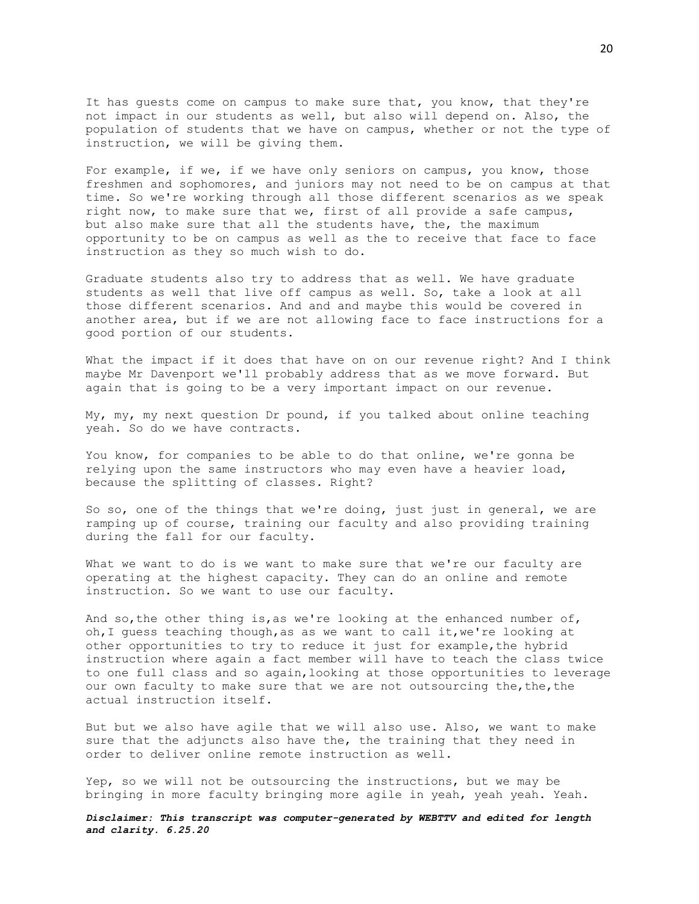It has guests come on campus to make sure that, you know, that they're not impact in our students as well, but also will depend on. Also, the population of students that we have on campus, whether or not the type of instruction, we will be giving them.

For example, if we, if we have only seniors on campus, you know, those freshmen and sophomores, and juniors may not need to be on campus at that time. So we're working through all those different scenarios as we speak right now, to make sure that we, first of all provide a safe campus, but also make sure that all the students have, the, the maximum opportunity to be on campus as well as the to receive that face to face instruction as they so much wish to do.

Graduate students also try to address that as well. We have graduate students as well that live off campus as well. So, take a look at all those different scenarios. And and and maybe this would be covered in another area, but if we are not allowing face to face instructions for a good portion of our students.

What the impact if it does that have on on our revenue right? And I think maybe Mr Davenport we'll probably address that as we move forward. But again that is going to be a very important impact on our revenue.

My, my, my next question Dr pound, if you talked about online teaching yeah. So do we have contracts.

You know, for companies to be able to do that online, we're gonna be relying upon the same instructors who may even have a heavier load, because the splitting of classes. Right?

So so, one of the things that we're doing, just just in general, we are ramping up of course, training our faculty and also providing training during the fall for our faculty.

What we want to do is we want to make sure that we're our faculty are operating at the highest capacity. They can do an online and remote instruction. So we want to use our faculty.

And so,the other thing is,as we're looking at the enhanced number of, oh,I guess teaching though,as as we want to call it,we're looking at other opportunities to try to reduce it just for example,the hybrid instruction where again a fact member will have to teach the class twice to one full class and so again,looking at those opportunities to leverage our own faculty to make sure that we are not outsourcing the,the,the actual instruction itself.

But but we also have agile that we will also use. Also, we want to make sure that the adjuncts also have the, the training that they need in order to deliver online remote instruction as well.

Yep, so we will not be outsourcing the instructions, but we may be bringing in more faculty bringing more agile in yeah, yeah yeah. Yeah.

***Disclaimer: This transcript was computer-generated by WEBTTV and edited for length and clarity. 6.25.20***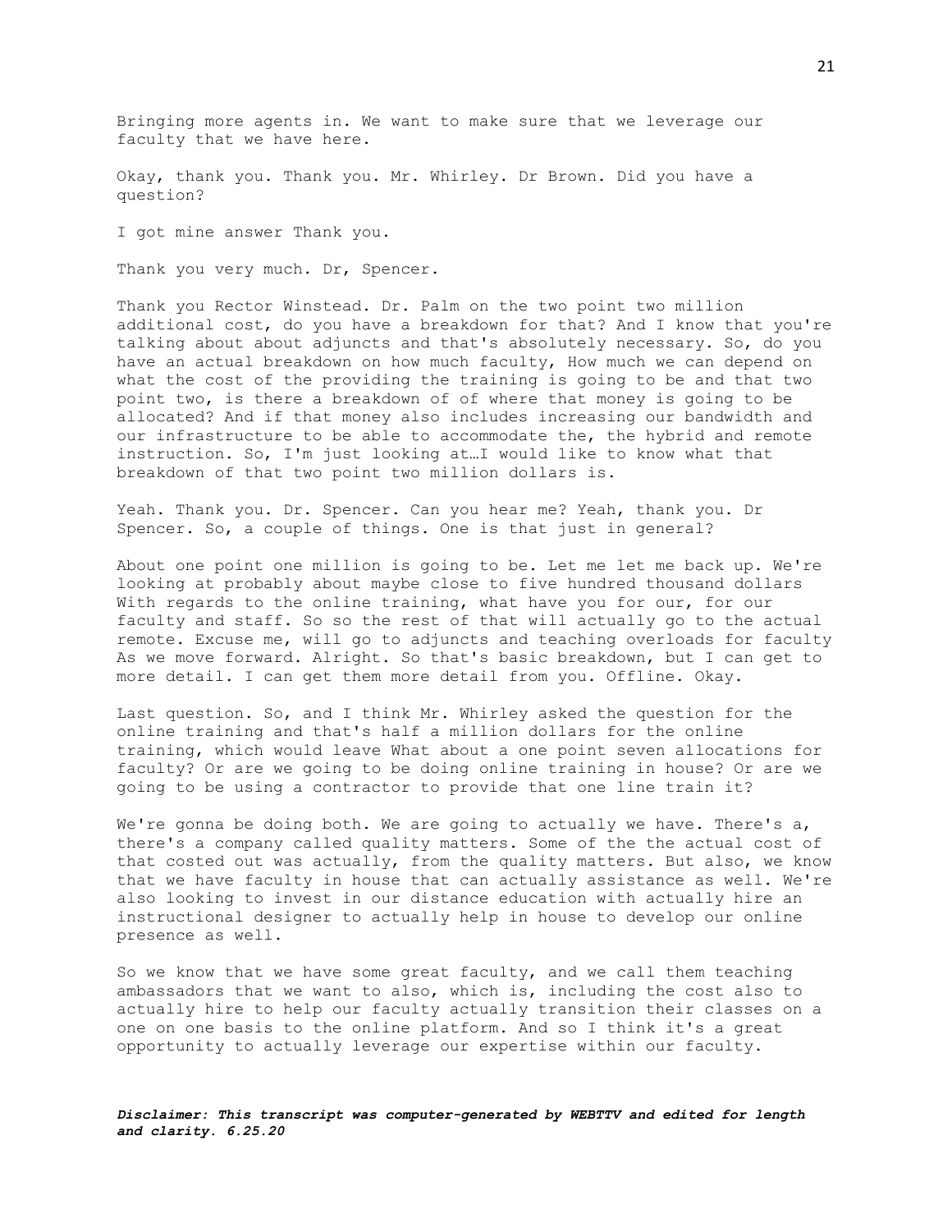Bringing more agents in. We want to make sure that we leverage our faculty that we have here.

Okay, thank you. Thank you. Mr. Whirley. Dr Brown. Did you have a question?

I got mine answer Thank you.

Thank you very much. Dr, Spencer.

Thank you Rector Winstead. Dr. Palm on the two point two million additional cost, do you have a breakdown for that? And I know that you're talking about about adjuncts and that's absolutely necessary. So, do you have an actual breakdown on how much faculty, How much we can depend on what the cost of the providing the training is going to be and that two point two, is there a breakdown of of where that money is going to be allocated? And if that money also includes increasing our bandwidth and our infrastructure to be able to accommodate the, the hybrid and remote instruction. So, I'm just looking at…I would like to know what that breakdown of that two point two million dollars is.

Yeah. Thank you. Dr. Spencer. Can you hear me? Yeah, thank you. Dr Spencer. So, a couple of things. One is that just in general?

About one point one million is going to be. Let me let me back up. We're looking at probably about maybe close to five hundred thousand dollars With regards to the online training, what have you for our, for our faculty and staff. So so the rest of that will actually go to the actual remote. Excuse me, will go to adjuncts and teaching overloads for faculty As we move forward. Alright. So that's basic breakdown, but I can get to more detail. I can get them more detail from you. Offline. Okay.

Last question. So, and I think Mr. Whirley asked the question for the online training and that's half a million dollars for the online training, which would leave What about a one point seven allocations for faculty? Or are we going to be doing online training in house? Or are we going to be using a contractor to provide that one line train it?

We're gonna be doing both. We are going to actually we have. There's a, there's a company called quality matters. Some of the the actual cost of that costed out was actually, from the quality matters. But also, we know that we have faculty in house that can actually assistance as well. We're also looking to invest in our distance education with actually hire an instructional designer to actually help in house to develop our online presence as well.

So we know that we have some great faculty, and we call them teaching ambassadors that we want to also, which is, including the cost also to actually hire to help our faculty actually transition their classes on a one on one basis to the online platform. And so I think it's a great opportunity to actually leverage our expertise within our faculty.

***Disclaimer: This transcript was computer-generated by WEBTTV and edited for length and clarity. 6.25.20***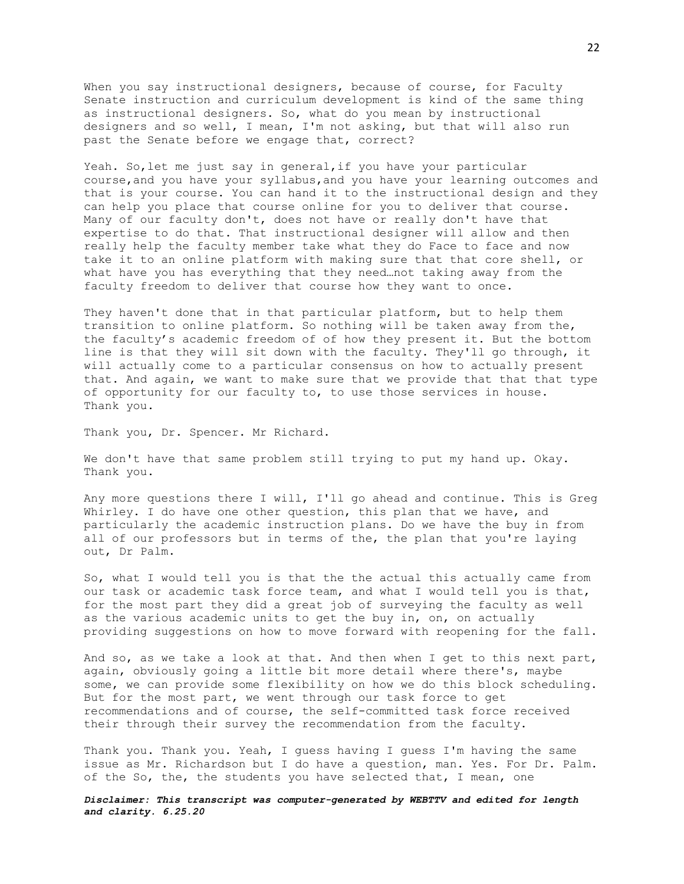When you say instructional designers, because of course, for Faculty Senate instruction and curriculum development is kind of the same thing as instructional designers. So, what do you mean by instructional designers and so well, I mean, I'm not asking, but that will also run past the Senate before we engage that, correct?

Yeah. So,let me just say in general,if you have your particular course,and you have your syllabus,and you have your learning outcomes and that is your course. You can hand it to the instructional design and they can help you place that course online for you to deliver that course. Many of our faculty don't, does not have or really don't have that expertise to do that. That instructional designer will allow and then really help the faculty member take what they do Face to face and now take it to an online platform with making sure that that core shell, or what have you has everything that they need…not taking away from the faculty freedom to deliver that course how they want to once.

They haven't done that in that particular platform, but to help them transition to online platform. So nothing will be taken away from the, the faculty's academic freedom of of how they present it. But the bottom line is that they will sit down with the faculty. They'll go through, it will actually come to a particular consensus on how to actually present that. And again, we want to make sure that we provide that that that type of opportunity for our faculty to, to use those services in house. Thank you.

Thank you, Dr. Spencer. Mr Richard.

We don't have that same problem still trying to put my hand up. Okay. Thank you.

Any more questions there I will, I'll go ahead and continue. This is Greg Whirley. I do have one other question, this plan that we have, and particularly the academic instruction plans. Do we have the buy in from all of our professors but in terms of the, the plan that you're laying out, Dr Palm.

So, what I would tell you is that the the actual this actually came from our task or academic task force team, and what I would tell you is that, for the most part they did a great job of surveying the faculty as well as the various academic units to get the buy in, on, on actually providing suggestions on how to move forward with reopening for the fall.

And so, as we take a look at that. And then when I get to this next part, again, obviously going a little bit more detail where there's, maybe some, we can provide some flexibility on how we do this block scheduling. But for the most part, we went through our task force to get recommendations and of course, the self-committed task force received their through their survey the recommendation from the faculty.

Thank you. Thank you. Yeah, I guess having I guess I'm having the same issue as Mr. Richardson but I do have a question, man. Yes. For Dr. Palm. of the So, the, the students you have selected that, I mean, one

***Disclaimer: This transcript was computer-generated by WEBTTV and edited for length and clarity. 6.25.20***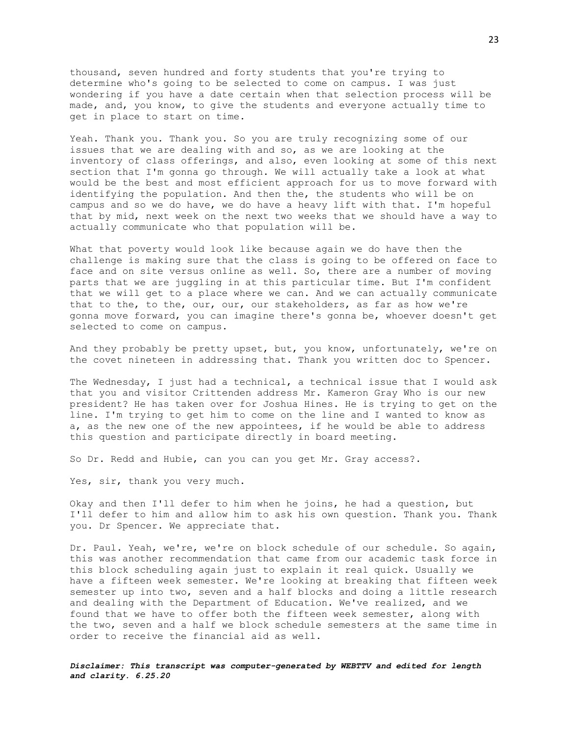thousand, seven hundred and forty students that you're trying to determine who's going to be selected to come on campus. I was just wondering if you have a date certain when that selection process will be made, and, you know, to give the students and everyone actually time to get in place to start on time.

Yeah. Thank you. Thank you. So you are truly recognizing some of our issues that we are dealing with and so, as we are looking at the inventory of class offerings, and also, even looking at some of this next section that I'm gonna go through. We will actually take a look at what would be the best and most efficient approach for us to move forward with identifying the population. And then the, the students who will be on campus and so we do have, we do have a heavy lift with that. I'm hopeful that by mid, next week on the next two weeks that we should have a way to actually communicate who that population will be.

What that poverty would look like because again we do have then the challenge is making sure that the class is going to be offered on face to face and on site versus online as well. So, there are a number of moving parts that we are juggling in at this particular time. But I'm confident that we will get to a place where we can. And we can actually communicate that to the, to the, our, our, our stakeholders, as far as how we're gonna move forward, you can imagine there's gonna be, whoever doesn't get selected to come on campus.

And they probably be pretty upset, but, you know, unfortunately, we're on the covet nineteen in addressing that. Thank you written doc to Spencer.

The Wednesday, I just had a technical, a technical issue that I would ask that you and visitor Crittenden address Mr. Kameron Gray Who is our new president? He has taken over for Joshua Hines. He is trying to get on the line. I'm trying to get him to come on the line and I wanted to know as a, as the new one of the new appointees, if he would be able to address this question and participate directly in board meeting.

So Dr. Redd and Hubie, can you can you get Mr. Gray access?.

Yes, sir, thank you very much.

Okay and then I'll defer to him when he joins, he had a question, but I'll defer to him and allow him to ask his own question. Thank you. Thank you. Dr Spencer. We appreciate that.

Dr. Paul. Yeah, we're, we're on block schedule of our schedule. So again, this was another recommendation that came from our academic task force in this block scheduling again just to explain it real quick. Usually we have a fifteen week semester. We're looking at breaking that fifteen week semester up into two, seven and a half blocks and doing a little research and dealing with the Department of Education. We've realized, and we found that we have to offer both the fifteen week semester, along with the two, seven and a half we block schedule semesters at the same time in order to receive the financial aid as well.

***Disclaimer: This transcript was computer-generated by WEBTTV and edited for length and clarity. 6.25.20***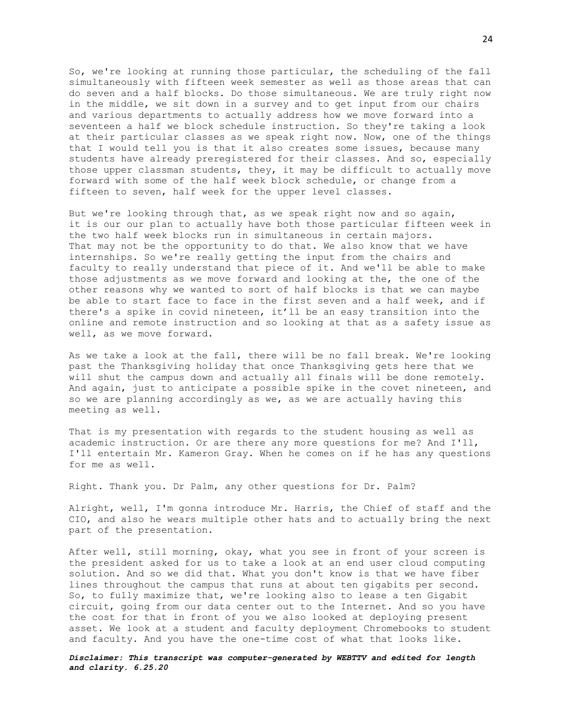So, we're looking at running those particular, the scheduling of the fall simultaneously with fifteen week semester as well as those areas that can do seven and a half blocks. Do those simultaneous. We are truly right now in the middle, we sit down in a survey and to get input from our chairs and various departments to actually address how we move forward into a seventeen a half we block schedule instruction. So they're taking a look at their particular classes as we speak right now. Now, one of the things that I would tell you is that it also creates some issues, because many students have already preregistered for their classes. And so, especially those upper classman students, they, it may be difficult to actually move forward with some of the half week block schedule, or change from a fifteen to seven, half week for the upper level classes.

But we're looking through that, as we speak right now and so again, it is our our plan to actually have both those particular fifteen week in the two half week blocks run in simultaneous in certain majors. That may not be the opportunity to do that. We also know that we have internships. So we're really getting the input from the chairs and faculty to really understand that piece of it. And we'll be able to make those adjustments as we move forward and looking at the, the one of the other reasons why we wanted to sort of half blocks is that we can maybe be able to start face to face in the first seven and a half week, and if there's a spike in covid nineteen, it'll be an easy transition into the online and remote instruction and so looking at that as a safety issue as well, as we move forward.

As we take a look at the fall, there will be no fall break. We're looking past the Thanksgiving holiday that once Thanksgiving gets here that we will shut the campus down and actually all finals will be done remotely. And again, just to anticipate a possible spike in the covet nineteen, and so we are planning accordingly as we, as we are actually having this meeting as well.

That is my presentation with regards to the student housing as well as academic instruction. Or are there any more questions for me? And I'll, I'll entertain Mr. Kameron Gray. When he comes on if he has any questions for me as well.

Right. Thank you. Dr Palm, any other questions for Dr. Palm?

Alright, well, I'm gonna introduce Mr. Harris, the Chief of staff and the CIO, and also he wears multiple other hats and to actually bring the next part of the presentation.

After well, still morning, okay, what you see in front of your screen is the president asked for us to take a look at an end user cloud computing solution. And so we did that. What you don't know is that we have fiber lines throughout the campus that runs at about ten gigabits per second. So, to fully maximize that, we're looking also to lease a ten Gigabit circuit, going from our data center out to the Internet. And so you have the cost for that in front of you we also looked at deploying present asset. We look at a student and faculty deployment Chromebooks to student and faculty. And you have the one-time cost of what that looks like.

***Disclaimer: This transcript was computer-generated by WEBTTV and edited for length and clarity. 6.25.20***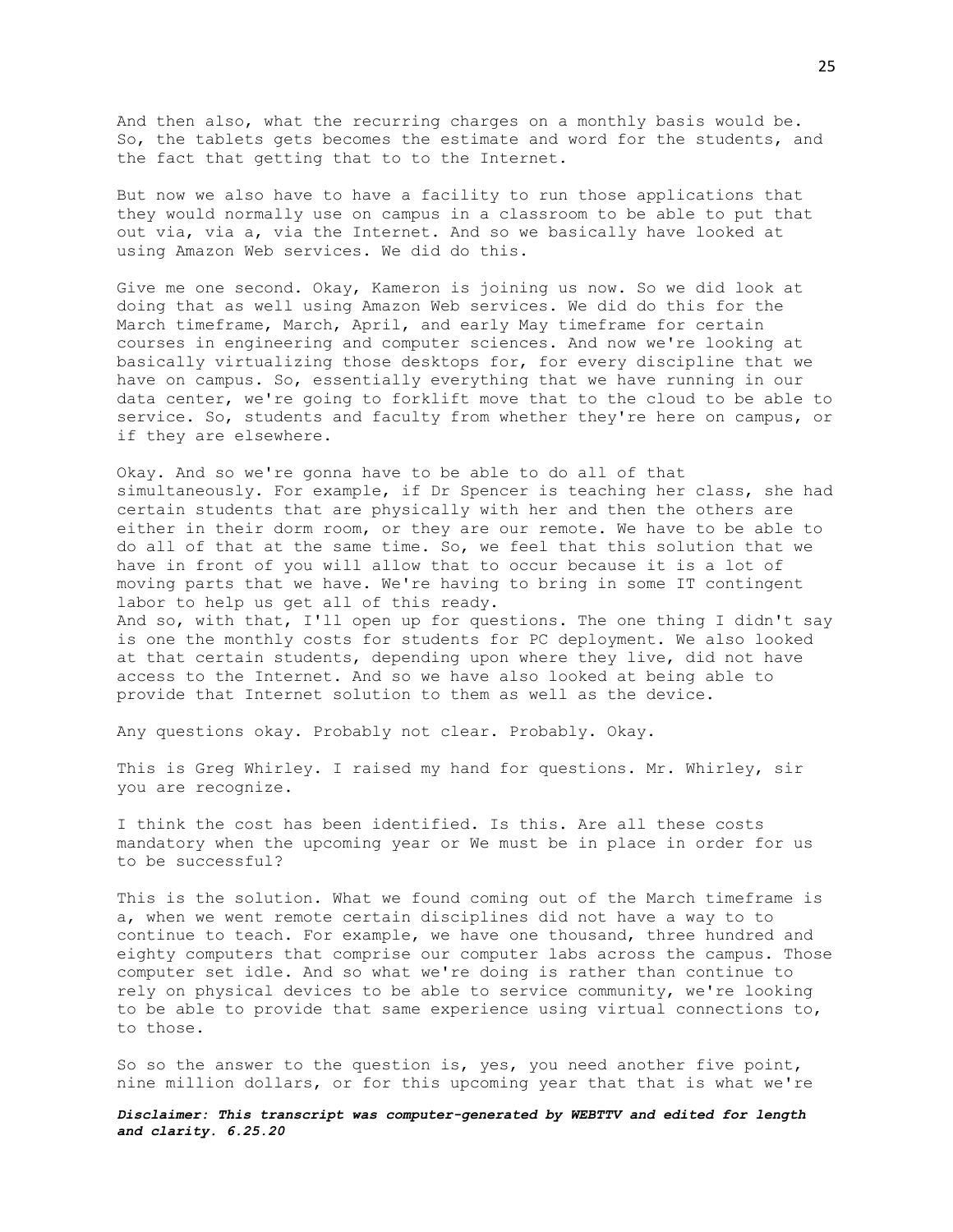And then also, what the recurring charges on a monthly basis would be. So, the tablets gets becomes the estimate and word for the students, and the fact that getting that to to the Internet.

But now we also have to have a facility to run those applications that they would normally use on campus in a classroom to be able to put that out via, via a, via the Internet. And so we basically have looked at using Amazon Web services. We did do this.

Give me one second. Okay, Kameron is joining us now. So we did look at doing that as well using Amazon Web services. We did do this for the March timeframe, March, April, and early May timeframe for certain courses in engineering and computer sciences. And now we're looking at basically virtualizing those desktops for, for every discipline that we have on campus. So, essentially everything that we have running in our data center, we're going to forklift move that to the cloud to be able to service. So, students and faculty from whether they're here on campus, or if they are elsewhere.

Okay. And so we're gonna have to be able to do all of that simultaneously. For example, if Dr Spencer is teaching her class, she had certain students that are physically with her and then the others are either in their dorm room, or they are our remote. We have to be able to do all of that at the same time. So, we feel that this solution that we have in front of you will allow that to occur because it is a lot of moving parts that we have. We're having to bring in some IT contingent labor to help us get all of this ready.
And so, with that, I'll open up for questions. The one thing I didn't say is one the monthly costs for students for PC deployment. We also looked at that certain students, depending upon where they live, did not have access to the Internet. And so we have also looked at being able to provide that Internet solution to them as well as the device.

Any questions okay. Probably not clear. Probably. Okay.

This is Greg Whirley. I raised my hand for questions. Mr. Whirley, sir you are recognize.

I think the cost has been identified. Is this. Are all these costs mandatory when the upcoming year or We must be in place in order for us to be successful?

This is the solution. What we found coming out of the March timeframe is a, when we went remote certain disciplines did not have a way to to continue to teach. For example, we have one thousand, three hundred and eighty computers that comprise our computer labs across the campus. Those computer set idle. And so what we're doing is rather than continue to rely on physical devices to be able to service community, we're looking to be able to provide that same experience using virtual connections to, to those.

So so the answer to the question is, yes, you need another five point, nine million dollars, or for this upcoming year that that is what we're

***Disclaimer: This transcript was computer-generated by WEBTTV and edited for length and clarity. 6.25.20***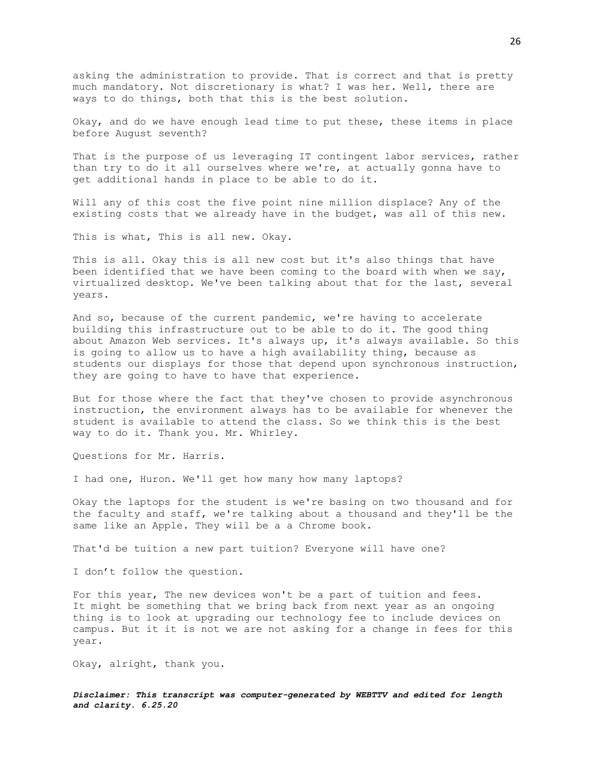asking the administration to provide. That is correct and that is pretty much mandatory. Not discretionary is what? I was her. Well, there are ways to do things, both that this is the best solution.

Okay, and do we have enough lead time to put these, these items in place before August seventh?

That is the purpose of us leveraging IT contingent labor services, rather than try to do it all ourselves where we're, at actually gonna have to get additional hands in place to be able to do it.

Will any of this cost the five point nine million displace? Any of the existing costs that we already have in the budget, was all of this new.

This is what, This is all new. Okay.

This is all. Okay this is all new cost but it's also things that have been identified that we have been coming to the board with when we say, virtualized desktop. We've been talking about that for the last, several years.

And so, because of the current pandemic, we're having to accelerate building this infrastructure out to be able to do it. The good thing about Amazon Web services. It's always up, it's always available. So this is going to allow us to have a high availability thing, because as students our displays for those that depend upon synchronous instruction, they are going to have to have that experience.

But for those where the fact that they've chosen to provide asynchronous instruction, the environment always has to be available for whenever the student is available to attend the class. So we think this is the best way to do it. Thank you. Mr. Whirley.

Questions for Mr. Harris.

I had one, Huron. We'll get how many how many laptops?

Okay the laptops for the student is we're basing on two thousand and for the faculty and staff, we're talking about a thousand and they'll be the same like an Apple. They will be a a Chrome book.

That'd be tuition a new part tuition? Everyone will have one?

I don't follow the question.

For this year, The new devices won't be a part of tuition and fees. It might be something that we bring back from next year as an ongoing thing is to look at upgrading our technology fee to include devices on campus. But it it is not we are not asking for a change in fees for this year.

Okay, alright, thank you.

***Disclaimer: This transcript was computer-generated by WEBTTV and edited for length and clarity. 6.25.20***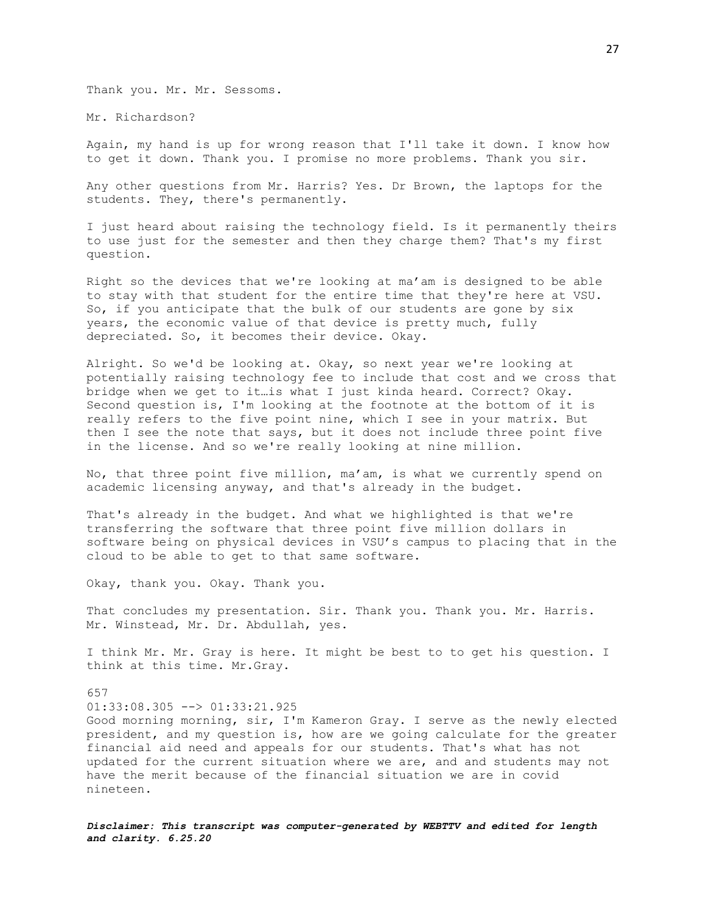Thank you. Mr. Mr. Sessoms.

Mr. Richardson?

Again, my hand is up for wrong reason that I'll take it down. I know how to get it down. Thank you. I promise no more problems. Thank you sir.

Any other questions from Mr. Harris? Yes. Dr Brown, the laptops for the students. They, there's permanently.

I just heard about raising the technology field. Is it permanently theirs to use just for the semester and then they charge them? That's my first question.

Right so the devices that we're looking at ma'am is designed to be able to stay with that student for the entire time that they're here at VSU. So, if you anticipate that the bulk of our students are gone by six years, the economic value of that device is pretty much, fully depreciated. So, it becomes their device. Okay.

Alright. So we'd be looking at. Okay, so next year we're looking at potentially raising technology fee to include that cost and we cross that bridge when we get to it…is what I just kinda heard. Correct? Okay. Second question is, I'm looking at the footnote at the bottom of it is really refers to the five point nine, which I see in your matrix. But then I see the note that says, but it does not include three point five in the license. And so we're really looking at nine million.

No, that three point five million, ma'am, is what we currently spend on academic licensing anyway, and that's already in the budget.

That's already in the budget. And what we highlighted is that we're transferring the software that three point five million dollars in software being on physical devices in VSU's campus to placing that in the cloud to be able to get to that same software.

Okay, thank you. Okay. Thank you.

That concludes my presentation. Sir. Thank you. Thank you. Mr. Harris. Mr. Winstead, Mr. Dr. Abdullah, yes.

I think Mr. Mr. Gray is here. It might be best to to get his question. I think at this time. Mr.Gray.

657
01:33:08.305 --> 01:33:21.925
Good morning morning, sir, I'm Kameron Gray. I serve as the newly elected president, and my question is, how are we going calculate for the greater financial aid need and appeals for our students. That's what has not updated for the current situation where we are, and and students may not have the merit because of the financial situation we are in covid nineteen.

***Disclaimer: This transcript was computer-generated by WEBTTV and edited for length and clarity. 6.25.20***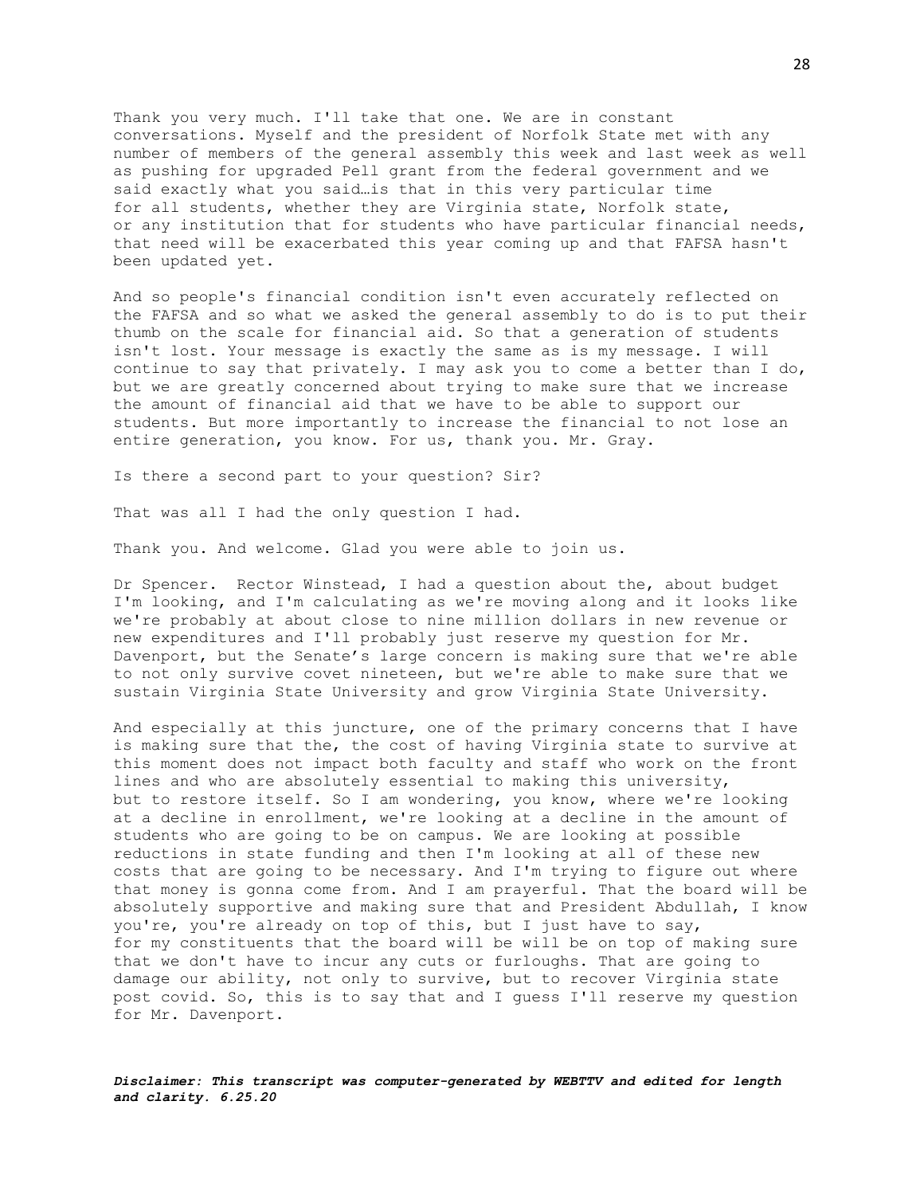Thank you very much. I'll take that one. We are in constant conversations. Myself and the president of Norfolk State met with any number of members of the general assembly this week and last week as well as pushing for upgraded Pell grant from the federal government and we said exactly what you said…is that in this very particular time for all students, whether they are Virginia state, Norfolk state, or any institution that for students who have particular financial needs, that need will be exacerbated this year coming up and that FAFSA hasn't been updated yet.

And so people's financial condition isn't even accurately reflected on the FAFSA and so what we asked the general assembly to do is to put their thumb on the scale for financial aid. So that a generation of students isn't lost. Your message is exactly the same as is my message. I will continue to say that privately. I may ask you to come a better than I do, but we are greatly concerned about trying to make sure that we increase the amount of financial aid that we have to be able to support our students. But more importantly to increase the financial to not lose an entire generation, you know. For us, thank you. Mr. Gray.

Is there a second part to your question? Sir?

That was all I had the only question I had.

Thank you. And welcome. Glad you were able to join us.

Dr Spencer. Rector Winstead, I had a question about the, about budget I'm looking, and I'm calculating as we're moving along and it looks like we're probably at about close to nine million dollars in new revenue or new expenditures and I'll probably just reserve my question for Mr. Davenport, but the Senate's large concern is making sure that we're able to not only survive covet nineteen, but we're able to make sure that we sustain Virginia State University and grow Virginia State University.

And especially at this juncture, one of the primary concerns that I have is making sure that the, the cost of having Virginia state to survive at this moment does not impact both faculty and staff who work on the front lines and who are absolutely essential to making this university, but to restore itself. So I am wondering, you know, where we're looking at a decline in enrollment, we're looking at a decline in the amount of students who are going to be on campus. We are looking at possible reductions in state funding and then I'm looking at all of these new costs that are going to be necessary. And I'm trying to figure out where that money is gonna come from. And I am prayerful. That the board will be absolutely supportive and making sure that and President Abdullah, I know you're, you're already on top of this, but I just have to say, for my constituents that the board will be will be on top of making sure that we don't have to incur any cuts or furloughs. That are going to damage our ability, not only to survive, but to recover Virginia state post covid. So, this is to say that and I guess I'll reserve my question for Mr. Davenport.

***Disclaimer: This transcript was computer-generated by WEBTTV and edited for length and clarity. 6.25.20***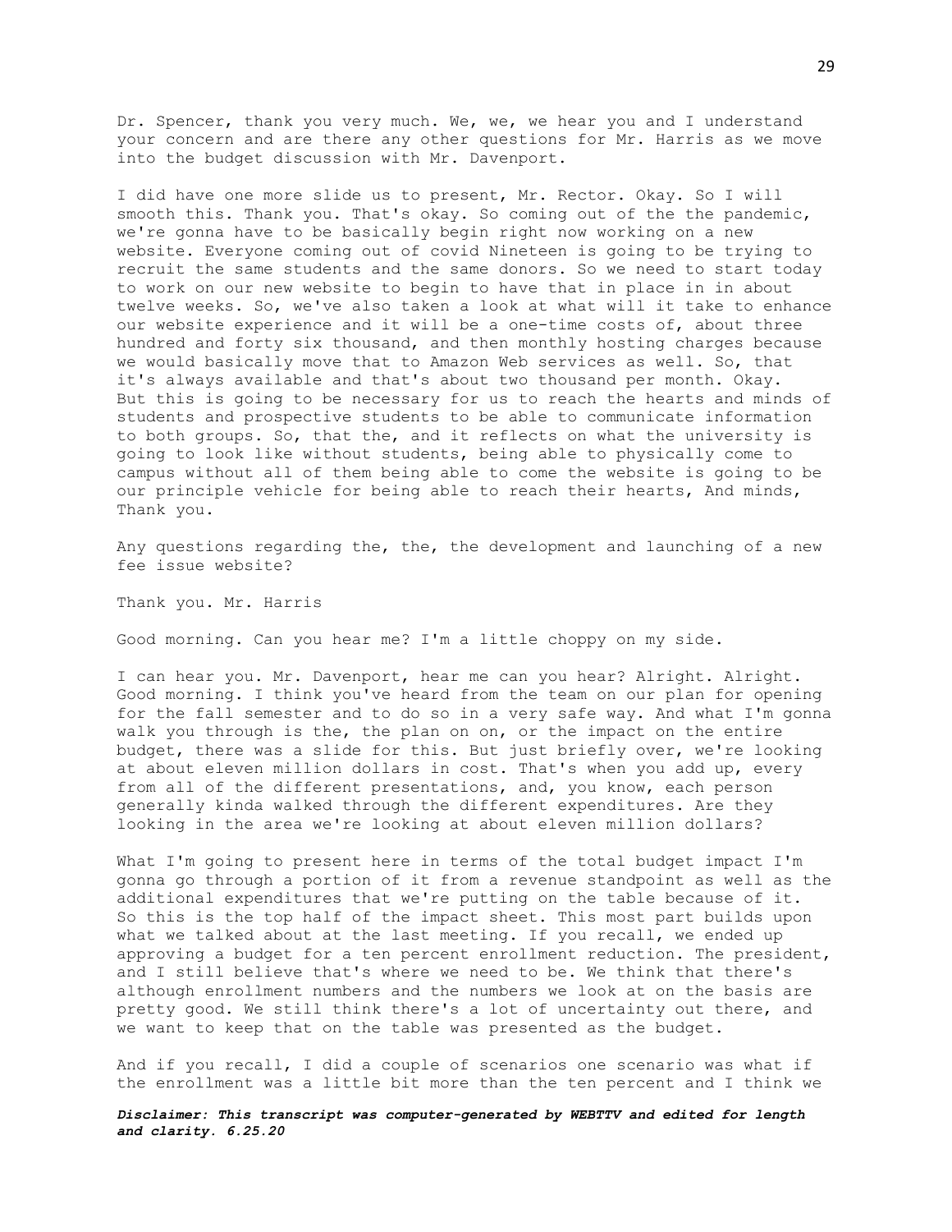Dr. Spencer, thank you very much. We, we, we hear you and I understand your concern and are there any other questions for Mr. Harris as we move into the budget discussion with Mr. Davenport.

I did have one more slide us to present, Mr. Rector. Okay. So I will smooth this. Thank you. That's okay. So coming out of the the pandemic, we're gonna have to be basically begin right now working on a new website. Everyone coming out of covid Nineteen is going to be trying to recruit the same students and the same donors. So we need to start today to work on our new website to begin to have that in place in in about twelve weeks. So, we've also taken a look at what will it take to enhance our website experience and it will be a one-time costs of, about three hundred and forty six thousand, and then monthly hosting charges because we would basically move that to Amazon Web services as well. So, that it's always available and that's about two thousand per month. Okay. But this is going to be necessary for us to reach the hearts and minds of students and prospective students to be able to communicate information to both groups. So, that the, and it reflects on what the university is going to look like without students, being able to physically come to campus without all of them being able to come the website is going to be our principle vehicle for being able to reach their hearts, And minds, Thank you.

Any questions regarding the, the, the development and launching of a new fee issue website?

Thank you. Mr. Harris

Good morning. Can you hear me? I'm a little choppy on my side.

I can hear you. Mr. Davenport, hear me can you hear? Alright. Alright. Good morning. I think you've heard from the team on our plan for opening for the fall semester and to do so in a very safe way. And what I'm gonna walk you through is the, the plan on on, or the impact on the entire budget, there was a slide for this. But just briefly over, we're looking at about eleven million dollars in cost. That's when you add up, every from all of the different presentations, and, you know, each person generally kinda walked through the different expenditures. Are they looking in the area we're looking at about eleven million dollars?

What I'm going to present here in terms of the total budget impact I'm gonna go through a portion of it from a revenue standpoint as well as the additional expenditures that we're putting on the table because of it. So this is the top half of the impact sheet. This most part builds upon what we talked about at the last meeting. If you recall, we ended up approving a budget for a ten percent enrollment reduction. The president, and I still believe that's where we need to be. We think that there's although enrollment numbers and the numbers we look at on the basis are pretty good. We still think there's a lot of uncertainty out there, and we want to keep that on the table was presented as the budget.

And if you recall, I did a couple of scenarios one scenario was what if the enrollment was a little bit more than the ten percent and I think we

***Disclaimer: This transcript was computer-generated by WEBTTV and edited for length and clarity. 6.25.20***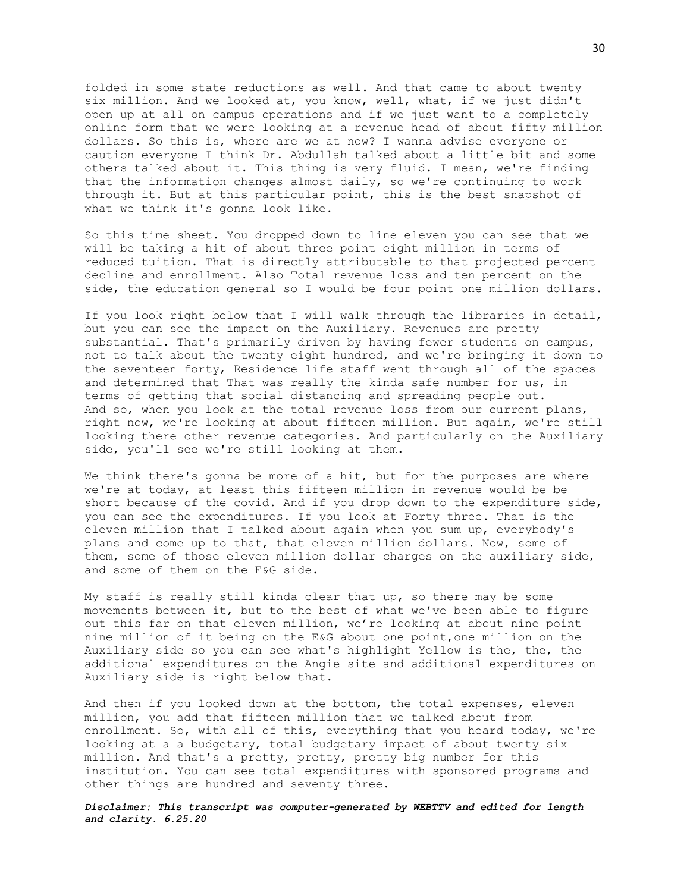folded in some state reductions as well. And that came to about twenty six million. And we looked at, you know, well, what, if we just didn't open up at all on campus operations and if we just want to a completely online form that we were looking at a revenue head of about fifty million dollars. So this is, where are we at now? I wanna advise everyone or caution everyone I think Dr. Abdullah talked about a little bit and some others talked about it. This thing is very fluid. I mean, we're finding that the information changes almost daily, so we're continuing to work through it. But at this particular point, this is the best snapshot of what we think it's gonna look like.

So this time sheet. You dropped down to line eleven you can see that we will be taking a hit of about three point eight million in terms of reduced tuition. That is directly attributable to that projected percent decline and enrollment. Also Total revenue loss and ten percent on the side, the education general so I would be four point one million dollars.

If you look right below that I will walk through the libraries in detail, but you can see the impact on the Auxiliary. Revenues are pretty substantial. That's primarily driven by having fewer students on campus, not to talk about the twenty eight hundred, and we're bringing it down to the seventeen forty, Residence life staff went through all of the spaces and determined that That was really the kinda safe number for us, in terms of getting that social distancing and spreading people out. And so, when you look at the total revenue loss from our current plans, right now, we're looking at about fifteen million. But again, we're still looking there other revenue categories. And particularly on the Auxiliary side, you'll see we're still looking at them.

We think there's gonna be more of a hit, but for the purposes are where we're at today, at least this fifteen million in revenue would be be short because of the covid. And if you drop down to the expenditure side, you can see the expenditures. If you look at Forty three. That is the eleven million that I talked about again when you sum up, everybody's plans and come up to that, that eleven million dollars. Now, some of them, some of those eleven million dollar charges on the auxiliary side, and some of them on the E&G side.

My staff is really still kinda clear that up, so there may be some movements between it, but to the best of what we've been able to figure out this far on that eleven million, we're looking at about nine point nine million of it being on the E&G about one point,one million on the Auxiliary side so you can see what's highlight Yellow is the, the, the additional expenditures on the Angie site and additional expenditures on Auxiliary side is right below that.

And then if you looked down at the bottom, the total expenses, eleven million, you add that fifteen million that we talked about from enrollment. So, with all of this, everything that you heard today, we're looking at a a budgetary, total budgetary impact of about twenty six million. And that's a pretty, pretty, pretty big number for this institution. You can see total expenditures with sponsored programs and other things are hundred and seventy three.

***Disclaimer: This transcript was computer-generated by WEBTTV and edited for length and clarity. 6.25.20***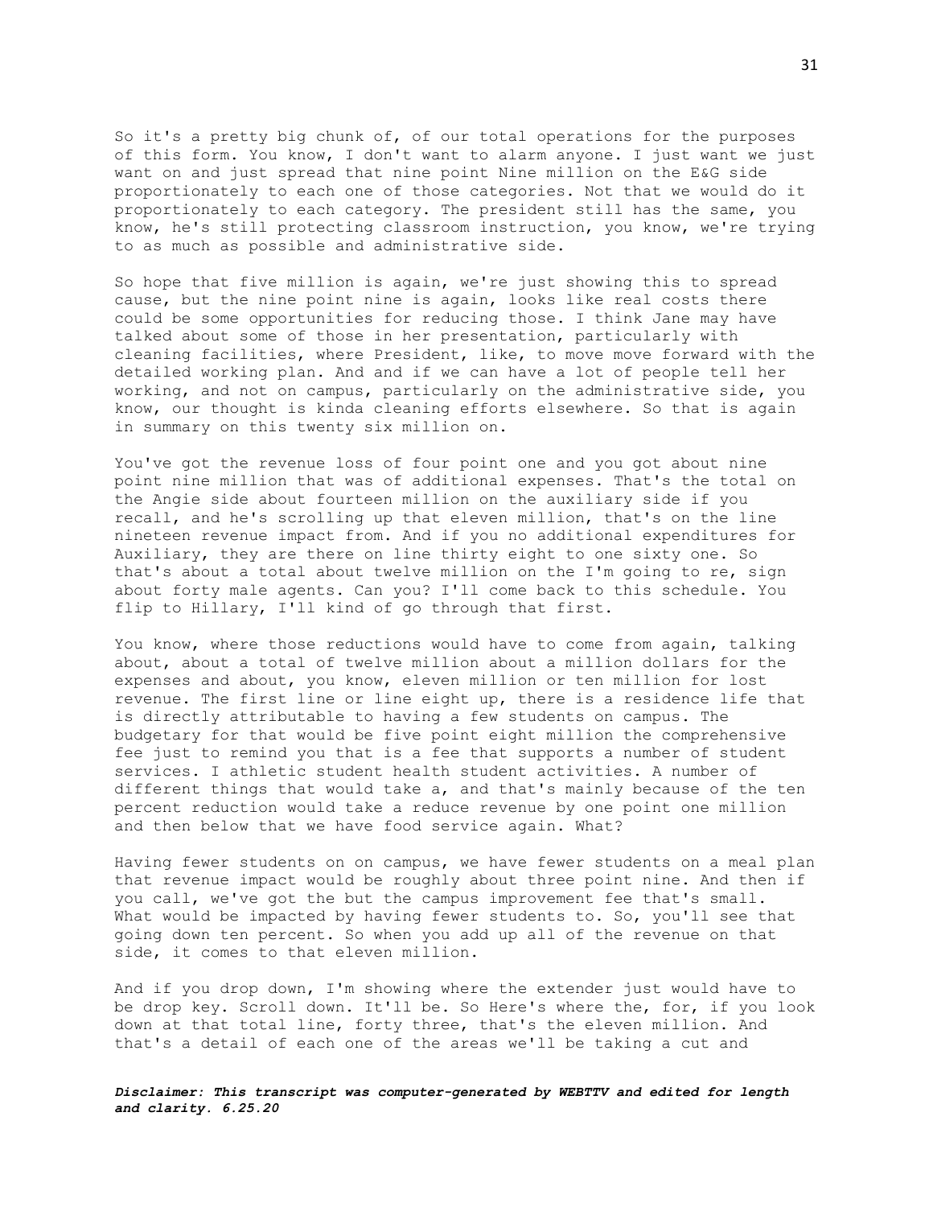So it's a pretty big chunk of, of our total operations for the purposes of this form. You know, I don't want to alarm anyone. I just want we just want on and just spread that nine point Nine million on the E&G side proportionately to each one of those categories. Not that we would do it proportionately to each category. The president still has the same, you know, he's still protecting classroom instruction, you know, we're trying to as much as possible and administrative side.

So hope that five million is again, we're just showing this to spread cause, but the nine point nine is again, looks like real costs there could be some opportunities for reducing those. I think Jane may have talked about some of those in her presentation, particularly with cleaning facilities, where President, like, to move move forward with the detailed working plan. And and if we can have a lot of people tell her working, and not on campus, particularly on the administrative side, you know, our thought is kinda cleaning efforts elsewhere. So that is again in summary on this twenty six million on.

You've got the revenue loss of four point one and you got about nine point nine million that was of additional expenses. That's the total on the Angie side about fourteen million on the auxiliary side if you recall, and he's scrolling up that eleven million, that's on the line nineteen revenue impact from. And if you no additional expenditures for Auxiliary, they are there on line thirty eight to one sixty one. So that's about a total about twelve million on the I'm going to re, sign about forty male agents. Can you? I'll come back to this schedule. You flip to Hillary, I'll kind of go through that first.

You know, where those reductions would have to come from again, talking about, about a total of twelve million about a million dollars for the expenses and about, you know, eleven million or ten million for lost revenue. The first line or line eight up, there is a residence life that is directly attributable to having a few students on campus. The budgetary for that would be five point eight million the comprehensive fee just to remind you that is a fee that supports a number of student services. I athletic student health student activities. A number of different things that would take a, and that's mainly because of the ten percent reduction would take a reduce revenue by one point one million and then below that we have food service again. What?

Having fewer students on on campus, we have fewer students on a meal plan that revenue impact would be roughly about three point nine. And then if you call, we've got the but the campus improvement fee that's small. What would be impacted by having fewer students to. So, you'll see that going down ten percent. So when you add up all of the revenue on that side, it comes to that eleven million.

And if you drop down, I'm showing where the extender just would have to be drop key. Scroll down. It'll be. So Here's where the, for, if you look down at that total line, forty three, that's the eleven million. And that's a detail of each one of the areas we'll be taking a cut and

***Disclaimer: This transcript was computer-generated by WEBTTV and edited for length and clarity. 6.25.20***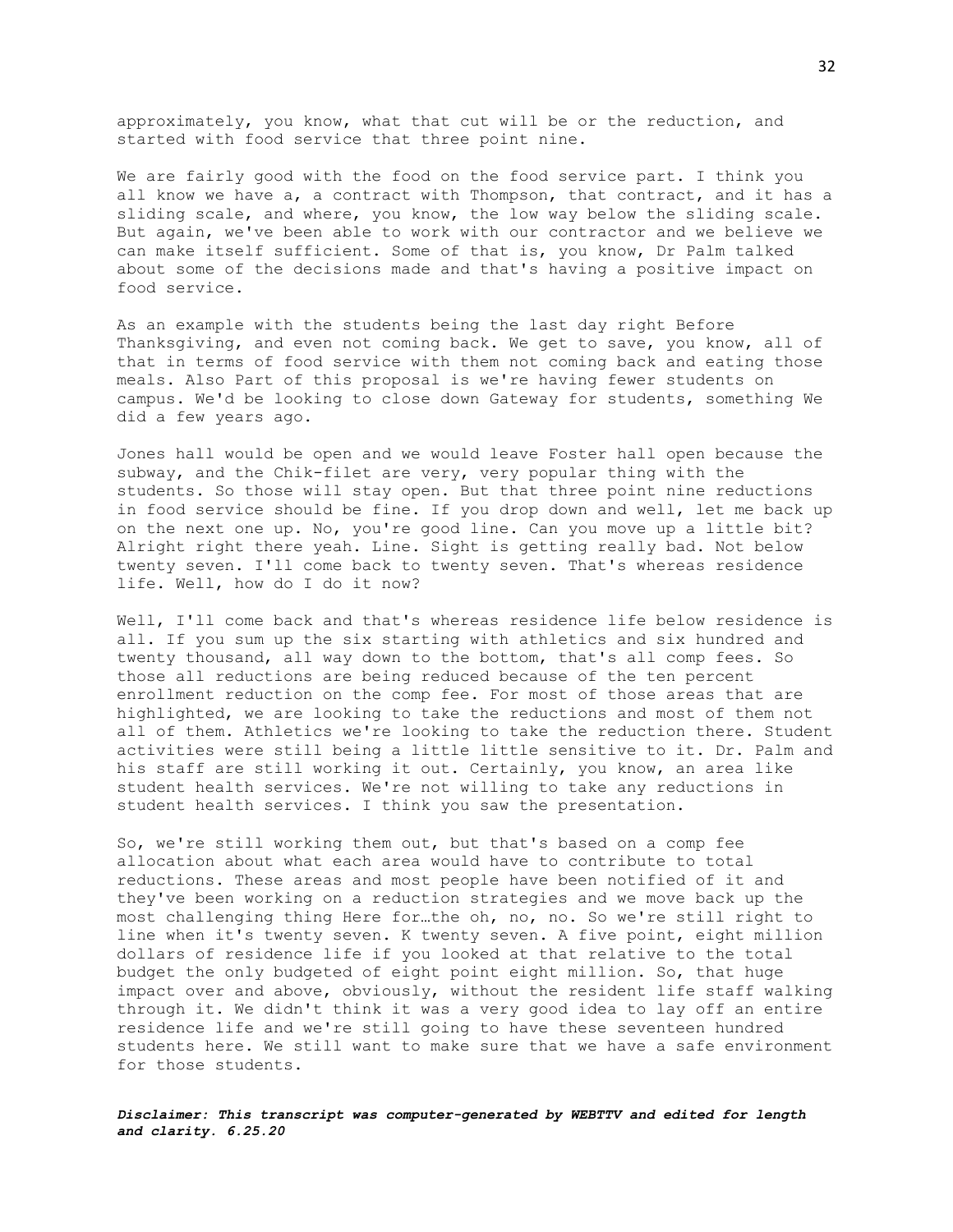approximately, you know, what that cut will be or the reduction, and started with food service that three point nine.

We are fairly good with the food on the food service part. I think you all know we have a, a contract with Thompson, that contract, and it has a sliding scale, and where, you know, the low way below the sliding scale. But again, we've been able to work with our contractor and we believe we can make itself sufficient. Some of that is, you know, Dr Palm talked about some of the decisions made and that's having a positive impact on food service.

As an example with the students being the last day right Before Thanksgiving, and even not coming back. We get to save, you know, all of that in terms of food service with them not coming back and eating those meals. Also Part of this proposal is we're having fewer students on campus. We'd be looking to close down Gateway for students, something We did a few years ago.

Jones hall would be open and we would leave Foster hall open because the subway, and the Chik-filet are very, very popular thing with the students. So those will stay open. But that three point nine reductions in food service should be fine. If you drop down and well, let me back up on the next one up. No, you're good line. Can you move up a little bit? Alright right there yeah. Line. Sight is getting really bad. Not below twenty seven. I'll come back to twenty seven. That's whereas residence life. Well, how do I do it now?

Well, I'll come back and that's whereas residence life below residence is all. If you sum up the six starting with athletics and six hundred and twenty thousand, all way down to the bottom, that's all comp fees. So those all reductions are being reduced because of the ten percent enrollment reduction on the comp fee. For most of those areas that are highlighted, we are looking to take the reductions and most of them not all of them. Athletics we're looking to take the reduction there. Student activities were still being a little little sensitive to it. Dr. Palm and his staff are still working it out. Certainly, you know, an area like student health services. We're not willing to take any reductions in student health services. I think you saw the presentation.

So, we're still working them out, but that's based on a comp fee allocation about what each area would have to contribute to total reductions. These areas and most people have been notified of it and they've been working on a reduction strategies and we move back up the most challenging thing Here for…the oh, no, no. So we're still right to line when it's twenty seven. K twenty seven. A five point, eight million dollars of residence life if you looked at that relative to the total budget the only budgeted of eight point eight million. So, that huge impact over and above, obviously, without the resident life staff walking through it. We didn't think it was a very good idea to lay off an entire residence life and we're still going to have these seventeen hundred students here. We still want to make sure that we have a safe environment for those students.

***Disclaimer: This transcript was computer-generated by WEBTTV and edited for length and clarity. 6.25.20***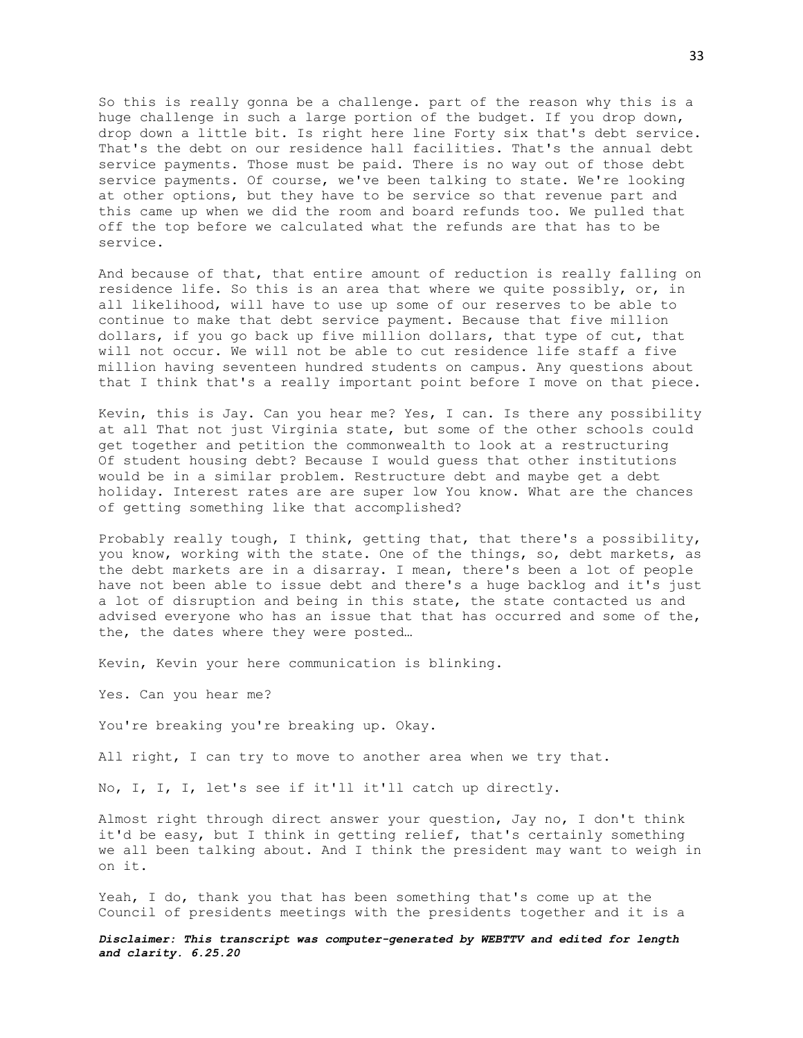So this is really gonna be a challenge. part of the reason why this is a huge challenge in such a large portion of the budget. If you drop down, drop down a little bit. Is right here line Forty six that's debt service. That's the debt on our residence hall facilities. That's the annual debt service payments. Those must be paid. There is no way out of those debt service payments. Of course, we've been talking to state. We're looking at other options, but they have to be service so that revenue part and this came up when we did the room and board refunds too. We pulled that off the top before we calculated what the refunds are that has to be service.

And because of that, that entire amount of reduction is really falling on residence life. So this is an area that where we quite possibly, or, in all likelihood, will have to use up some of our reserves to be able to continue to make that debt service payment. Because that five million dollars, if you go back up five million dollars, that type of cut, that will not occur. We will not be able to cut residence life staff a five million having seventeen hundred students on campus. Any questions about that I think that's a really important point before I move on that piece.

Kevin, this is Jay. Can you hear me? Yes, I can. Is there any possibility at all That not just Virginia state, but some of the other schools could get together and petition the commonwealth to look at a restructuring Of student housing debt? Because I would guess that other institutions would be in a similar problem. Restructure debt and maybe get a debt holiday. Interest rates are are super low You know. What are the chances of getting something like that accomplished?

Probably really tough, I think, getting that, that there's a possibility, you know, working with the state. One of the things, so, debt markets, as the debt markets are in a disarray. I mean, there's been a lot of people have not been able to issue debt and there's a huge backlog and it's just a lot of disruption and being in this state, the state contacted us and advised everyone who has an issue that that has occurred and some of the, the, the dates where they were posted…

Kevin, Kevin your here communication is blinking.

Yes. Can you hear me?

You're breaking you're breaking up. Okay.

All right, I can try to move to another area when we try that.

No, I, I, I, let's see if it'll it'll catch up directly.

Almost right through direct answer your question, Jay no, I don't think it'd be easy, but I think in getting relief, that's certainly something we all been talking about. And I think the president may want to weigh in on it.

Yeah, I do, thank you that has been something that's come up at the Council of presidents meetings with the presidents together and it is a

***Disclaimer: This transcript was computer-generated by WEBTTV and edited for length and clarity. 6.25.20***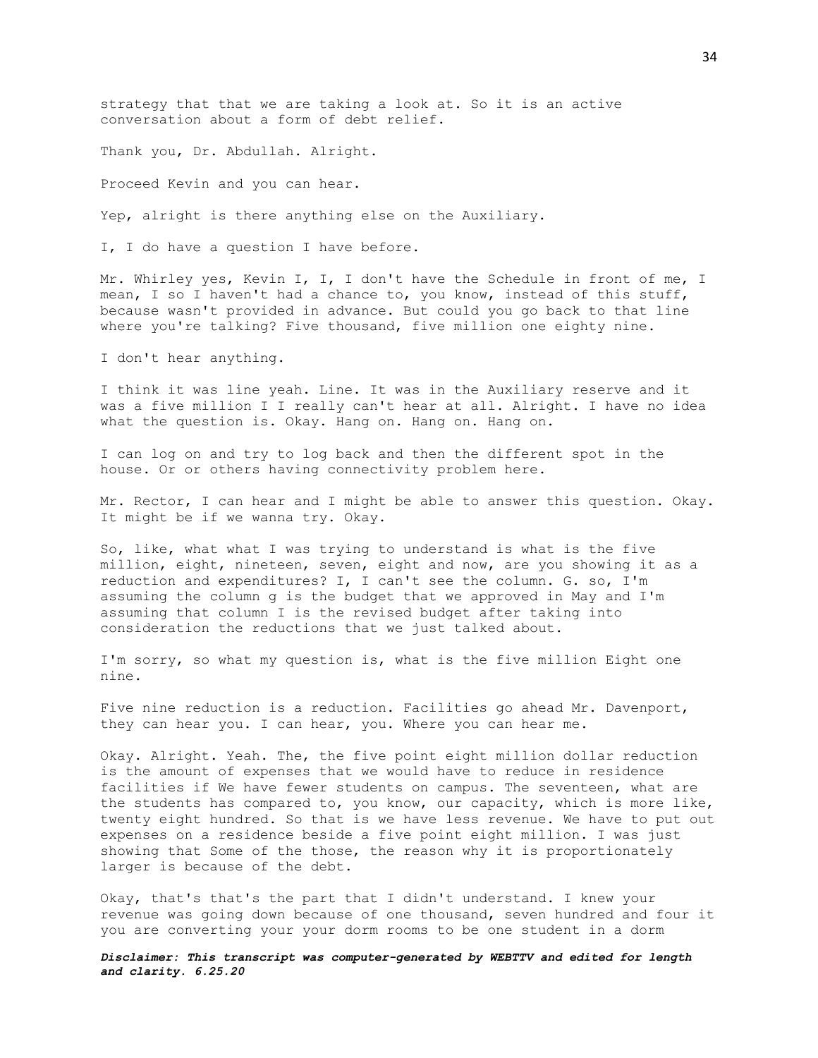strategy that that we are taking a look at. So it is an active conversation about a form of debt relief.

Thank you, Dr. Abdullah. Alright.

Proceed Kevin and you can hear.

Yep, alright is there anything else on the Auxiliary.

I, I do have a question I have before.

Mr. Whirley yes, Kevin I, I, I don't have the Schedule in front of me, I mean, I so I haven't had a chance to, you know, instead of this stuff, because wasn't provided in advance. But could you go back to that line where you're talking? Five thousand, five million one eighty nine.

I don't hear anything.

I think it was line yeah. Line. It was in the Auxiliary reserve and it was a five million I I really can't hear at all. Alright. I have no idea what the question is. Okay. Hang on. Hang on. Hang on.

I can log on and try to log back and then the different spot in the house. Or or others having connectivity problem here.

Mr. Rector, I can hear and I might be able to answer this question. Okay. It might be if we wanna try. Okay.

So, like, what what I was trying to understand is what is the five million, eight, nineteen, seven, eight and now, are you showing it as a reduction and expenditures? I, I can't see the column. G. so, I'm assuming the column g is the budget that we approved in May and I'm assuming that column I is the revised budget after taking into consideration the reductions that we just talked about.

I'm sorry, so what my question is, what is the five million Eight one nine.

Five nine reduction is a reduction. Facilities go ahead Mr. Davenport, they can hear you. I can hear, you. Where you can hear me.

Okay. Alright. Yeah. The, the five point eight million dollar reduction is the amount of expenses that we would have to reduce in residence facilities if We have fewer students on campus. The seventeen, what are the students has compared to, you know, our capacity, which is more like, twenty eight hundred. So that is we have less revenue. We have to put out expenses on a residence beside a five point eight million. I was just showing that Some of the those, the reason why it is proportionately larger is because of the debt.

Okay, that's that's the part that I didn't understand. I knew your revenue was going down because of one thousand, seven hundred and four it you are converting your your dorm rooms to be one student in a dorm

***Disclaimer: This transcript was computer-generated by WEBTTV and edited for length and clarity. 6.25.20***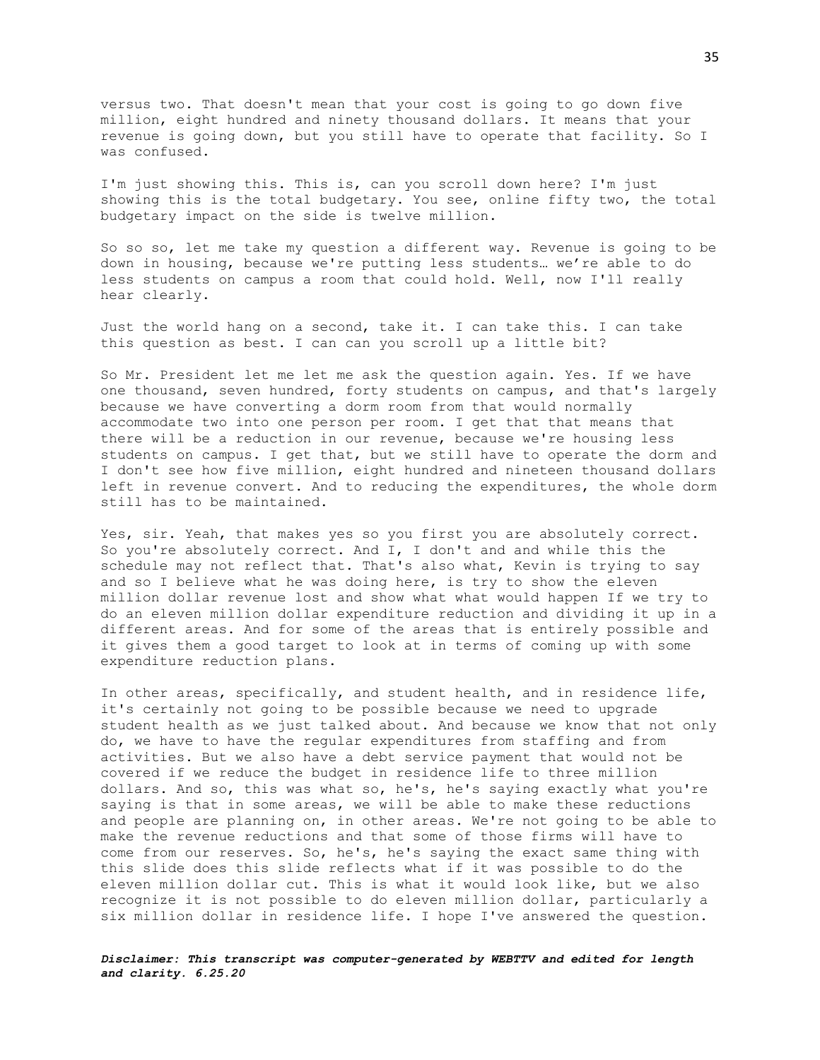versus two. That doesn't mean that your cost is going to go down five million, eight hundred and ninety thousand dollars. It means that your revenue is going down, but you still have to operate that facility. So I was confused.

I'm just showing this. This is, can you scroll down here? I'm just showing this is the total budgetary. You see, online fifty two, the total budgetary impact on the side is twelve million.

So so so, let me take my question a different way. Revenue is going to be down in housing, because we're putting less students… we're able to do less students on campus a room that could hold. Well, now I'll really hear clearly.

Just the world hang on a second, take it. I can take this. I can take this question as best. I can can you scroll up a little bit?

So Mr. President let me let me ask the question again. Yes. If we have one thousand, seven hundred, forty students on campus, and that's largely because we have converting a dorm room from that would normally accommodate two into one person per room. I get that that means that there will be a reduction in our revenue, because we're housing less students on campus. I get that, but we still have to operate the dorm and I don't see how five million, eight hundred and nineteen thousand dollars left in revenue convert. And to reducing the expenditures, the whole dorm still has to be maintained.

Yes, sir. Yeah, that makes yes so you first you are absolutely correct. So you're absolutely correct. And I, I don't and and while this the schedule may not reflect that. That's also what, Kevin is trying to say and so I believe what he was doing here, is try to show the eleven million dollar revenue lost and show what what would happen If we try to do an eleven million dollar expenditure reduction and dividing it up in a different areas. And for some of the areas that is entirely possible and it gives them a good target to look at in terms of coming up with some expenditure reduction plans.

In other areas, specifically, and student health, and in residence life, it's certainly not going to be possible because we need to upgrade student health as we just talked about. And because we know that not only do, we have to have the regular expenditures from staffing and from activities. But we also have a debt service payment that would not be covered if we reduce the budget in residence life to three million dollars. And so, this was what so, he's, he's saying exactly what you're saying is that in some areas, we will be able to make these reductions and people are planning on, in other areas. We're not going to be able to make the revenue reductions and that some of those firms will have to come from our reserves. So, he's, he's saying the exact same thing with this slide does this slide reflects what if it was possible to do the eleven million dollar cut. This is what it would look like, but we also recognize it is not possible to do eleven million dollar, particularly a six million dollar in residence life. I hope I've answered the question.

***Disclaimer: This transcript was computer-generated by WEBTTV and edited for length and clarity. 6.25.20***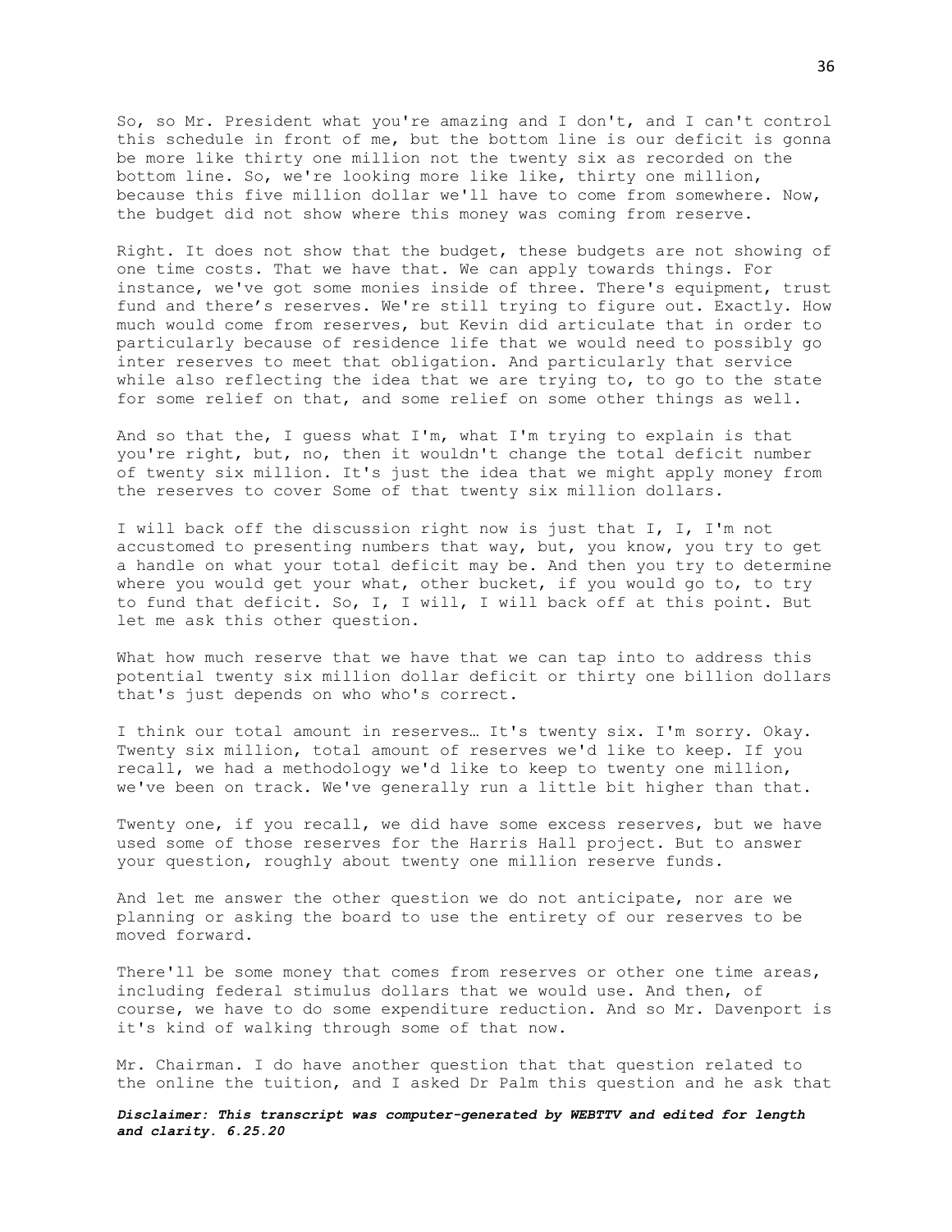So, so Mr. President what you're amazing and I don't, and I can't control this schedule in front of me, but the bottom line is our deficit is gonna be more like thirty one million not the twenty six as recorded on the bottom line. So, we're looking more like like, thirty one million, because this five million dollar we'll have to come from somewhere. Now, the budget did not show where this money was coming from reserve.

Right. It does not show that the budget, these budgets are not showing of one time costs. That we have that. We can apply towards things. For instance, we've got some monies inside of three. There's equipment, trust fund and there's reserves. We're still trying to figure out. Exactly. How much would come from reserves, but Kevin did articulate that in order to particularly because of residence life that we would need to possibly go inter reserves to meet that obligation. And particularly that service while also reflecting the idea that we are trying to, to go to the state for some relief on that, and some relief on some other things as well.

And so that the, I guess what I'm, what I'm trying to explain is that you're right, but, no, then it wouldn't change the total deficit number of twenty six million. It's just the idea that we might apply money from the reserves to cover Some of that twenty six million dollars.

I will back off the discussion right now is just that I, I, I'm not accustomed to presenting numbers that way, but, you know, you try to get a handle on what your total deficit may be. And then you try to determine where you would get your what, other bucket, if you would go to, to try to fund that deficit. So, I, I will, I will back off at this point. But let me ask this other question.

What how much reserve that we have that we can tap into to address this potential twenty six million dollar deficit or thirty one billion dollars that's just depends on who who's correct.

I think our total amount in reserves… It's twenty six. I'm sorry. Okay. Twenty six million, total amount of reserves we'd like to keep. If you recall, we had a methodology we'd like to keep to twenty one million, we've been on track. We've generally run a little bit higher than that.

Twenty one, if you recall, we did have some excess reserves, but we have used some of those reserves for the Harris Hall project. But to answer your question, roughly about twenty one million reserve funds.

And let me answer the other question we do not anticipate, nor are we planning or asking the board to use the entirety of our reserves to be moved forward.

There'll be some money that comes from reserves or other one time areas, including federal stimulus dollars that we would use. And then, of course, we have to do some expenditure reduction. And so Mr. Davenport is it's kind of walking through some of that now.

Mr. Chairman. I do have another question that that question related to the online the tuition, and I asked Dr Palm this question and he ask that

***Disclaimer: This transcript was computer-generated by WEBTTV and edited for length and clarity. 6.25.20***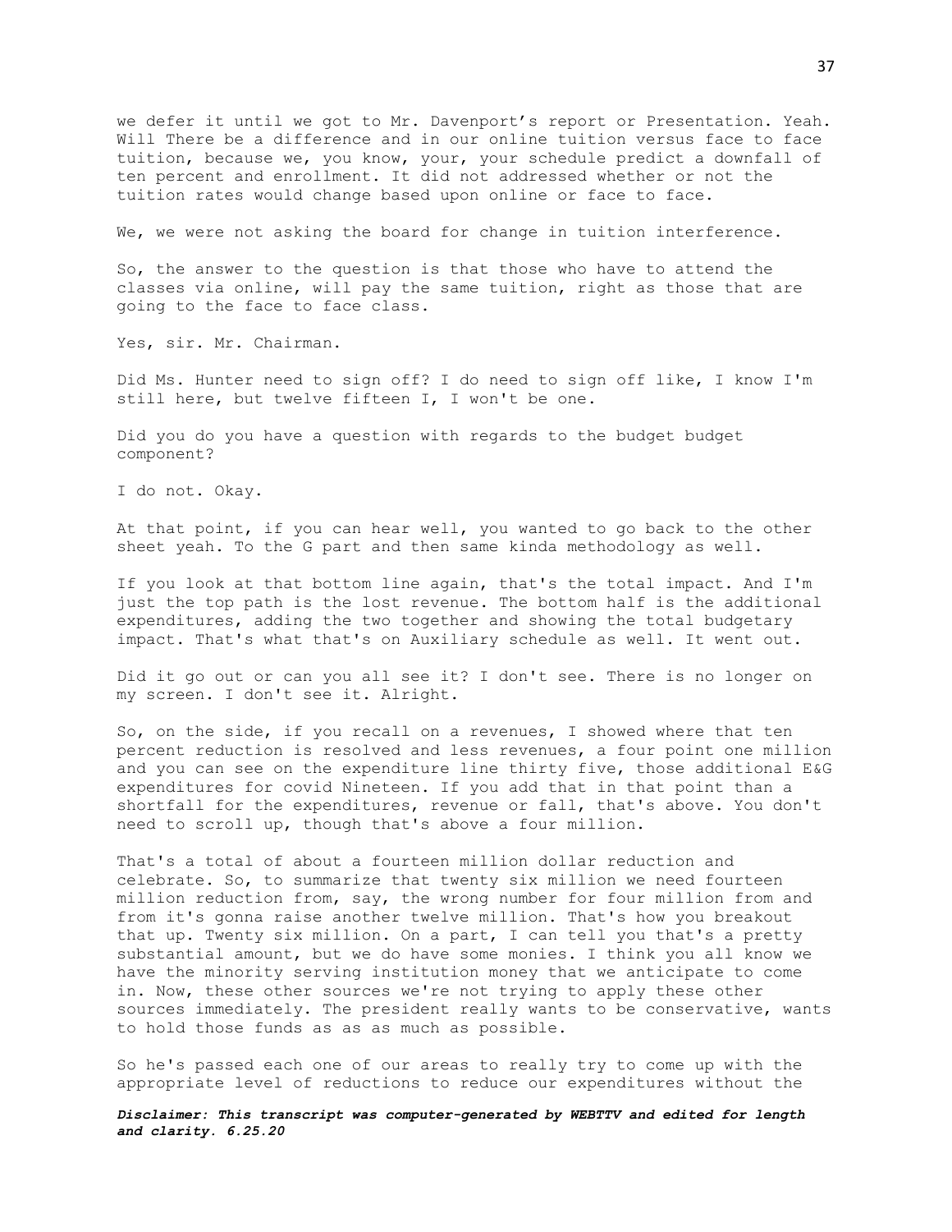we defer it until we got to Mr. Davenport's report or Presentation. Yeah. Will There be a difference and in our online tuition versus face to face tuition, because we, you know, your, your schedule predict a downfall of ten percent and enrollment. It did not addressed whether or not the tuition rates would change based upon online or face to face.

We, we were not asking the board for change in tuition interference.

So, the answer to the question is that those who have to attend the classes via online, will pay the same tuition, right as those that are going to the face to face class.

Yes, sir. Mr. Chairman.

Did Ms. Hunter need to sign off? I do need to sign off like, I know I'm still here, but twelve fifteen I, I won't be one.

Did you do you have a question with regards to the budget budget component?

I do not. Okay.

At that point, if you can hear well, you wanted to go back to the other sheet yeah. To the G part and then same kinda methodology as well.

If you look at that bottom line again, that's the total impact. And I'm just the top path is the lost revenue. The bottom half is the additional expenditures, adding the two together and showing the total budgetary impact. That's what that's on Auxiliary schedule as well. It went out.

Did it go out or can you all see it? I don't see. There is no longer on my screen. I don't see it. Alright.

So, on the side, if you recall on a revenues, I showed where that ten percent reduction is resolved and less revenues, a four point one million and you can see on the expenditure line thirty five, those additional E&G expenditures for covid Nineteen. If you add that in that point than a shortfall for the expenditures, revenue or fall, that's above. You don't need to scroll up, though that's above a four million.

That's a total of about a fourteen million dollar reduction and celebrate. So, to summarize that twenty six million we need fourteen million reduction from, say, the wrong number for four million from and from it's gonna raise another twelve million. That's how you breakout that up. Twenty six million. On a part, I can tell you that's a pretty substantial amount, but we do have some monies. I think you all know we have the minority serving institution money that we anticipate to come in. Now, these other sources we're not trying to apply these other sources immediately. The president really wants to be conservative, wants to hold those funds as as as much as possible.

So he's passed each one of our areas to really try to come up with the appropriate level of reductions to reduce our expenditures without the

***Disclaimer: This transcript was computer-generated by WEBTTV and edited for length and clarity. 6.25.20***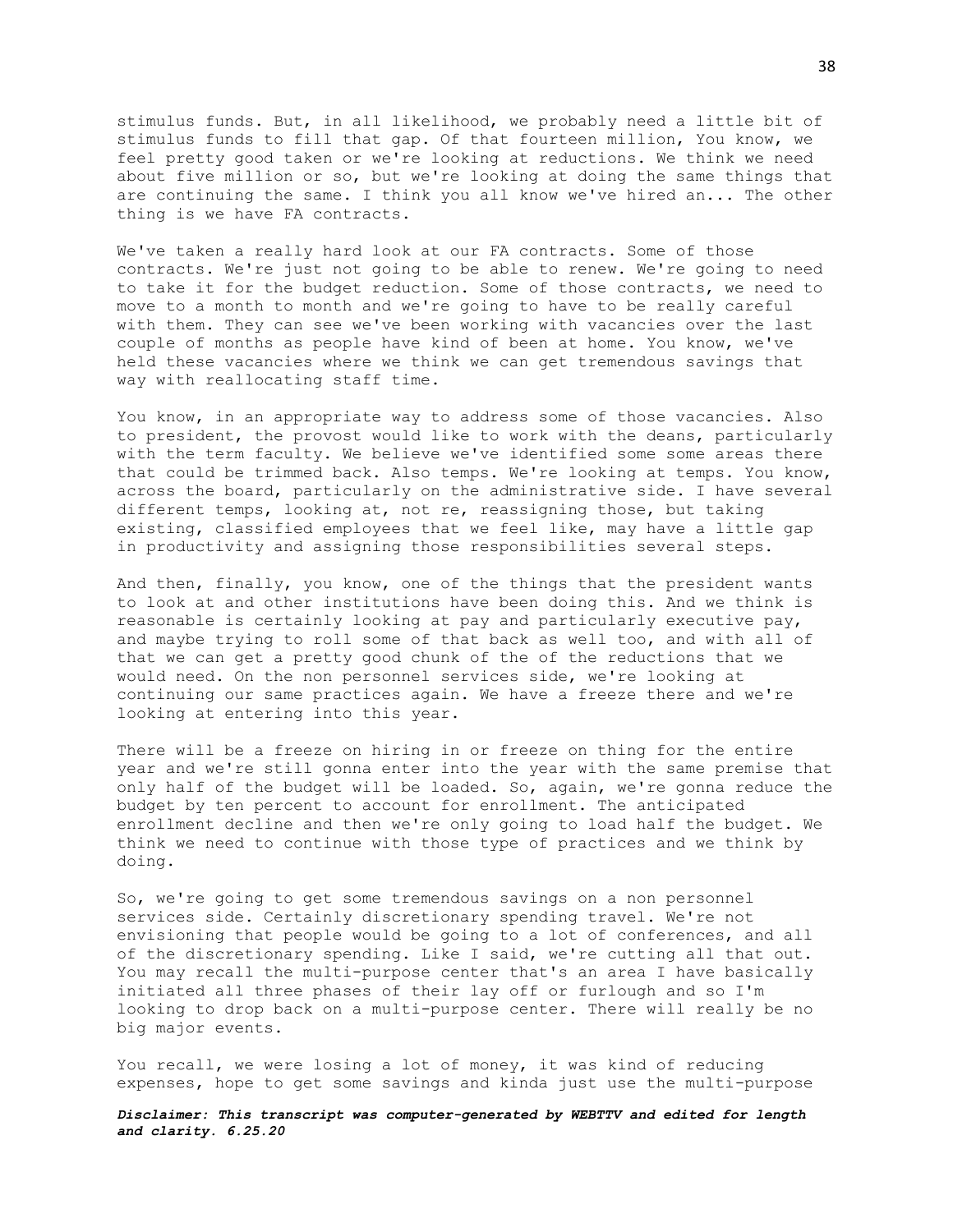stimulus funds. But, in all likelihood, we probably need a little bit of stimulus funds to fill that gap. Of that fourteen million, You know, we feel pretty good taken or we're looking at reductions. We think we need about five million or so, but we're looking at doing the same things that are continuing the same. I think you all know we've hired an... The other thing is we have FA contracts.

We've taken a really hard look at our FA contracts. Some of those contracts. We're just not going to be able to renew. We're going to need to take it for the budget reduction. Some of those contracts, we need to move to a month to month and we're going to have to be really careful with them. They can see we've been working with vacancies over the last couple of months as people have kind of been at home. You know, we've held these vacancies where we think we can get tremendous savings that way with reallocating staff time.

You know, in an appropriate way to address some of those vacancies. Also to president, the provost would like to work with the deans, particularly with the term faculty. We believe we've identified some some areas there that could be trimmed back. Also temps. We're looking at temps. You know, across the board, particularly on the administrative side. I have several different temps, looking at, not re, reassigning those, but taking existing, classified employees that we feel like, may have a little gap in productivity and assigning those responsibilities several steps.

And then, finally, you know, one of the things that the president wants to look at and other institutions have been doing this. And we think is reasonable is certainly looking at pay and particularly executive pay, and maybe trying to roll some of that back as well too, and with all of that we can get a pretty good chunk of the of the reductions that we would need. On the non personnel services side, we're looking at continuing our same practices again. We have a freeze there and we're looking at entering into this year.

There will be a freeze on hiring in or freeze on thing for the entire year and we're still gonna enter into the year with the same premise that only half of the budget will be loaded. So, again, we're gonna reduce the budget by ten percent to account for enrollment. The anticipated enrollment decline and then we're only going to load half the budget. We think we need to continue with those type of practices and we think by doing.

So, we're going to get some tremendous savings on a non personnel services side. Certainly discretionary spending travel. We're not envisioning that people would be going to a lot of conferences, and all of the discretionary spending. Like I said, we're cutting all that out. You may recall the multi-purpose center that's an area I have basically initiated all three phases of their lay off or furlough and so I'm looking to drop back on a multi-purpose center. There will really be no big major events.

You recall, we were losing a lot of money, it was kind of reducing expenses, hope to get some savings and kinda just use the multi-purpose

***Disclaimer: This transcript was computer-generated by WEBTTV and edited for length and clarity. 6.25.20***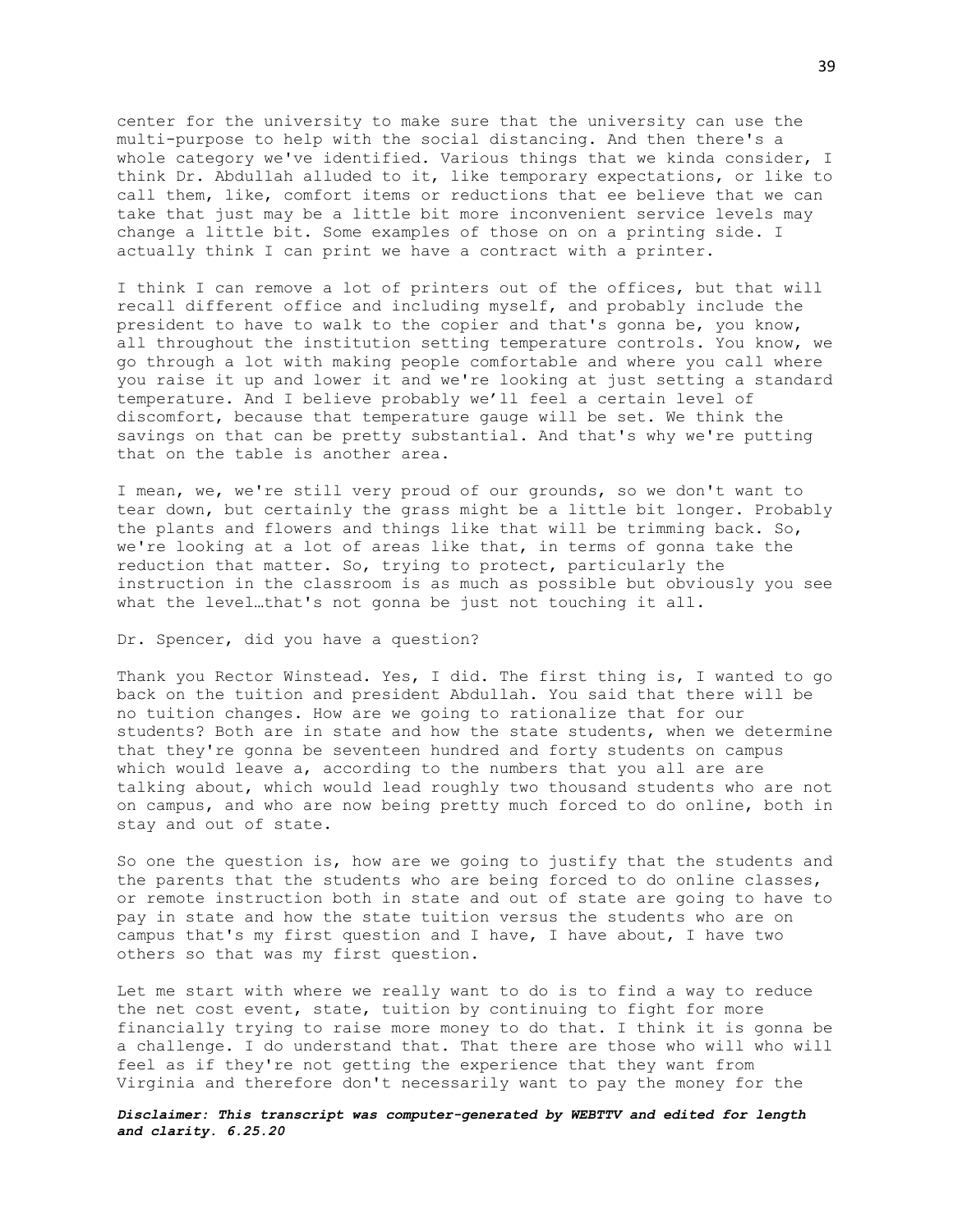center for the university to make sure that the university can use the multi-purpose to help with the social distancing. And then there's a whole category we've identified. Various things that we kinda consider, I think Dr. Abdullah alluded to it, like temporary expectations, or like to call them, like, comfort items or reductions that ee believe that we can take that just may be a little bit more inconvenient service levels may change a little bit. Some examples of those on on a printing side. I actually think I can print we have a contract with a printer.

I think I can remove a lot of printers out of the offices, but that will recall different office and including myself, and probably include the president to have to walk to the copier and that's gonna be, you know, all throughout the institution setting temperature controls. You know, we go through a lot with making people comfortable and where you call where you raise it up and lower it and we're looking at just setting a standard temperature. And I believe probably we'll feel a certain level of discomfort, because that temperature gauge will be set. We think the savings on that can be pretty substantial. And that's why we're putting that on the table is another area.

I mean, we, we're still very proud of our grounds, so we don't want to tear down, but certainly the grass might be a little bit longer. Probably the plants and flowers and things like that will be trimming back. So, we're looking at a lot of areas like that, in terms of gonna take the reduction that matter. So, trying to protect, particularly the instruction in the classroom is as much as possible but obviously you see what the level…that's not gonna be just not touching it all.

Dr. Spencer, did you have a question?

Thank you Rector Winstead. Yes, I did. The first thing is, I wanted to go back on the tuition and president Abdullah. You said that there will be no tuition changes. How are we going to rationalize that for our students? Both are in state and how the state students, when we determine that they're gonna be seventeen hundred and forty students on campus which would leave a, according to the numbers that you all are are talking about, which would lead roughly two thousand students who are not on campus, and who are now being pretty much forced to do online, both in stay and out of state.

So one the question is, how are we going to justify that the students and the parents that the students who are being forced to do online classes, or remote instruction both in state and out of state are going to have to pay in state and how the state tuition versus the students who are on campus that's my first question and I have, I have about, I have two others so that was my first question.

Let me start with where we really want to do is to find a way to reduce the net cost event, state, tuition by continuing to fight for more financially trying to raise more money to do that. I think it is gonna be a challenge. I do understand that. That there are those who will who will feel as if they're not getting the experience that they want from Virginia and therefore don't necessarily want to pay the money for the

***Disclaimer: This transcript was computer-generated by WEBTTV and edited for length and clarity. 6.25.20***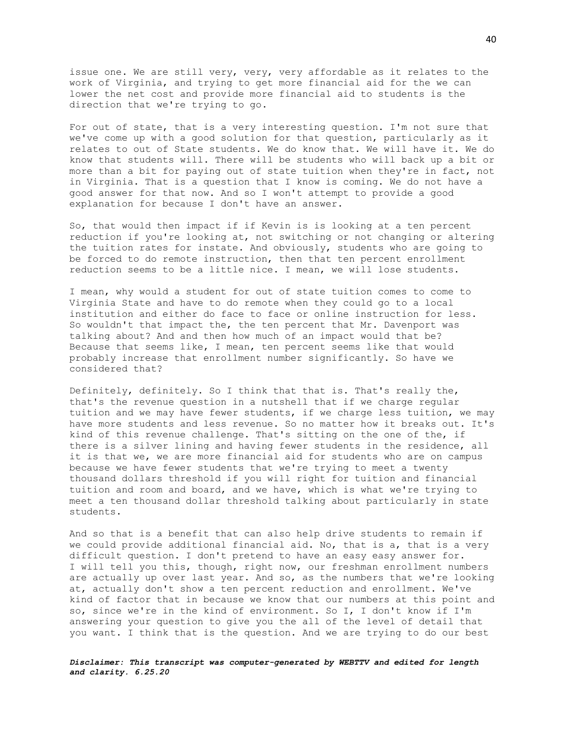issue one. We are still very, very, very affordable as it relates to the work of Virginia, and trying to get more financial aid for the we can lower the net cost and provide more financial aid to students is the direction that we're trying to go.

For out of state, that is a very interesting question. I'm not sure that we've come up with a good solution for that question, particularly as it relates to out of State students. We do know that. We will have it. We do know that students will. There will be students who will back up a bit or more than a bit for paying out of state tuition when they're in fact, not in Virginia. That is a question that I know is coming. We do not have a good answer for that now. And so I won't attempt to provide a good explanation for because I don't have an answer.

So, that would then impact if if Kevin is is looking at a ten percent reduction if you're looking at, not switching or not changing or altering the tuition rates for instate. And obviously, students who are going to be forced to do remote instruction, then that ten percent enrollment reduction seems to be a little nice. I mean, we will lose students.

I mean, why would a student for out of state tuition comes to come to Virginia State and have to do remote when they could go to a local institution and either do face to face or online instruction for less. So wouldn't that impact the, the ten percent that Mr. Davenport was talking about? And and then how much of an impact would that be? Because that seems like, I mean, ten percent seems like that would probably increase that enrollment number significantly. So have we considered that?

Definitely, definitely. So I think that that is. That's really the, that's the revenue question in a nutshell that if we charge regular tuition and we may have fewer students, if we charge less tuition, we may have more students and less revenue. So no matter how it breaks out. It's kind of this revenue challenge. That's sitting on the one of the, if there is a silver lining and having fewer students in the residence, all it is that we, we are more financial aid for students who are on campus because we have fewer students that we're trying to meet a twenty thousand dollars threshold if you will right for tuition and financial tuition and room and board, and we have, which is what we're trying to meet a ten thousand dollar threshold talking about particularly in state students.

And so that is a benefit that can also help drive students to remain if we could provide additional financial aid. No, that is a, that is a very difficult question. I don't pretend to have an easy easy answer for. I will tell you this, though, right now, our freshman enrollment numbers are actually up over last year. And so, as the numbers that we're looking at, actually don't show a ten percent reduction and enrollment. We've kind of factor that in because we know that our numbers at this point and so, since we're in the kind of environment. So I, I don't know if I'm answering your question to give you the all of the level of detail that you want. I think that is the question. And we are trying to do our best

***Disclaimer: This transcript was computer-generated by WEBTTV and edited for length and clarity. 6.25.20***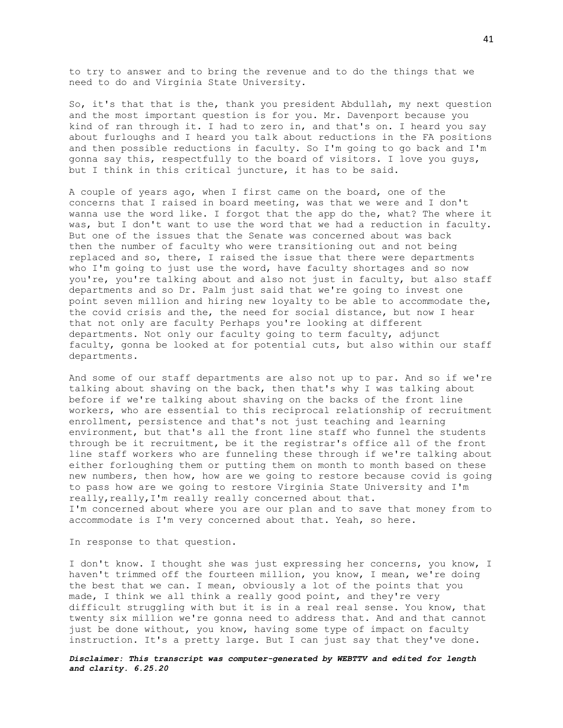to try to answer and to bring the revenue and to do the things that we need to do and Virginia State University.

So, it's that that is the, thank you president Abdullah, my next question and the most important question is for you. Mr. Davenport because you kind of ran through it. I had to zero in, and that's on. I heard you say about furloughs and I heard you talk about reductions in the FA positions and then possible reductions in faculty. So I'm going to go back and I'm gonna say this, respectfully to the board of visitors. I love you guys, but I think in this critical juncture, it has to be said.

A couple of years ago, when I first came on the board, one of the concerns that I raised in board meeting, was that we were and I don't wanna use the word like. I forgot that the app do the, what? The where it was, but I don't want to use the word that we had a reduction in faculty. But one of the issues that the Senate was concerned about was back then the number of faculty who were transitioning out and not being replaced and so, there, I raised the issue that there were departments who I'm going to just use the word, have faculty shortages and so now you're, you're talking about and also not just in faculty, but also staff departments and so Dr. Palm just said that we're going to invest one point seven million and hiring new loyalty to be able to accommodate the, the covid crisis and the, the need for social distance, but now I hear that not only are faculty Perhaps you're looking at different departments. Not only our faculty going to term faculty, adjunct faculty, gonna be looked at for potential cuts, but also within our staff departments.

And some of our staff departments are also not up to par. And so if we're talking about shaving on the back, then that's why I was talking about before if we're talking about shaving on the backs of the front line workers, who are essential to this reciprocal relationship of recruitment enrollment, persistence and that's not just teaching and learning environment, but that's all the front line staff who funnel the students through be it recruitment, be it the registrar's office all of the front line staff workers who are funneling these through if we're talking about either forloughing them or putting them on month to month based on these new numbers, then how, how are we going to restore because covid is going to pass how are we going to restore Virginia State University and I'm really,really,I'm really really concerned about that.
I'm concerned about where you are our plan and to save that money from to accommodate is I'm very concerned about that. Yeah, so here.

In response to that question.

I don't know. I thought she was just expressing her concerns, you know, I haven't trimmed off the fourteen million, you know, I mean, we're doing the best that we can. I mean, obviously a lot of the points that you made, I think we all think a really good point, and they're very difficult struggling with but it is in a real real sense. You know, that twenty six million we're gonna need to address that. And and that cannot just be done without, you know, having some type of impact on faculty instruction. It's a pretty large. But I can just say that they've done.

***Disclaimer: This transcript was computer-generated by WEBTTV and edited for length and clarity. 6.25.20***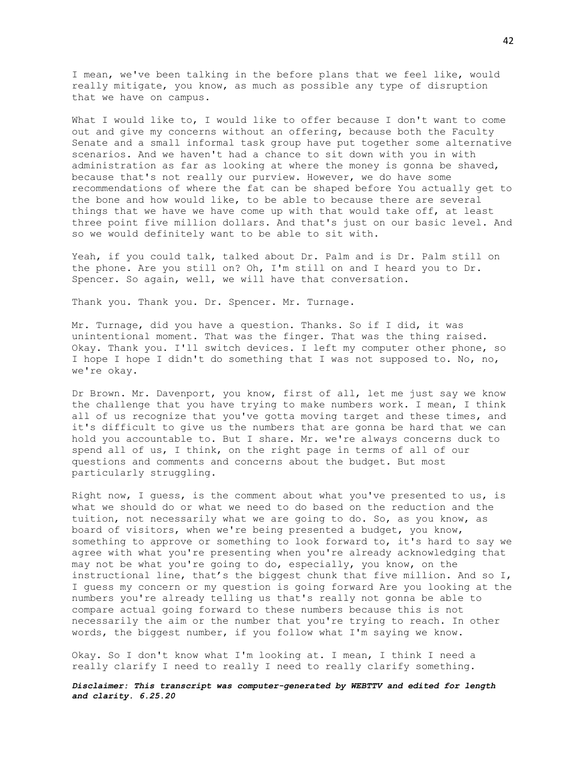I mean, we've been talking in the before plans that we feel like, would really mitigate, you know, as much as possible any type of disruption that we have on campus.

What I would like to, I would like to offer because I don't want to come out and give my concerns without an offering, because both the Faculty Senate and a small informal task group have put together some alternative scenarios. And we haven't had a chance to sit down with you in with administration as far as looking at where the money is gonna be shaved, because that's not really our purview. However, we do have some recommendations of where the fat can be shaped before You actually get to the bone and how would like, to be able to because there are several things that we have we have come up with that would take off, at least three point five million dollars. And that's just on our basic level. And so we would definitely want to be able to sit with.

Yeah, if you could talk, talked about Dr. Palm and is Dr. Palm still on the phone. Are you still on? Oh, I'm still on and I heard you to Dr. Spencer. So again, well, we will have that conversation.

Thank you. Thank you. Dr. Spencer. Mr. Turnage.

Mr. Turnage, did you have a question. Thanks. So if I did, it was unintentional moment. That was the finger. That was the thing raised. Okay. Thank you. I'll switch devices. I left my computer other phone, so I hope I hope I didn't do something that I was not supposed to. No, no, we're okay.

Dr Brown. Mr. Davenport, you know, first of all, let me just say we know the challenge that you have trying to make numbers work. I mean, I think all of us recognize that you've gotta moving target and these times, and it's difficult to give us the numbers that are gonna be hard that we can hold you accountable to. But I share. Mr. we're always concerns duck to spend all of us, I think, on the right page in terms of all of our questions and comments and concerns about the budget. But most particularly struggling.

Right now, I guess, is the comment about what you've presented to us, is what we should do or what we need to do based on the reduction and the tuition, not necessarily what we are going to do. So, as you know, as board of visitors, when we're being presented a budget, you know, something to approve or something to look forward to, it's hard to say we agree with what you're presenting when you're already acknowledging that may not be what you're going to do, especially, you know, on the instructional line, that's the biggest chunk that five million. And so I, I guess my concern or my question is going forward Are you looking at the numbers you're already telling us that's really not gonna be able to compare actual going forward to these numbers because this is not necessarily the aim or the number that you're trying to reach. In other words, the biggest number, if you follow what I'm saying we know.

Okay. So I don't know what I'm looking at. I mean, I think I need a really clarify I need to really I need to really clarify something.

***Disclaimer: This transcript was computer-generated by WEBTTV and edited for length and clarity. 6.25.20***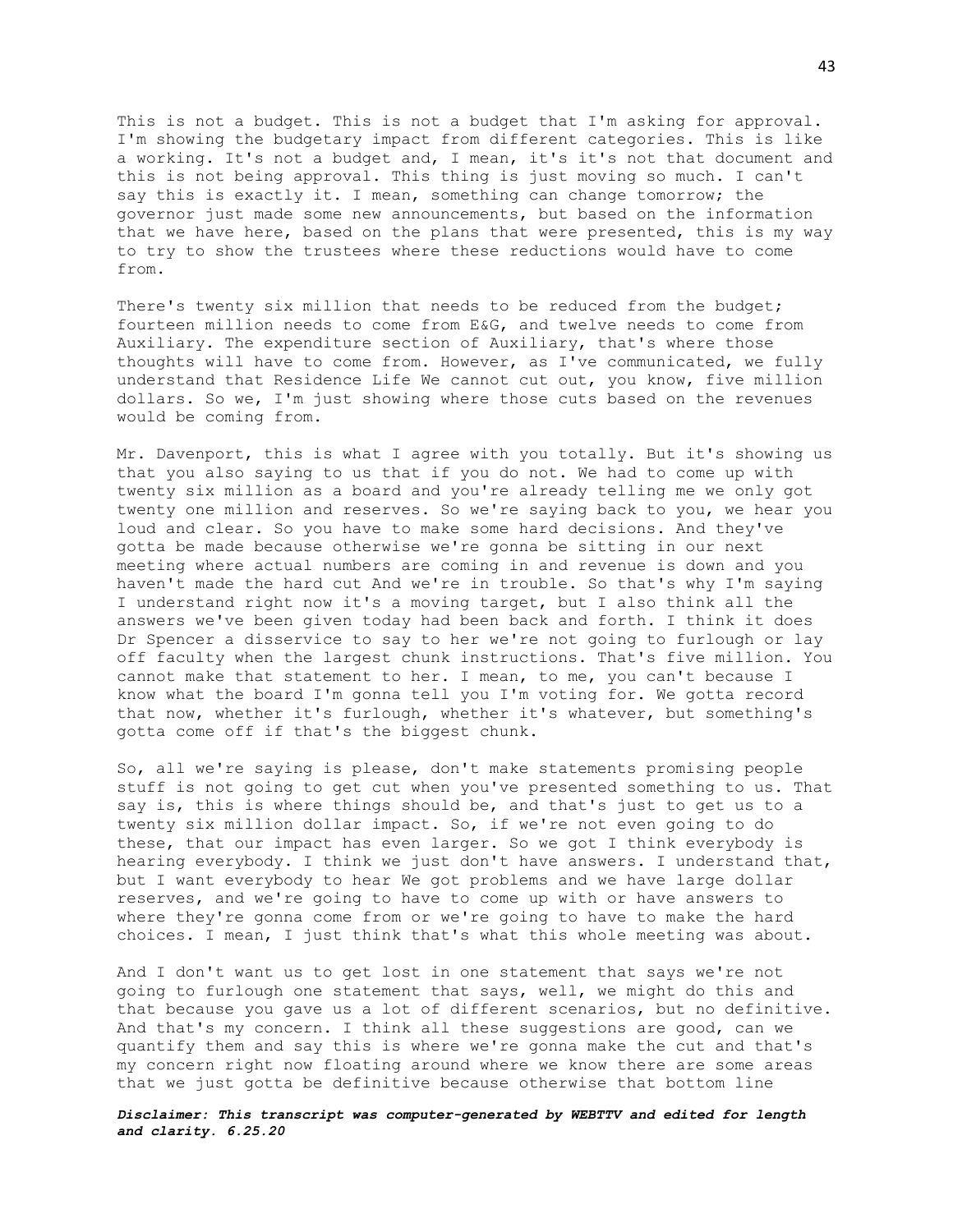This is not a budget. This is not a budget that I'm asking for approval. I'm showing the budgetary impact from different categories. This is like a working. It's not a budget and, I mean, it's it's not that document and this is not being approval. This thing is just moving so much. I can't say this is exactly it. I mean, something can change tomorrow; the governor just made some new announcements, but based on the information that we have here, based on the plans that were presented, this is my way to try to show the trustees where these reductions would have to come from.

There's twenty six million that needs to be reduced from the budget; fourteen million needs to come from E&G, and twelve needs to come from Auxiliary. The expenditure section of Auxiliary, that's where those thoughts will have to come from. However, as I've communicated, we fully understand that Residence Life We cannot cut out, you know, five million dollars. So we, I'm just showing where those cuts based on the revenues would be coming from.

Mr. Davenport, this is what I agree with you totally. But it's showing us that you also saying to us that if you do not. We had to come up with twenty six million as a board and you're already telling me we only got twenty one million and reserves. So we're saying back to you, we hear you loud and clear. So you have to make some hard decisions. And they've gotta be made because otherwise we're gonna be sitting in our next meeting where actual numbers are coming in and revenue is down and you haven't made the hard cut And we're in trouble. So that's why I'm saying I understand right now it's a moving target, but I also think all the answers we've been given today had been back and forth. I think it does Dr Spencer a disservice to say to her we're not going to furlough or lay off faculty when the largest chunk instructions. That's five million. You cannot make that statement to her. I mean, to me, you can't because I know what the board I'm gonna tell you I'm voting for. We gotta record that now, whether it's furlough, whether it's whatever, but something's gotta come off if that's the biggest chunk.

So, all we're saying is please, don't make statements promising people stuff is not going to get cut when you've presented something to us. That say is, this is where things should be, and that's just to get us to a twenty six million dollar impact. So, if we're not even going to do these, that our impact has even larger. So we got I think everybody is hearing everybody. I think we just don't have answers. I understand that, but I want everybody to hear We got problems and we have large dollar reserves, and we're going to have to come up with or have answers to where they're gonna come from or we're going to have to make the hard choices. I mean, I just think that's what this whole meeting was about.

And I don't want us to get lost in one statement that says we're not going to furlough one statement that says, well, we might do this and that because you gave us a lot of different scenarios, but no definitive. And that's my concern. I think all these suggestions are good, can we quantify them and say this is where we're gonna make the cut and that's my concern right now floating around where we know there are some areas that we just gotta be definitive because otherwise that bottom line

***Disclaimer: This transcript was computer-generated by WEBTTV and edited for length and clarity. 6.25.20***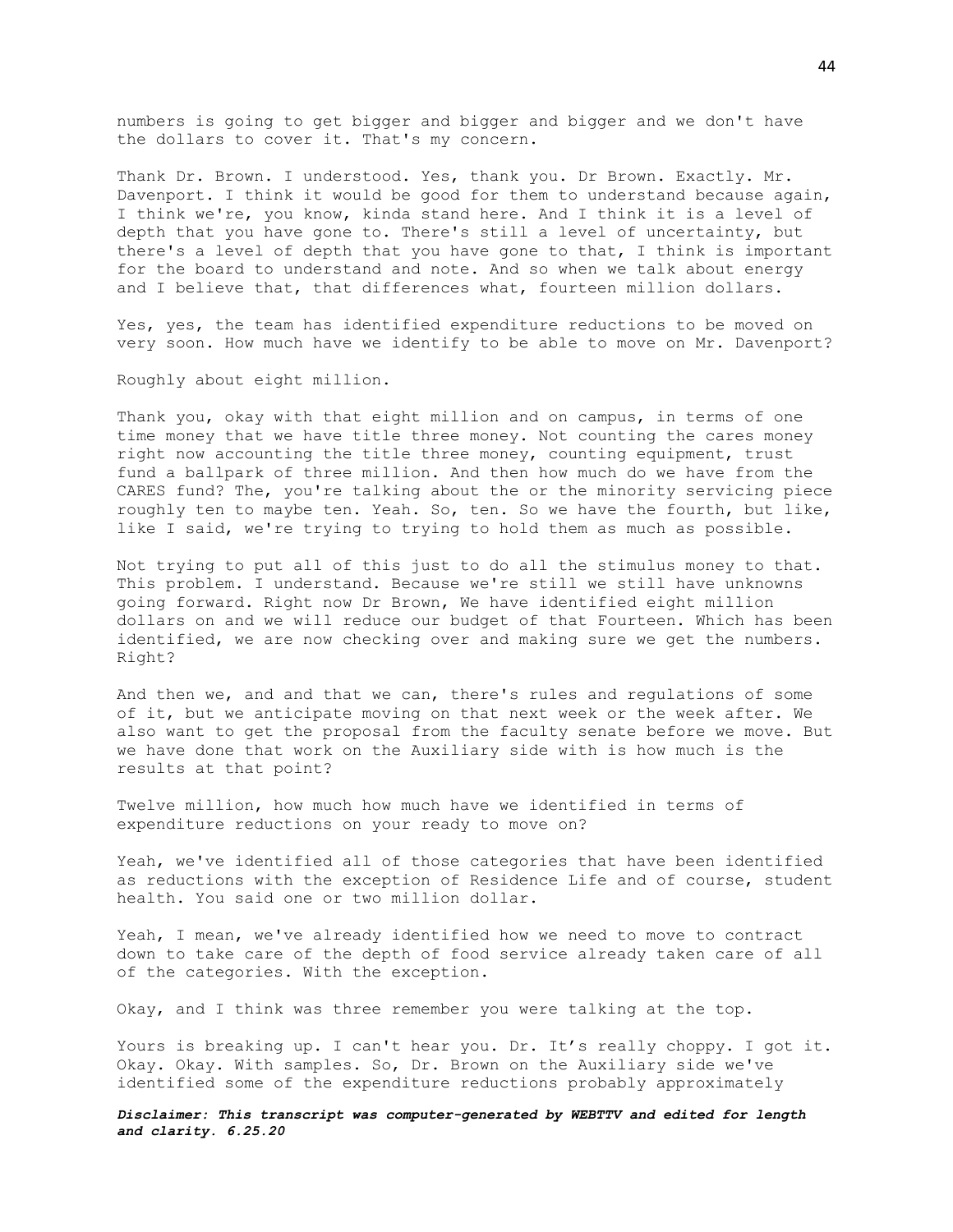numbers is going to get bigger and bigger and bigger and we don't have the dollars to cover it. That's my concern.

Thank Dr. Brown. I understood. Yes, thank you. Dr Brown. Exactly. Mr. Davenport. I think it would be good for them to understand because again, I think we're, you know, kinda stand here. And I think it is a level of depth that you have gone to. There's still a level of uncertainty, but there's a level of depth that you have gone to that, I think is important for the board to understand and note. And so when we talk about energy and I believe that, that differences what, fourteen million dollars.

Yes, yes, the team has identified expenditure reductions to be moved on very soon. How much have we identify to be able to move on Mr. Davenport?

Roughly about eight million.

Thank you, okay with that eight million and on campus, in terms of one time money that we have title three money. Not counting the cares money right now accounting the title three money, counting equipment, trust fund a ballpark of three million. And then how much do we have from the CARES fund? The, you're talking about the or the minority servicing piece roughly ten to maybe ten. Yeah. So, ten. So we have the fourth, but like, like I said, we're trying to trying to hold them as much as possible.

Not trying to put all of this just to do all the stimulus money to that. This problem. I understand. Because we're still we still have unknowns going forward. Right now Dr Brown, We have identified eight million dollars on and we will reduce our budget of that Fourteen. Which has been identified, we are now checking over and making sure we get the numbers. Right?

And then we, and and that we can, there's rules and regulations of some of it, but we anticipate moving on that next week or the week after. We also want to get the proposal from the faculty senate before we move. But we have done that work on the Auxiliary side with is how much is the results at that point?

Twelve million, how much how much have we identified in terms of expenditure reductions on your ready to move on?

Yeah, we've identified all of those categories that have been identified as reductions with the exception of Residence Life and of course, student health. You said one or two million dollar.

Yeah, I mean, we've already identified how we need to move to contract down to take care of the depth of food service already taken care of all of the categories. With the exception.

Okay, and I think was three remember you were talking at the top.

Yours is breaking up. I can't hear you. Dr. It's really choppy. I got it. Okay. Okay. With samples. So, Dr. Brown on the Auxiliary side we've identified some of the expenditure reductions probably approximately

***Disclaimer: This transcript was computer-generated by WEBTTV and edited for length and clarity. 6.25.20***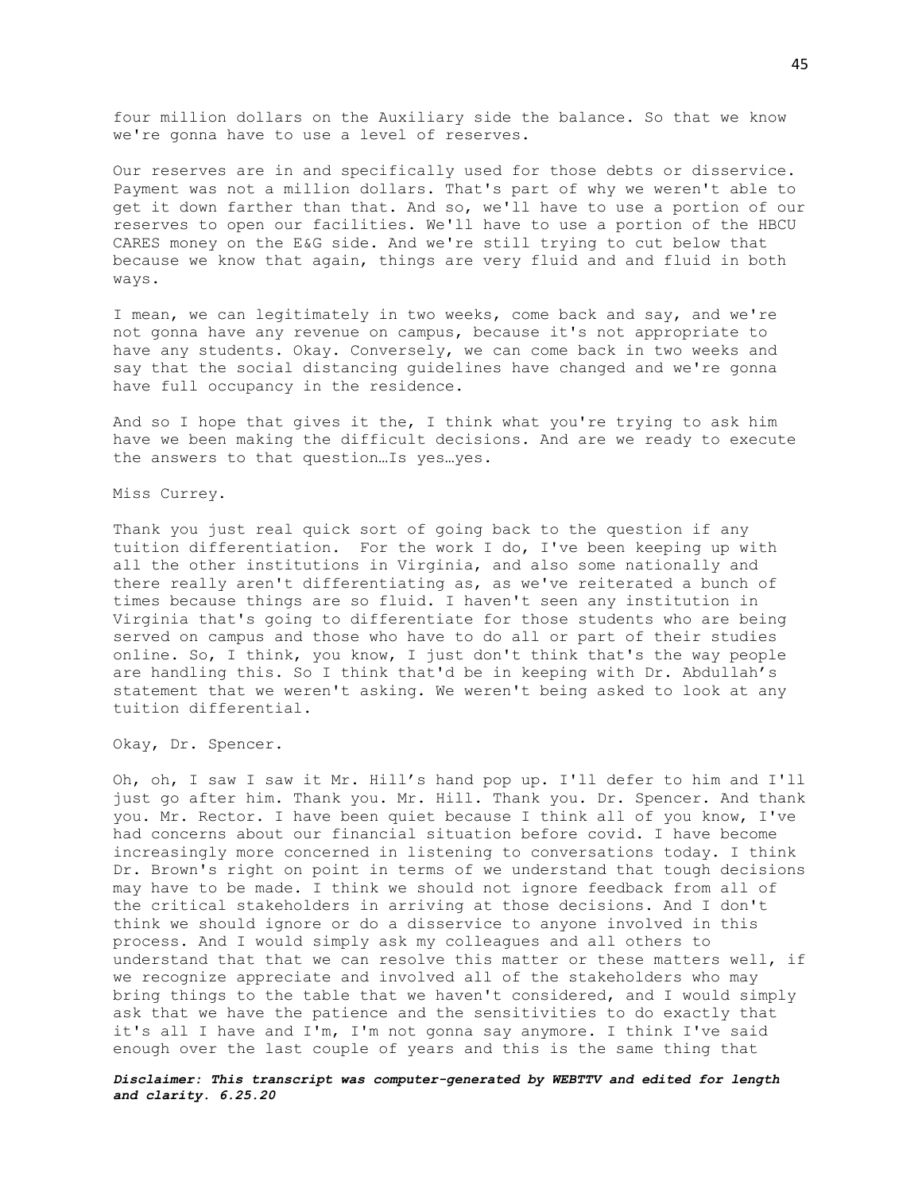four million dollars on the Auxiliary side the balance. So that we know we're gonna have to use a level of reserves.

Our reserves are in and specifically used for those debts or disservice. Payment was not a million dollars. That's part of why we weren't able to get it down farther than that. And so, we'll have to use a portion of our reserves to open our facilities. We'll have to use a portion of the HBCU CARES money on the E&G side. And we're still trying to cut below that because we know that again, things are very fluid and and fluid in both ways.

I mean, we can legitimately in two weeks, come back and say, and we're not gonna have any revenue on campus, because it's not appropriate to have any students. Okay. Conversely, we can come back in two weeks and say that the social distancing guidelines have changed and we're gonna have full occupancy in the residence.

And so I hope that gives it the, I think what you're trying to ask him have we been making the difficult decisions. And are we ready to execute the answers to that question…Is yes…yes.

Miss Currey.

Thank you just real quick sort of going back to the question if any tuition differentiation. For the work I do, I've been keeping up with all the other institutions in Virginia, and also some nationally and there really aren't differentiating as, as we've reiterated a bunch of times because things are so fluid. I haven't seen any institution in Virginia that's going to differentiate for those students who are being served on campus and those who have to do all or part of their studies online. So, I think, you know, I just don't think that's the way people are handling this. So I think that'd be in keeping with Dr. Abdullah's statement that we weren't asking. We weren't being asked to look at any tuition differential.

Okay, Dr. Spencer.

Oh, oh, I saw I saw it Mr. Hill's hand pop up. I'll defer to him and I'll just go after him. Thank you. Mr. Hill. Thank you. Dr. Spencer. And thank you. Mr. Rector. I have been quiet because I think all of you know, I've had concerns about our financial situation before covid. I have become increasingly more concerned in listening to conversations today. I think Dr. Brown's right on point in terms of we understand that tough decisions may have to be made. I think we should not ignore feedback from all of the critical stakeholders in arriving at those decisions. And I don't think we should ignore or do a disservice to anyone involved in this process. And I would simply ask my colleagues and all others to understand that that we can resolve this matter or these matters well, if we recognize appreciate and involved all of the stakeholders who may bring things to the table that we haven't considered, and I would simply ask that we have the patience and the sensitivities to do exactly that it's all I have and I'm, I'm not gonna say anymore. I think I've said enough over the last couple of years and this is the same thing that

***Disclaimer: This transcript was computer-generated by WEBTTV and edited for length and clarity. 6.25.20***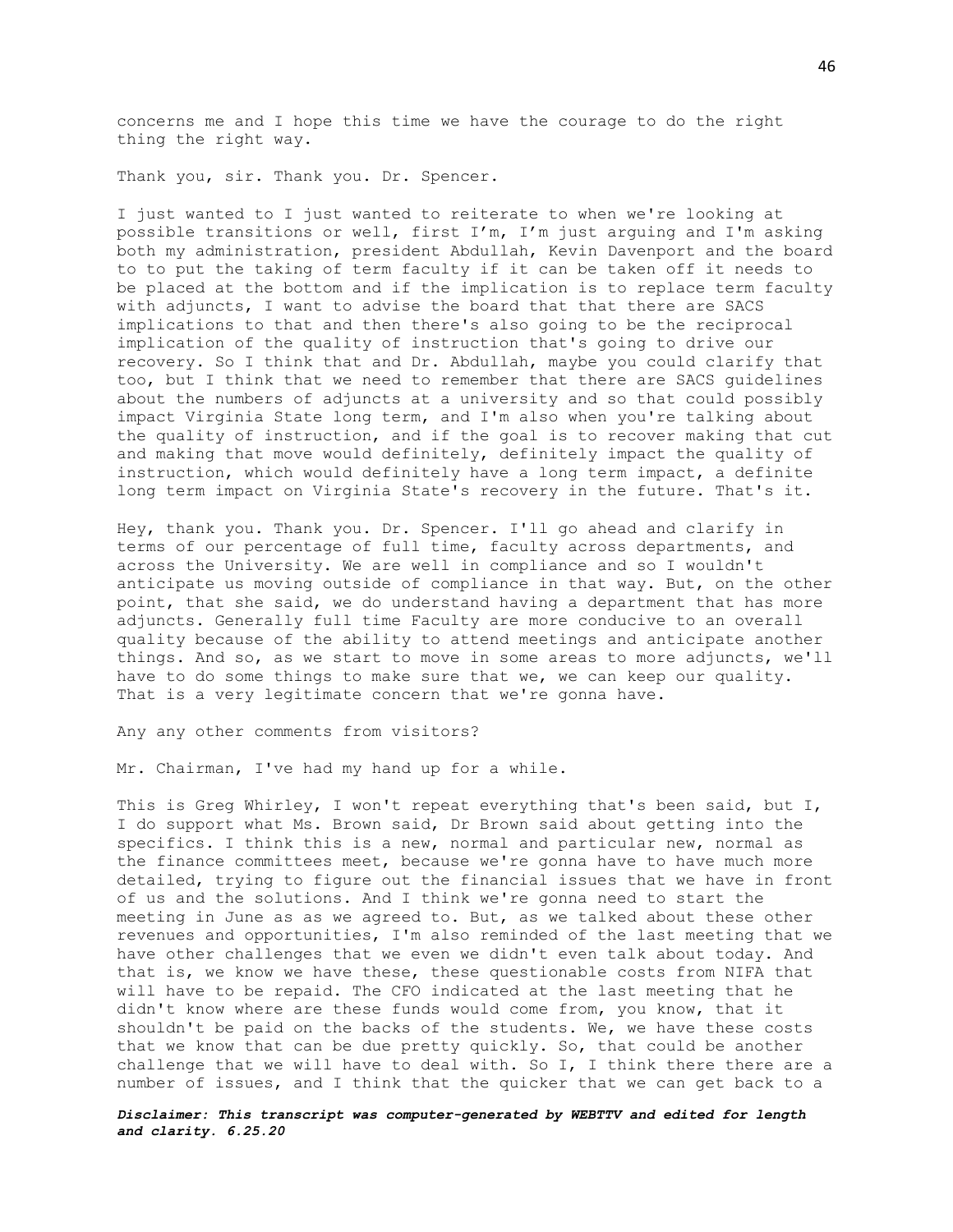concerns me and I hope this time we have the courage to do the right thing the right way.

Thank you, sir. Thank you. Dr. Spencer.

I just wanted to I just wanted to reiterate to when we're looking at possible transitions or well, first I'm, I'm just arguing and I'm asking both my administration, president Abdullah, Kevin Davenport and the board to to put the taking of term faculty if it can be taken off it needs to be placed at the bottom and if the implication is to replace term faculty with adjuncts, I want to advise the board that that there are SACS implications to that and then there's also going to be the reciprocal implication of the quality of instruction that's going to drive our recovery. So I think that and Dr. Abdullah, maybe you could clarify that too, but I think that we need to remember that there are SACS guidelines about the numbers of adjuncts at a university and so that could possibly impact Virginia State long term, and I'm also when you're talking about the quality of instruction, and if the goal is to recover making that cut and making that move would definitely, definitely impact the quality of instruction, which would definitely have a long term impact, a definite long term impact on Virginia State's recovery in the future. That's it.

Hey, thank you. Thank you. Dr. Spencer. I'll go ahead and clarify in terms of our percentage of full time, faculty across departments, and across the University. We are well in compliance and so I wouldn't anticipate us moving outside of compliance in that way. But, on the other point, that she said, we do understand having a department that has more adjuncts. Generally full time Faculty are more conducive to an overall quality because of the ability to attend meetings and anticipate another things. And so, as we start to move in some areas to more adjuncts, we'll have to do some things to make sure that we, we can keep our quality. That is a very legitimate concern that we're gonna have.

Any any other comments from visitors?

Mr. Chairman, I've had my hand up for a while.

This is Greg Whirley, I won't repeat everything that's been said, but I, I do support what Ms. Brown said, Dr Brown said about getting into the specifics. I think this is a new, normal and particular new, normal as the finance committees meet, because we're gonna have to have much more detailed, trying to figure out the financial issues that we have in front of us and the solutions. And I think we're gonna need to start the meeting in June as as we agreed to. But, as we talked about these other revenues and opportunities, I'm also reminded of the last meeting that we have other challenges that we even we didn't even talk about today. And that is, we know we have these, these questionable costs from NIFA that will have to be repaid. The CFO indicated at the last meeting that he didn't know where are these funds would come from, you know, that it shouldn't be paid on the backs of the students. We, we have these costs that we know that can be due pretty quickly. So, that could be another challenge that we will have to deal with. So I, I think there there are a number of issues, and I think that the quicker that we can get back to a

***Disclaimer: This transcript was computer-generated by WEBTTV and edited for length and clarity. 6.25.20***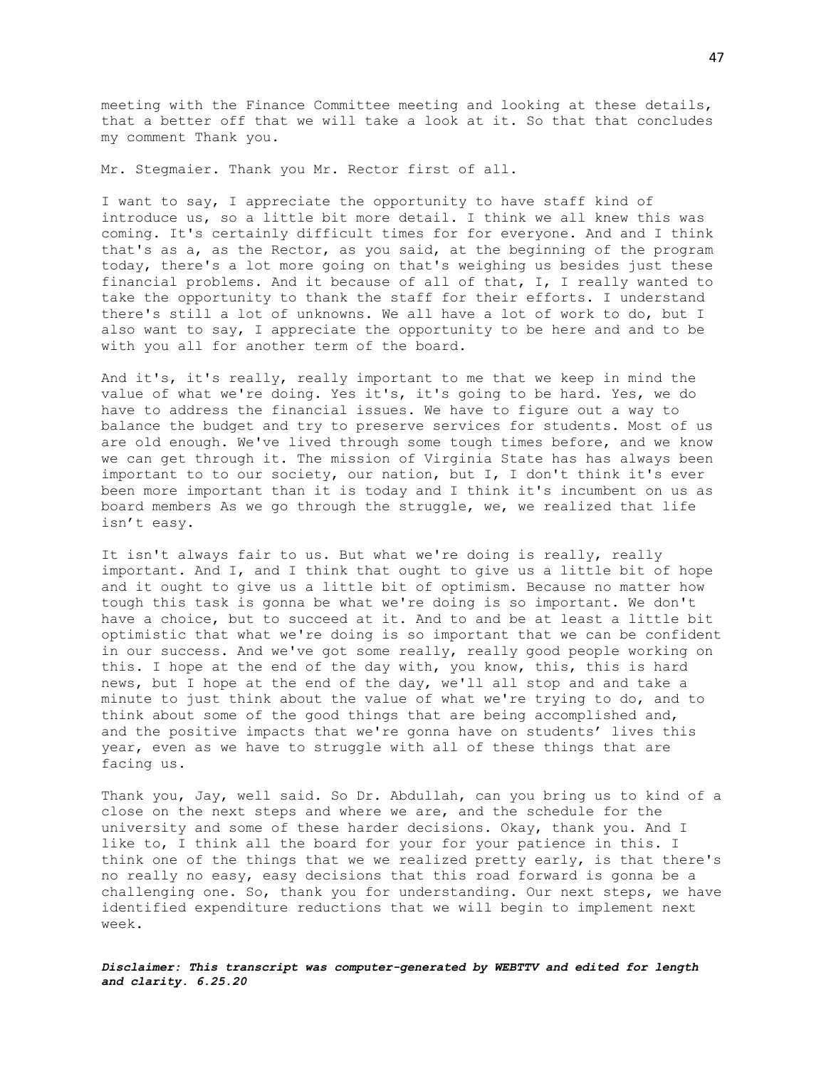meeting with the Finance Committee meeting and looking at these details, that a better off that we will take a look at it. So that that concludes my comment Thank you.

Mr. Stegmaier. Thank you Mr. Rector first of all.

I want to say, I appreciate the opportunity to have staff kind of introduce us, so a little bit more detail. I think we all knew this was coming. It's certainly difficult times for for everyone. And and I think that's as a, as the Rector, as you said, at the beginning of the program today, there's a lot more going on that's weighing us besides just these financial problems. And it because of all of that, I, I really wanted to take the opportunity to thank the staff for their efforts. I understand there's still a lot of unknowns. We all have a lot of work to do, but I also want to say, I appreciate the opportunity to be here and and to be with you all for another term of the board.

And it's, it's really, really important to me that we keep in mind the value of what we're doing. Yes it's, it's going to be hard. Yes, we do have to address the financial issues. We have to figure out a way to balance the budget and try to preserve services for students. Most of us are old enough. We've lived through some tough times before, and we know we can get through it. The mission of Virginia State has has always been important to to our society, our nation, but I, I don't think it's ever been more important than it is today and I think it's incumbent on us as board members As we go through the struggle, we, we realized that life isn't easy.

It isn't always fair to us. But what we're doing is really, really important. And I, and I think that ought to give us a little bit of hope and it ought to give us a little bit of optimism. Because no matter how tough this task is gonna be what we're doing is so important. We don't have a choice, but to succeed at it. And to and be at least a little bit optimistic that what we're doing is so important that we can be confident in our success. And we've got some really, really good people working on this. I hope at the end of the day with, you know, this, this is hard news, but I hope at the end of the day, we'll all stop and and take a minute to just think about the value of what we're trying to do, and to think about some of the good things that are being accomplished and, and the positive impacts that we're gonna have on students' lives this year, even as we have to struggle with all of these things that are facing us.

Thank you, Jay, well said. So Dr. Abdullah, can you bring us to kind of a close on the next steps and where we are, and the schedule for the university and some of these harder decisions. Okay, thank you. And I like to, I think all the board for your for your patience in this. I think one of the things that we we realized pretty early, is that there's no really no easy, easy decisions that this road forward is gonna be a challenging one. So, thank you for understanding. Our next steps, we have identified expenditure reductions that we will begin to implement next week.

***Disclaimer: This transcript was computer-generated by WEBTTV and edited for length and clarity. 6.25.20***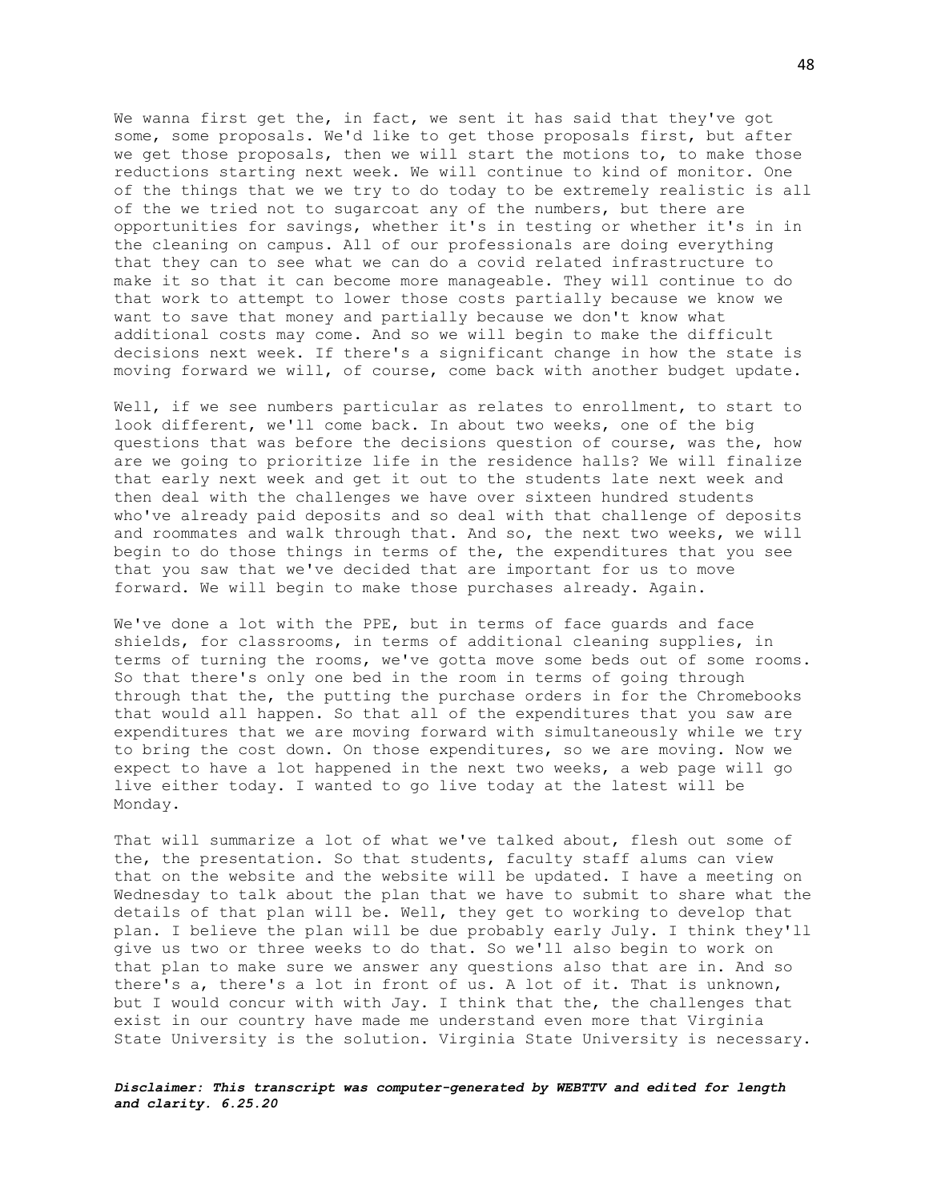We wanna first get the, in fact, we sent it has said that they've got some, some proposals. We'd like to get those proposals first, but after we get those proposals, then we will start the motions to, to make those reductions starting next week. We will continue to kind of monitor. One of the things that we we try to do today to be extremely realistic is all of the we tried not to sugarcoat any of the numbers, but there are opportunities for savings, whether it's in testing or whether it's in in the cleaning on campus. All of our professionals are doing everything that they can to see what we can do a covid related infrastructure to make it so that it can become more manageable. They will continue to do that work to attempt to lower those costs partially because we know we want to save that money and partially because we don't know what additional costs may come. And so we will begin to make the difficult decisions next week. If there's a significant change in how the state is moving forward we will, of course, come back with another budget update.

Well, if we see numbers particular as relates to enrollment, to start to look different, we'll come back. In about two weeks, one of the big questions that was before the decisions question of course, was the, how are we going to prioritize life in the residence halls? We will finalize that early next week and get it out to the students late next week and then deal with the challenges we have over sixteen hundred students who've already paid deposits and so deal with that challenge of deposits and roommates and walk through that. And so, the next two weeks, we will begin to do those things in terms of the, the expenditures that you see that you saw that we've decided that are important for us to move forward. We will begin to make those purchases already. Again.

We've done a lot with the PPE, but in terms of face guards and face shields, for classrooms, in terms of additional cleaning supplies, in terms of turning the rooms, we've gotta move some beds out of some rooms. So that there's only one bed in the room in terms of going through through that the, the putting the purchase orders in for the Chromebooks that would all happen. So that all of the expenditures that you saw are expenditures that we are moving forward with simultaneously while we try to bring the cost down. On those expenditures, so we are moving. Now we expect to have a lot happened in the next two weeks, a web page will go live either today. I wanted to go live today at the latest will be Monday.

That will summarize a lot of what we've talked about, flesh out some of the, the presentation. So that students, faculty staff alums can view that on the website and the website will be updated. I have a meeting on Wednesday to talk about the plan that we have to submit to share what the details of that plan will be. Well, they get to working to develop that plan. I believe the plan will be due probably early July. I think they'll give us two or three weeks to do that. So we'll also begin to work on that plan to make sure we answer any questions also that are in. And so there's a, there's a lot in front of us. A lot of it. That is unknown, but I would concur with with Jay. I think that the, the challenges that exist in our country have made me understand even more that Virginia State University is the solution. Virginia State University is necessary.

***Disclaimer: This transcript was computer-generated by WEBTTV and edited for length and clarity. 6.25.20***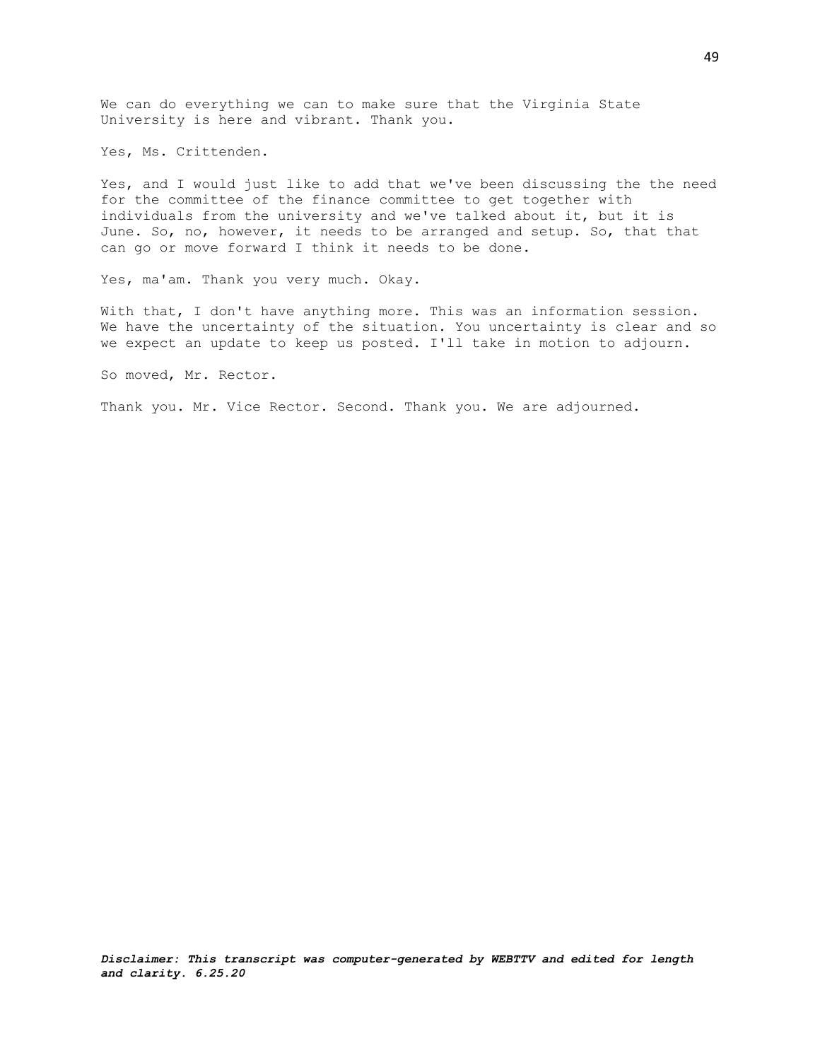We can do everything we can to make sure that the Virginia State University is here and vibrant. Thank you.

Yes, Ms. Crittenden.

Yes, and I would just like to add that we've been discussing the the need for the committee of the finance committee to get together with individuals from the university and we've talked about it, but it is June. So, no, however, it needs to be arranged and setup. So, that that can go or move forward I think it needs to be done.

Yes, ma'am. Thank you very much. Okay.

With that, I don't have anything more. This was an information session. We have the uncertainty of the situation. You uncertainty is clear and so we expect an update to keep us posted. I'll take in motion to adjourn.

So moved, Mr. Rector.

Thank you. Mr. Vice Rector. Second. Thank you. We are adjourned.

***Disclaimer: This transcript was computer-generated by WEBTTV and edited for length and clarity. 6.25.20***